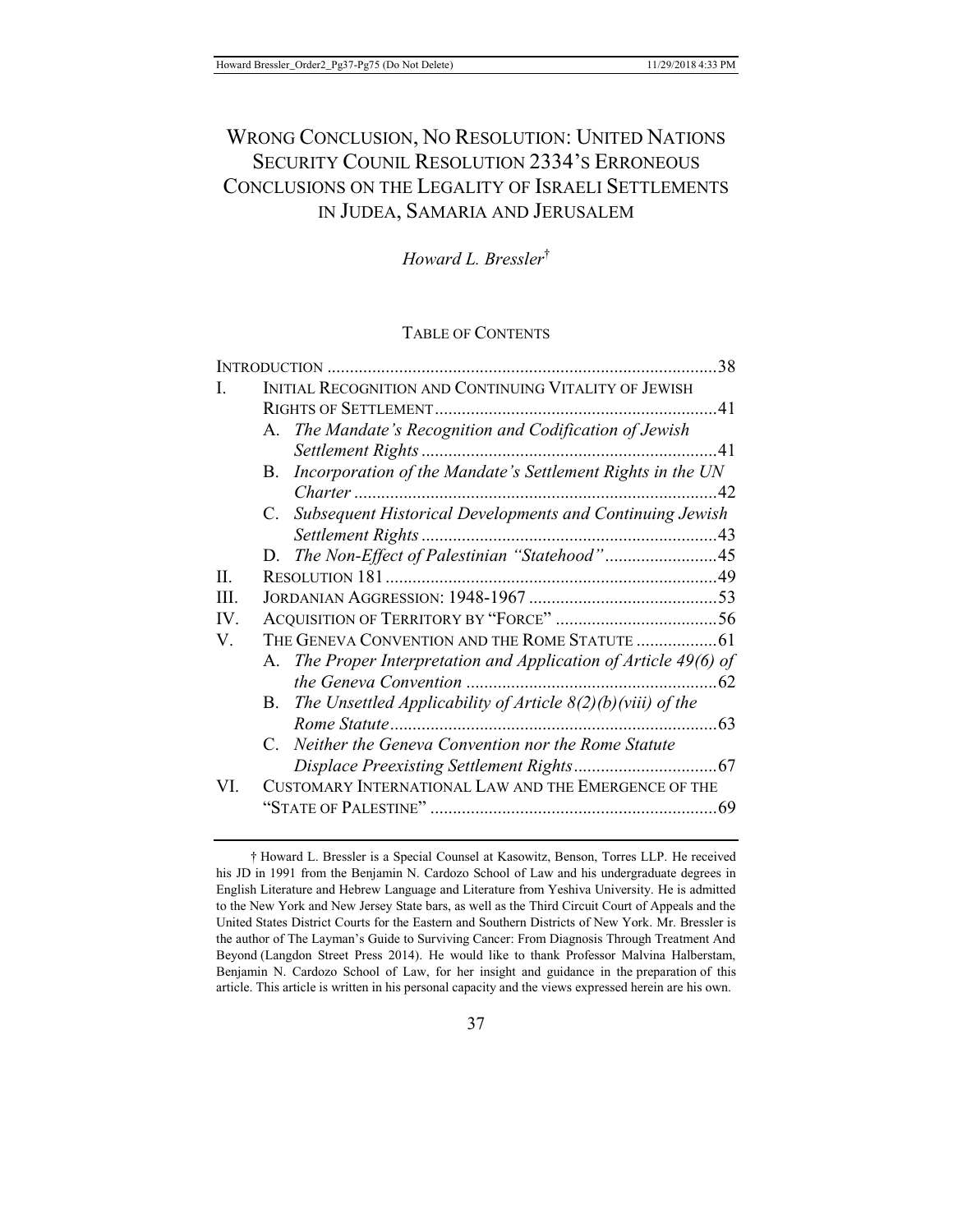# WRONG CONCLUSION, NO RESOLUTION: UNITED NATIONS SECURITY COUNIL RESOLUTION 2334'S ERRONEOUS CONCLUSIONS ON THE LEGALITY OF ISRAELI SETTLEMENTS IN JUDEA, SAMARIA AND JERUSALEM

*Howard L. Bressler*†

## TABLE OF CONTENTS

| | | |
|---|---|---|
| INTRODUCTION | | 38 |
| I. | INITIAL RECOGNITION AND CONTINUING VITALITY OF JEWISH RIGHTS OF SETTLEMENT | 41 |
| | A. *The Mandate's Recognition and Codification of Jewish Settlement Rights* | 41 |
| | B. *Incorporation of the Mandate's Settlement Rights in the UN Charter* | 42 |
| | C. *Subsequent Historical Developments and Continuing Jewish Settlement Rights* | 43 |
| | D. *The Non-Effect of Palestinian "Statehood"* | 45 |
| II. | RESOLUTION 181 | 49 |
| III. | JORDANIAN AGGRESSION: 1948-1967 | 53 |
| IV. | ACQUISITION OF TERRITORY BY "FORCE" | 56 |
| V. | THE GENEVA CONVENTION AND THE ROME STATUTE | 61 |
| | A. *The Proper Interpretation and Application of Article 49(6) of the Geneva Convention* | 62 |
| | B. *The Unsettled Applicability of Article 8(2)(b)(viii) of the Rome Statute* | 63 |
| | C. *Neither the Geneva Convention nor the Rome Statute Displace Preexisting Settlement Rights* | 67 |
| VI. | CUSTOMARY INTERNATIONAL LAW AND THE EMERGENCE OF THE "STATE OF PALESTINE" | 69 |

† Howard L. Bressler is a Special Counsel at Kasowitz, Benson, Torres LLP. He received his JD in 1991 from the Benjamin N. Cardozo School of Law and his undergraduate degrees in English Literature and Hebrew Language and Literature from Yeshiva University. He is admitted to the New York and New Jersey State bars, as well as the Third Circuit Court of Appeals and the United States District Courts for the Eastern and Southern Districts of New York. Mr. Bressler is the author of The Layman's Guide to Surviving Cancer: From Diagnosis Through Treatment And Beyond (Langdon Street Press 2014). He would like to thank Professor Malvina Halberstam, Benjamin N. Cardozo School of Law, for her insight and guidance in the preparation of this article. This article is written in his personal capacity and the views expressed herein are his own.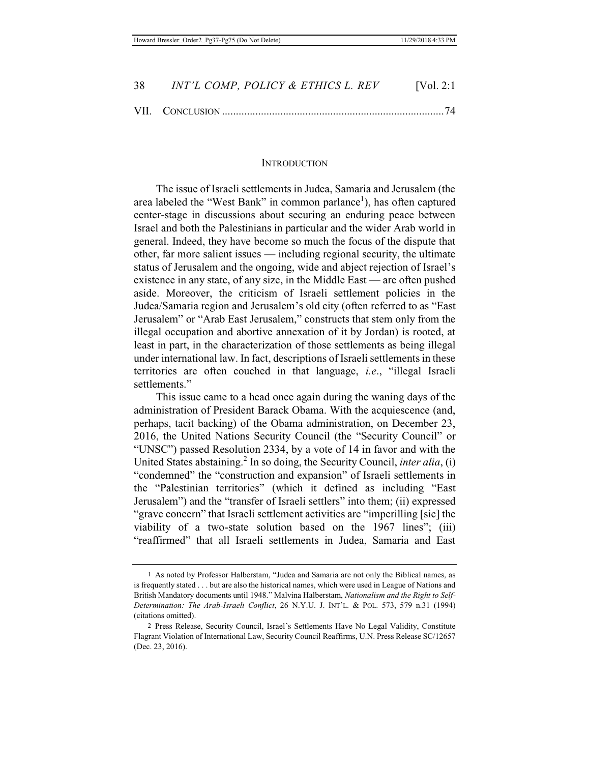VII. CONCLUSION ............................................................................... 74

## INTRODUCTION

The issue of Israeli settlements in Judea, Samaria and Jerusalem (the area labeled the "West Bank" in common parlance[1]), has often captured center-stage in discussions about securing an enduring peace between Israel and both the Palestinians in particular and the wider Arab world in general. Indeed, they have become so much the focus of the dispute that other, far more salient issues — including regional security, the ultimate status of Jerusalem and the ongoing, wide and abject rejection of Israel's existence in any state, of any size, in the Middle East — are often pushed aside. Moreover, the criticism of Israeli settlement policies in the Judea/Samaria region and Jerusalem's old city (often referred to as "East Jerusalem" or "Arab East Jerusalem," constructs that stem only from the illegal occupation and abortive annexation of it by Jordan) is rooted, at least in part, in the characterization of those settlements as being illegal under international law. In fact, descriptions of Israeli settlements in these territories are often couched in that language, *i.e*., "illegal Israeli settlements."

This issue came to a head once again during the waning days of the administration of President Barack Obama. With the acquiescence (and, perhaps, tacit backing) of the Obama administration, on December 23, 2016, the United Nations Security Council (the "Security Council" or "UNSC") passed Resolution 2334, by a vote of 14 in favor and with the United States abstaining.[2] In so doing, the Security Council, *inter alia*, (i) "condemned" the "construction and expansion" of Israeli settlements in the "Palestinian territories" (which it defined as including "East Jerusalem") and the "transfer of Israeli settlers" into them; (ii) expressed "grave concern" that Israeli settlement activities are "imperilling [sic] the viability of a two-state solution based on the 1967 lines"; (iii) "reaffirmed" that all Israeli settlements in Judea, Samaria and East

---

1 As noted by Professor Halberstam, "Judea and Samaria are not only the Biblical names, as is frequently stated . . . but are also the historical names, which were used in League of Nations and British Mandatory documents until 1948." Malvina Halberstam, *Nationalism and the Right to Self-Determination: The Arab-Israeli Conflict*, 26 N.Y.U. J. INT'L. & POL. 573, 579 n.31 (1994) (citations omitted).

2 Press Release, Security Council, Israel's Settlements Have No Legal Validity, Constitute Flagrant Violation of International Law, Security Council Reaffirms, U.N. Press Release SC/12657 (Dec. 23, 2016).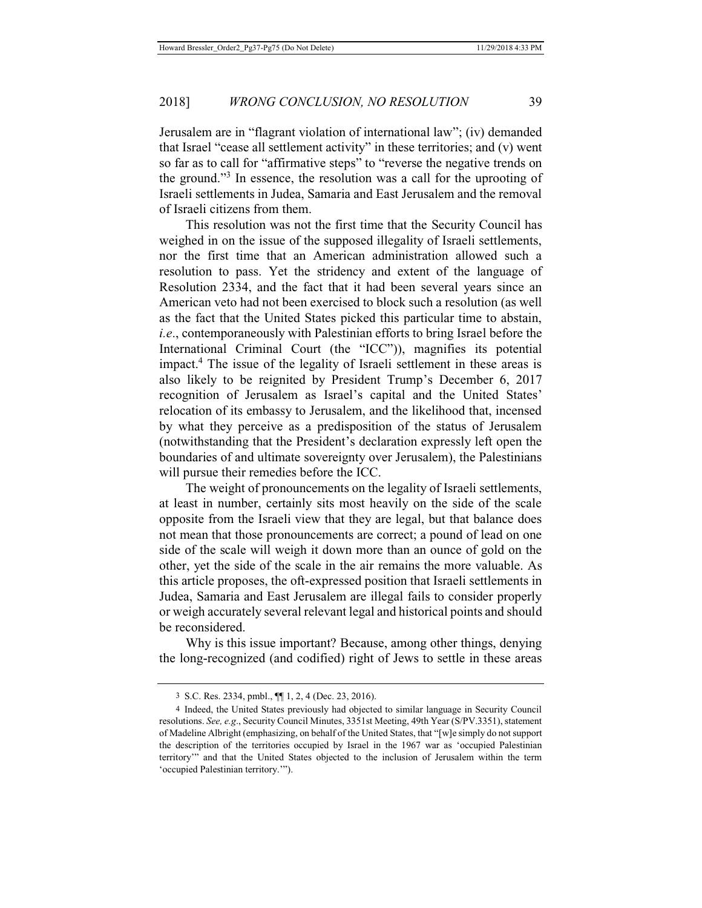Jerusalem are in "flagrant violation of international law"; (iv) demanded that Israel "cease all settlement activity" in these territories; and (v) went so far as to call for "affirmative steps" to "reverse the negative trends on the ground."[3] In essence, the resolution was a call for the uprooting of Israeli settlements in Judea, Samaria and East Jerusalem and the removal of Israeli citizens from them.

This resolution was not the first time that the Security Council has weighed in on the issue of the supposed illegality of Israeli settlements, nor the first time that an American administration allowed such a resolution to pass. Yet the stridency and extent of the language of Resolution 2334, and the fact that it had been several years since an American veto had not been exercised to block such a resolution (as well as the fact that the United States picked this particular time to abstain, *i.e*., contemporaneously with Palestinian efforts to bring Israel before the International Criminal Court (the "ICC")), magnifies its potential impact.[4] The issue of the legality of Israeli settlement in these areas is also likely to be reignited by President Trump's December 6, 2017 recognition of Jerusalem as Israel's capital and the United States' relocation of its embassy to Jerusalem, and the likelihood that, incensed by what they perceive as a predisposition of the status of Jerusalem (notwithstanding that the President's declaration expressly left open the boundaries of and ultimate sovereignty over Jerusalem), the Palestinians will pursue their remedies before the ICC.

The weight of pronouncements on the legality of Israeli settlements, at least in number, certainly sits most heavily on the side of the scale opposite from the Israeli view that they are legal, but that balance does not mean that those pronouncements are correct; a pound of lead on one side of the scale will weigh it down more than an ounce of gold on the other, yet the side of the scale in the air remains the more valuable. As this article proposes, the oft-expressed position that Israeli settlements in Judea, Samaria and East Jerusalem are illegal fails to consider properly or weigh accurately several relevant legal and historical points and should be reconsidered.

Why is this issue important? Because, among other things, denying the long-recognized (and codified) right of Jews to settle in these areas

---

3 S.C. Res. 2334, pmbl., ¶¶ 1, 2, 4 (Dec. 23, 2016).

4 Indeed, the United States previously had objected to similar language in Security Council resolutions. *See, e.g*., Security Council Minutes, 3351st Meeting, 49th Year (S/PV.3351), statement of Madeline Albright (emphasizing, on behalf of the United States, that "[w]e simply do not support the description of the territories occupied by Israel in the 1967 war as 'occupied Palestinian territory'" and that the United States objected to the inclusion of Jerusalem within the term 'occupied Palestinian territory.'").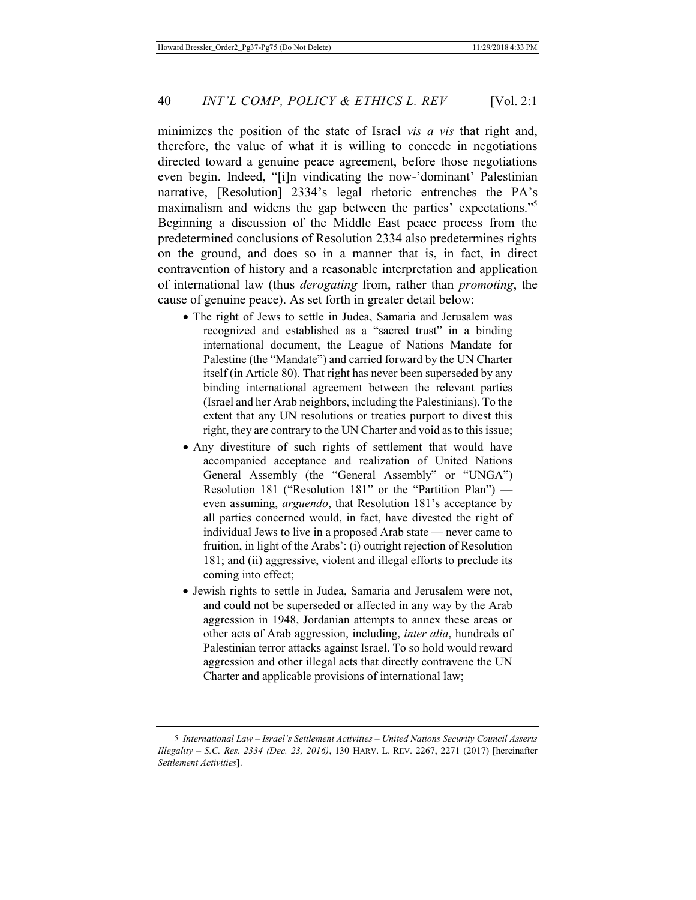minimizes the position of the state of Israel *vis a vis* that right and, therefore, the value of what it is willing to concede in negotiations directed toward a genuine peace agreement, before those negotiations even begin. Indeed, "[i]n vindicating the now-'dominant' Palestinian narrative, [Resolution] 2334's legal rhetoric entrenches the PA's maximalism and widens the gap between the parties' expectations."[5] Beginning a discussion of the Middle East peace process from the predetermined conclusions of Resolution 2334 also predetermines rights on the ground, and does so in a manner that is, in fact, in direct contravention of history and a reasonable interpretation and application of international law (thus *derogating* from, rather than *promoting*, the cause of genuine peace). As set forth in greater detail below:

- The right of Jews to settle in Judea, Samaria and Jerusalem was recognized and established as a "sacred trust" in a binding international document, the League of Nations Mandate for Palestine (the "Mandate") and carried forward by the UN Charter itself (in Article 80). That right has never been superseded by any binding international agreement between the relevant parties (Israel and her Arab neighbors, including the Palestinians). To the extent that any UN resolutions or treaties purport to divest this right, they are contrary to the UN Charter and void as to this issue;
- Any divestiture of such rights of settlement that would have accompanied acceptance and realization of United Nations General Assembly (the "General Assembly" or "UNGA") Resolution 181 ("Resolution 181" or the "Partition Plan") — even assuming, *arguendo*, that Resolution 181's acceptance by all parties concerned would, in fact, have divested the right of individual Jews to live in a proposed Arab state — never came to fruition, in light of the Arabs': (i) outright rejection of Resolution 181; and (ii) aggressive, violent and illegal efforts to preclude its coming into effect;
- Jewish rights to settle in Judea, Samaria and Jerusalem were not, and could not be superseded or affected in any way by the Arab aggression in 1948, Jordanian attempts to annex these areas or other acts of Arab aggression, including, *inter alia*, hundreds of Palestinian terror attacks against Israel. To so hold would reward aggression and other illegal acts that directly contravene the UN Charter and applicable provisions of international law;

---

[5] *International Law – Israel's Settlement Activities – United Nations Security Council Asserts Illegality – S.C. Res. 2334 (Dec. 23, 2016)*, 130 HARV. L. REV. 2267, 2271 (2017) [hereinafter *Settlement Activities*].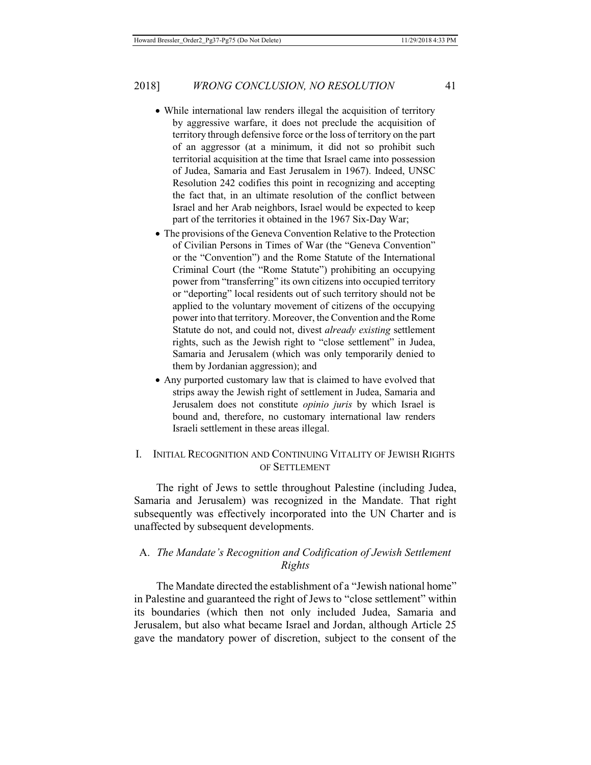- While international law renders illegal the acquisition of territory by aggressive warfare, it does not preclude the acquisition of territory through defensive force or the loss of territory on the part of an aggressor (at a minimum, it did not so prohibit such territorial acquisition at the time that Israel came into possession of Judea, Samaria and East Jerusalem in 1967). Indeed, UNSC Resolution 242 codifies this point in recognizing and accepting the fact that, in an ultimate resolution of the conflict between Israel and her Arab neighbors, Israel would be expected to keep part of the territories it obtained in the 1967 Six-Day War;
- The provisions of the Geneva Convention Relative to the Protection of Civilian Persons in Times of War (the "Geneva Convention" or the "Convention") and the Rome Statute of the International Criminal Court (the "Rome Statute") prohibiting an occupying power from "transferring" its own citizens into occupied territory or "deporting" local residents out of such territory should not be applied to the voluntary movement of citizens of the occupying power into that territory. Moreover, the Convention and the Rome Statute do not, and could not, divest *already existing* settlement rights, such as the Jewish right to "close settlement" in Judea, Samaria and Jerusalem (which was only temporarily denied to them by Jordanian aggression); and
- Any purported customary law that is claimed to have evolved that strips away the Jewish right of settlement in Judea, Samaria and Jerusalem does not constitute *opinio juris* by which Israel is bound and, therefore, no customary international law renders Israeli settlement in these areas illegal.

## I. Initial Recognition and Continuing Vitality of Jewish Rights of Settlement

The right of Jews to settle throughout Palestine (including Judea, Samaria and Jerusalem) was recognized in the Mandate. That right subsequently was effectively incorporated into the UN Charter and is unaffected by subsequent developments.

### A. *The Mandate's Recognition and Codification of Jewish Settlement Rights*

The Mandate directed the establishment of a "Jewish national home" in Palestine and guaranteed the right of Jews to "close settlement" within its boundaries (which then not only included Judea, Samaria and Jerusalem, but also what became Israel and Jordan, although Article 25 gave the mandatory power of discretion, subject to the consent of the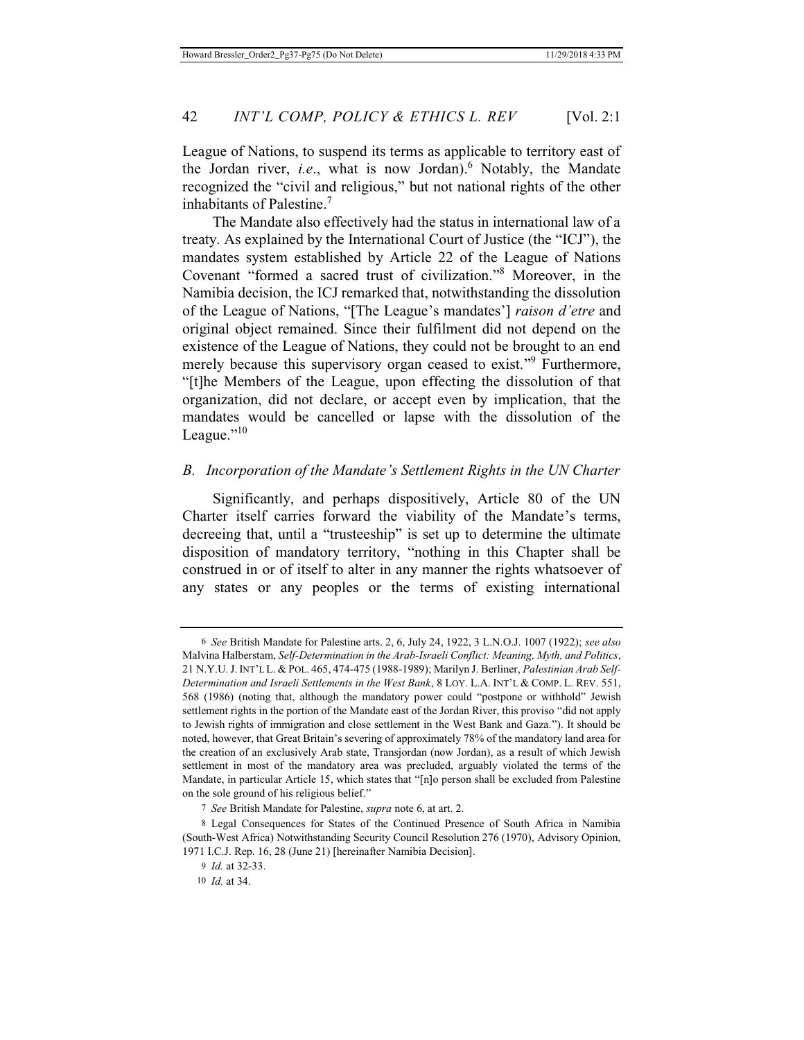League of Nations, to suspend its terms as applicable to territory east of the Jordan river, *i.e*., what is now Jordan).[6] Notably, the Mandate recognized the "civil and religious," but not national rights of the other inhabitants of Palestine.[7]

The Mandate also effectively had the status in international law of a treaty. As explained by the International Court of Justice (the "ICJ"), the mandates system established by Article 22 of the League of Nations Covenant "formed a sacred trust of civilization."[8] Moreover, in the Namibia decision, the ICJ remarked that, notwithstanding the dissolution of the League of Nations, "[The League's mandates'] *raison d'etre* and original object remained. Since their fulfilment did not depend on the existence of the League of Nations, they could not be brought to an end merely because this supervisory organ ceased to exist."[9] Furthermore, "[t]he Members of the League, upon effecting the dissolution of that organization, did not declare, or accept even by implication, that the mandates would be cancelled or lapse with the dissolution of the League."[10]

### *B. Incorporation of the Mandate's Settlement Rights in the UN Charter*

Significantly, and perhaps dispositively, Article 80 of the UN Charter itself carries forward the viability of the Mandate's terms, decreeing that, until a "trusteeship" is set up to determine the ultimate disposition of mandatory territory, "nothing in this Chapter shall be construed in or of itself to alter in any manner the rights whatsoever of any states or any peoples or the terms of existing international

---

6 *See* British Mandate for Palestine arts. 2, 6, July 24, 1922, 3 L.N.O.J. 1007 (1922); *see also* Malvina Halberstam, *Self-Determination in the Arab-Israeli Conflict: Meaning, Myth, and Politics*, 21 N.Y.U. J. INT'L L. & POL. 465, 474-475 (1988-1989); Marilyn J. Berliner, *Palestinian Arab Self-Determination and Israeli Settlements in the West Bank*, 8 LOY. L.A. INT'L & COMP. L. REV. 551, 568 (1986) (noting that, although the mandatory power could "postpone or withhold" Jewish settlement rights in the portion of the Mandate east of the Jordan River, this proviso "did not apply to Jewish rights of immigration and close settlement in the West Bank and Gaza."). It should be noted, however, that Great Britain's severing of approximately 78% of the mandatory land area for the creation of an exclusively Arab state, Transjordan (now Jordan), as a result of which Jewish settlement in most of the mandatory area was precluded, arguably violated the terms of the Mandate, in particular Article 15, which states that "[n]o person shall be excluded from Palestine on the sole ground of his religious belief."

7 *See* British Mandate for Palestine, *supra* note 6, at art. 2.

8 Legal Consequences for States of the Continued Presence of South Africa in Namibia (South-West Africa) Notwithstanding Security Council Resolution 276 (1970), Advisory Opinion, 1971 I.C.J. Rep. 16, 28 (June 21) [hereinafter Namibia Decision].

9 *Id.* at 32-33.

10 *Id.* at 34.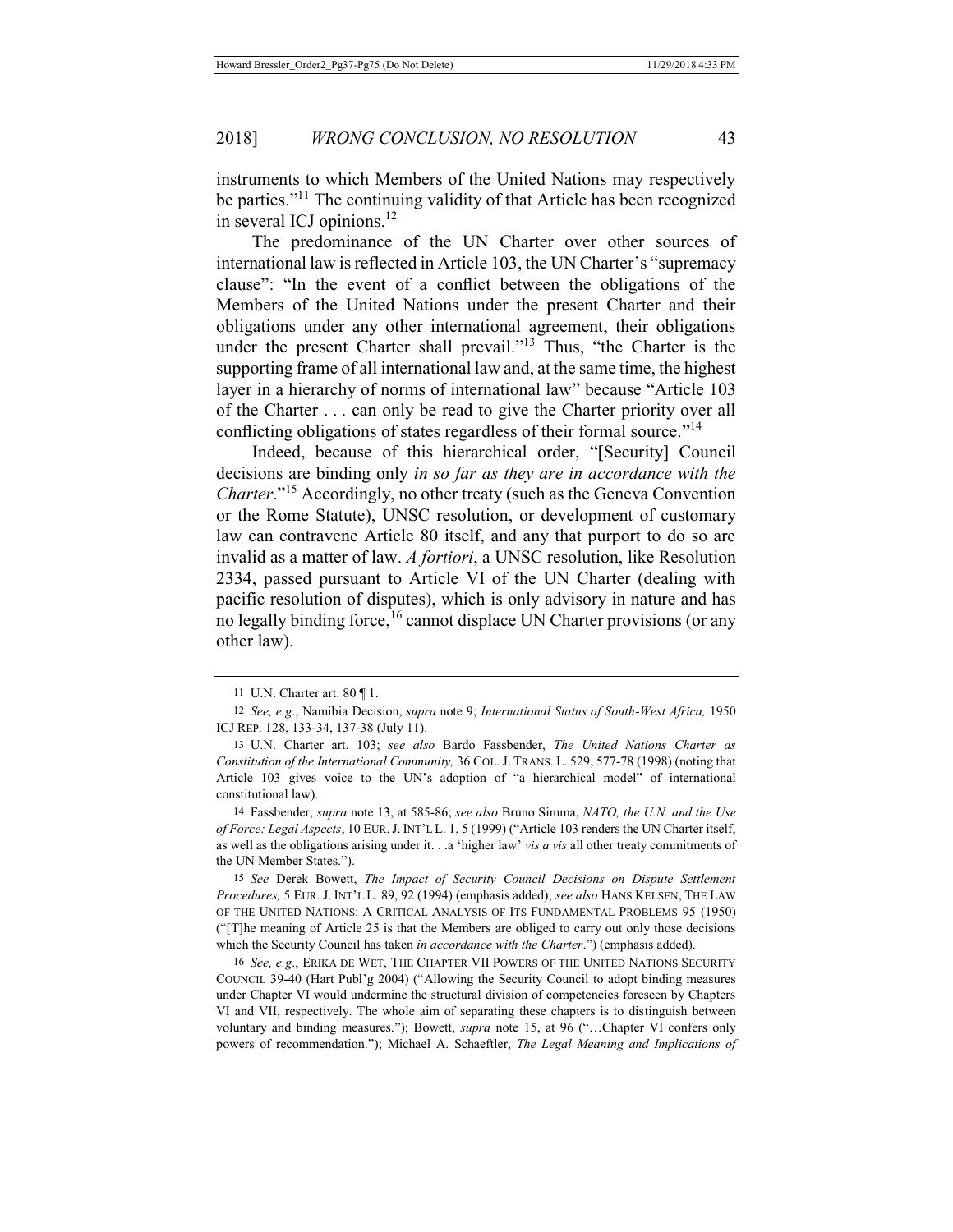instruments to which Members of the United Nations may respectively be parties."[11] The continuing validity of that Article has been recognized in several ICJ opinions.[12]

The predominance of the UN Charter over other sources of international law is reflected in Article 103, the UN Charter's "supremacy clause": "In the event of a conflict between the obligations of the Members of the United Nations under the present Charter and their obligations under any other international agreement, their obligations under the present Charter shall prevail."[13] Thus, "the Charter is the supporting frame of all international law and, at the same time, the highest layer in a hierarchy of norms of international law" because "Article 103 of the Charter . . . can only be read to give the Charter priority over all conflicting obligations of states regardless of their formal source."[14]

Indeed, because of this hierarchical order, "[Security] Council decisions are binding only *in so far as they are in accordance with the Charter*."[15] Accordingly, no other treaty (such as the Geneva Convention or the Rome Statute), UNSC resolution, or development of customary law can contravene Article 80 itself, and any that purport to do so are invalid as a matter of law. *A fortiori*, a UNSC resolution, like Resolution 2334, passed pursuant to Article VI of the UN Charter (dealing with pacific resolution of disputes), which is only advisory in nature and has no legally binding force,[16] cannot displace UN Charter provisions (or any other law).

---

11 U.N. Charter art. 80 ¶ 1.

12 *See, e.g.*, Namibia Decision, *supra* note 9; *International Status of South-West Africa,* 1950 ICJ REP. 128, 133-34, 137-38 (July 11).

13 U.N. Charter art. 103; *see also* Bardo Fassbender, *The United Nations Charter as Constitution of the International Community,* 36 COL. J. TRANS. L. 529, 577-78 (1998) (noting that Article 103 gives voice to the UN's adoption of "a hierarchical model" of international constitutional law).

14 Fassbender, *supra* note 13, at 585-86; *see also* Bruno Simma, *NATO, the U.N. and the Use of Force: Legal Aspects*, 10 EUR. J. INT'L L. 1, 5 (1999) ("Article 103 renders the UN Charter itself, as well as the obligations arising under it. . .a 'higher law' *vis a vis* all other treaty commitments of the UN Member States.").

15 *See* Derek Bowett, *The Impact of Security Council Decisions on Dispute Settlement Procedures,* 5 EUR. J. INT'L L. 89, 92 (1994) (emphasis added); *see also* HANS KELSEN, THE LAW OF THE UNITED NATIONS: A CRITICAL ANALYSIS OF ITS FUNDAMENTAL PROBLEMS 95 (1950) ("[T]he meaning of Article 25 is that the Members are obliged to carry out only those decisions which the Security Council has taken *in accordance with the Charter*.") (emphasis added).

16 *See, e.g.*, ERIKA DE WET, THE CHAPTER VII POWERS OF THE UNITED NATIONS SECURITY COUNCIL 39-40 (Hart Publ'g 2004) ("Allowing the Security Council to adopt binding measures under Chapter VI would undermine the structural division of competencies foreseen by Chapters VI and VII, respectively. The whole aim of separating these chapters is to distinguish between voluntary and binding measures."); Bowett, *supra* note 15, at 96 ("…Chapter VI confers only powers of recommendation."); Michael A. Schaeftler, *The Legal Meaning and Implications of*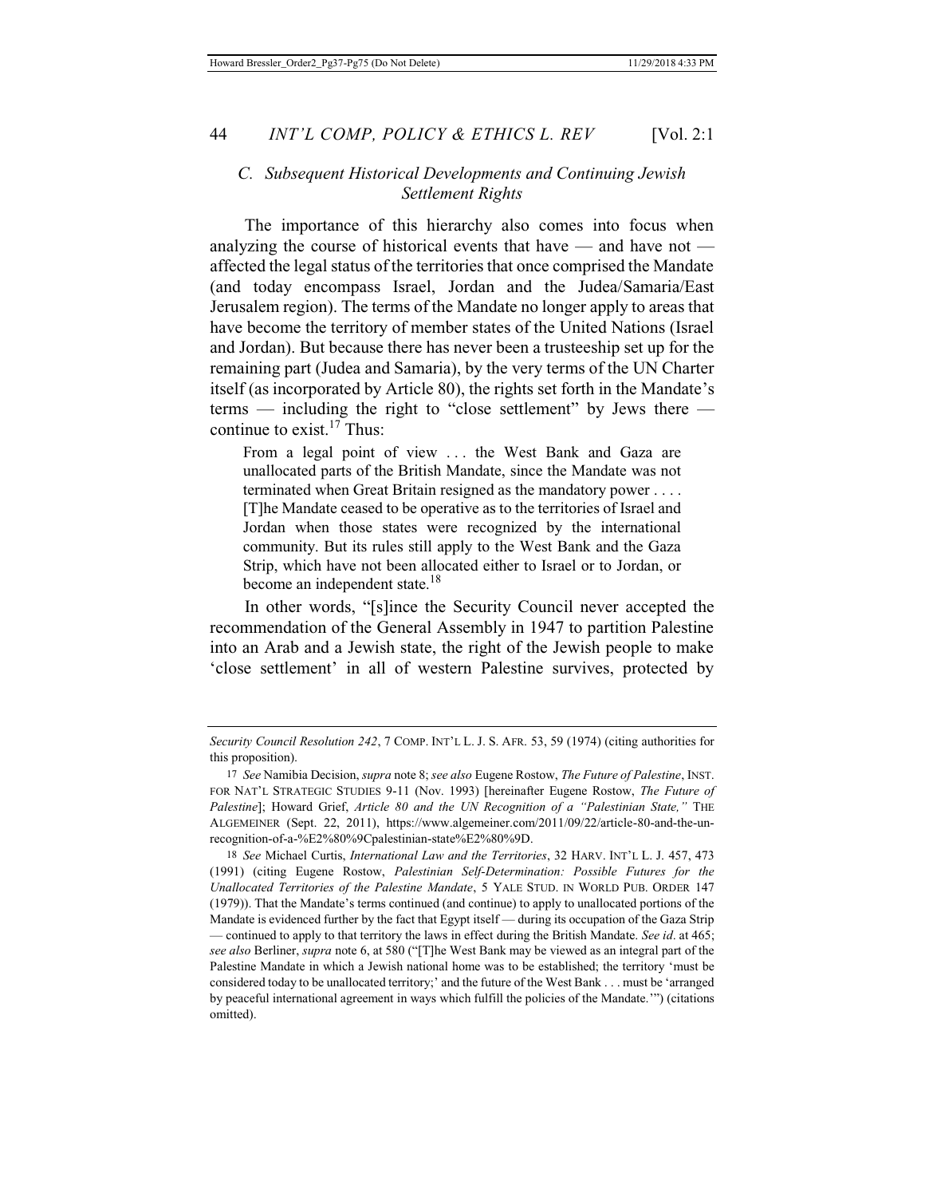### *C. Subsequent Historical Developments and Continuing Jewish Settlement Rights*

The importance of this hierarchy also comes into focus when analyzing the course of historical events that have — and have not — affected the legal status of the territories that once comprised the Mandate (and today encompass Israel, Jordan and the Judea/Samaria/East Jerusalem region). The terms of the Mandate no longer apply to areas that have become the territory of member states of the United Nations (Israel and Jordan). But because there has never been a trusteeship set up for the remaining part (Judea and Samaria), by the very terms of the UN Charter itself (as incorporated by Article 80), the rights set forth in the Mandate's terms — including the right to "close settlement" by Jews there — continue to exist.[17] Thus:

> From a legal point of view . . . the West Bank and Gaza are unallocated parts of the British Mandate, since the Mandate was not terminated when Great Britain resigned as the mandatory power . . . . [T]he Mandate ceased to be operative as to the territories of Israel and Jordan when those states were recognized by the international community. But its rules still apply to the West Bank and the Gaza Strip, which have not been allocated either to Israel or to Jordan, or become an independent state.[18]

In other words, "[s]ince the Security Council never accepted the recommendation of the General Assembly in 1947 to partition Palestine into an Arab and a Jewish state, the right of the Jewish people to make 'close settlement' in all of western Palestine survives, protected by

---

*Security Council Resolution 242*, 7 COMP. INT'L L. J. S. AFR. 53, 59 (1974) (citing authorities for this proposition).

17 *See* Namibia Decision, *supra* note 8; *see also* Eugene Rostow, *The Future of Palestine*, INST. FOR NAT'L STRATEGIC STUDIES 9-11 (Nov. 1993) [hereinafter Eugene Rostow, *The Future of Palestine*]; Howard Grief, *Article 80 and the UN Recognition of a "Palestinian State,"* THE ALGEMEINER (Sept. 22, 2011), https://www.algemeiner.com/2011/09/22/article-80-and-the-un-recognition-of-a-%E2%80%9Cpalestinian-state%E2%80%9D.

18 *See* Michael Curtis, *International Law and the Territories*, 32 HARV. INT'L L. J. 457, 473 (1991) (citing Eugene Rostow, *Palestinian Self-Determination: Possible Futures for the Unallocated Territories of the Palestine Mandate*, 5 YALE STUD. IN WORLD PUB. ORDER 147 (1979)). That the Mandate's terms continued (and continue) to apply to unallocated portions of the Mandate is evidenced further by the fact that Egypt itself — during its occupation of the Gaza Strip — continued to apply to that territory the laws in effect during the British Mandate. *See id*. at 465; *see also* Berliner, *supra* note 6, at 580 ("[T]he West Bank may be viewed as an integral part of the Palestine Mandate in which a Jewish national home was to be established; the territory 'must be considered today to be unallocated territory;' and the future of the West Bank . . . must be 'arranged by peaceful international agreement in ways which fulfill the policies of the Mandate.'") (citations omitted).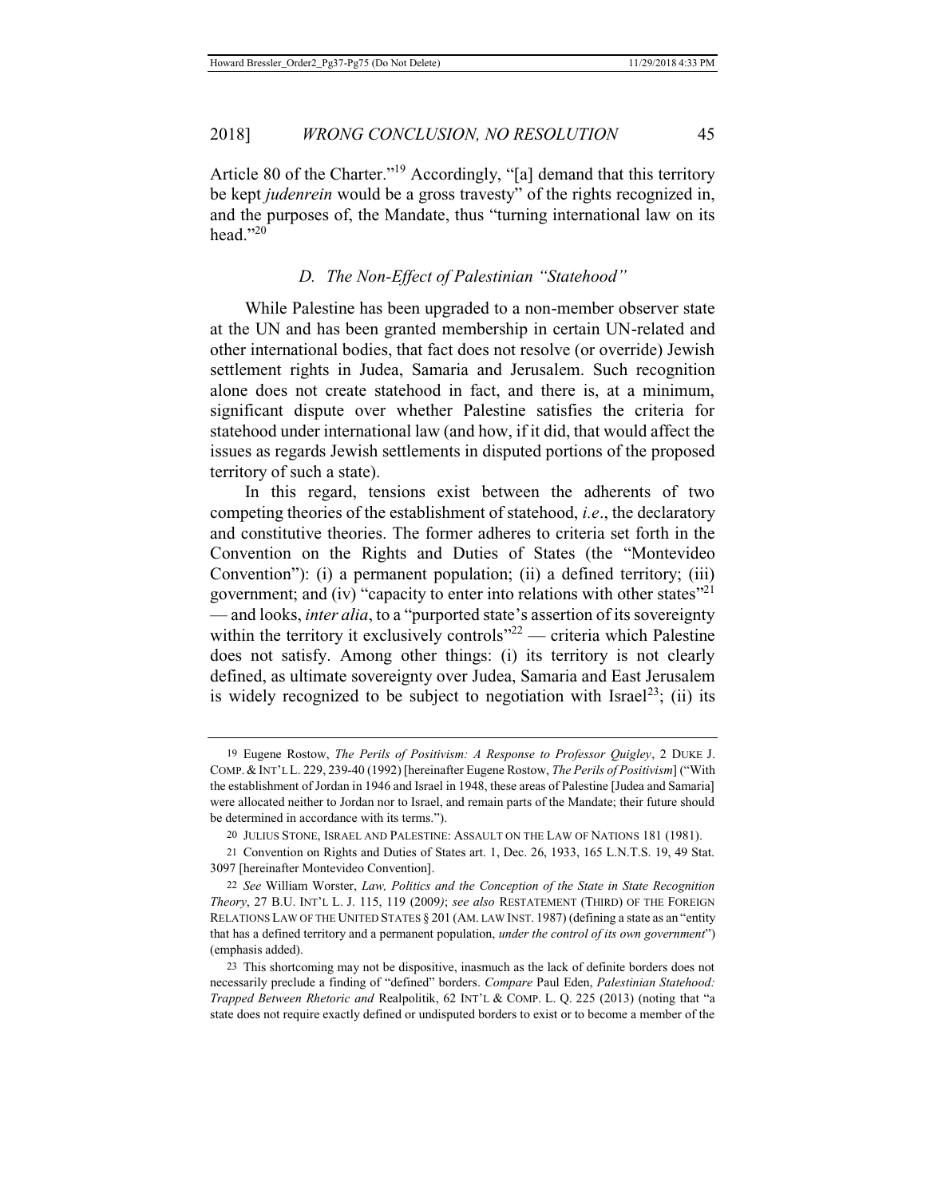Article 80 of the Charter."[19] Accordingly, "[a] demand that this territory be kept *judenrein* would be a gross travesty" of the rights recognized in, and the purposes of, the Mandate, thus "turning international law on its head."[20]

### *D. The Non-Effect of Palestinian "Statehood"*

While Palestine has been upgraded to a non-member observer state at the UN and has been granted membership in certain UN-related and other international bodies, that fact does not resolve (or override) Jewish settlement rights in Judea, Samaria and Jerusalem. Such recognition alone does not create statehood in fact, and there is, at a minimum, significant dispute over whether Palestine satisfies the criteria for statehood under international law (and how, if it did, that would affect the issues as regards Jewish settlements in disputed portions of the proposed territory of such a state).

In this regard, tensions exist between the adherents of two competing theories of the establishment of statehood, *i.e*., the declaratory and constitutive theories. The former adheres to criteria set forth in the Convention on the Rights and Duties of States (the "Montevideo Convention"): (i) a permanent population; (ii) a defined territory; (iii) government; and (iv) "capacity to enter into relations with other states"[21] — and looks, *inter alia*, to a "purported state's assertion of its sovereignty within the territory it exclusively controls"[22] — criteria which Palestine does not satisfy. Among other things: (i) its territory is not clearly defined, as ultimate sovereignty over Judea, Samaria and East Jerusalem is widely recognized to be subject to negotiation with Israel[23]; (ii) its

---

19 Eugene Rostow, *The Perils of Positivism: A Response to Professor Quigley*, 2 DUKE J. COMP. & INT'L L. 229, 239-40 (1992) [hereinafter Eugene Rostow, *The Perils of Positivism*] ("With the establishment of Jordan in 1946 and Israel in 1948, these areas of Palestine [Judea and Samaria] were allocated neither to Jordan nor to Israel, and remain parts of the Mandate; their future should be determined in accordance with its terms.").

20 JULIUS STONE, ISRAEL AND PALESTINE: ASSAULT ON THE LAW OF NATIONS 181 (1981).

21 Convention on Rights and Duties of States art. 1, Dec. 26, 1933, 165 L.N.T.S. 19, 49 Stat. 3097 [hereinafter Montevideo Convention].

22 *See* William Worster, *Law, Politics and the Conception of the State in State Recognition Theory*, 27 B.U. INT'L L. J. 115, 119 (2009*)*; *see also* RESTATEMENT (THIRD) OF THE FOREIGN RELATIONS LAW OF THE UNITED STATES § 201 (AM. LAW INST. 1987) (defining a state as an "entity that has a defined territory and a permanent population, *under the control of its own government*") (emphasis added).

23 This shortcoming may not be dispositive, inasmuch as the lack of definite borders does not necessarily preclude a finding of "defined" borders. *Compare* Paul Eden, *Palestinian Statehood: Trapped Between Rhetoric and* Realpolitik, 62 INT'L & COMP. L. Q. 225 (2013) (noting that "a state does not require exactly defined or undisputed borders to exist or to become a member of the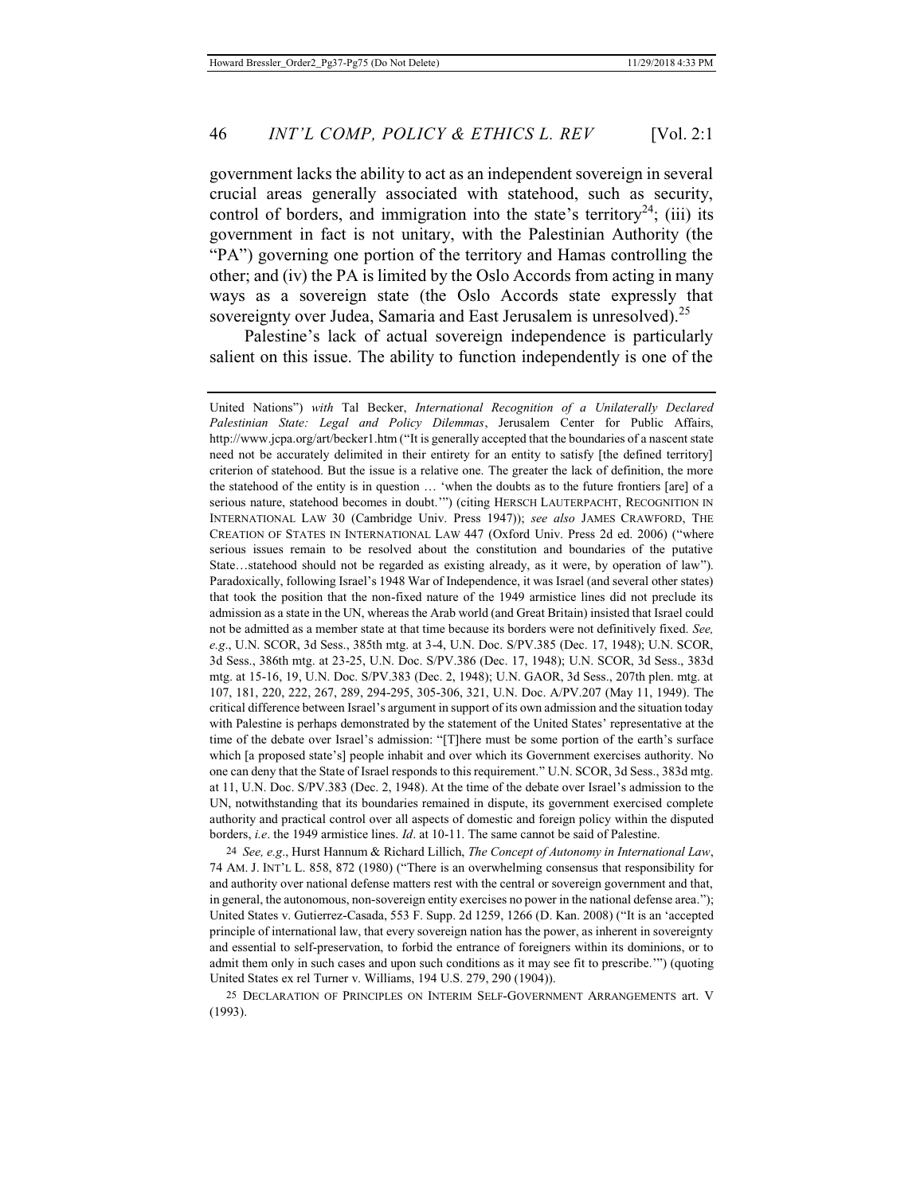government lacks the ability to act as an independent sovereign in several crucial areas generally associated with statehood, such as security, control of borders, and immigration into the state's territory[24]; (iii) its government in fact is not unitary, with the Palestinian Authority (the "PA") governing one portion of the territory and Hamas controlling the other; and (iv) the PA is limited by the Oslo Accords from acting in many ways as a sovereign state (the Oslo Accords state expressly that sovereignty over Judea, Samaria and East Jerusalem is unresolved).[25]

Palestine's lack of actual sovereign independence is particularly salient on this issue. The ability to function independently is one of the

---

United Nations") *with* Tal Becker, *International Recognition of a Unilaterally Declared Palestinian State: Legal and Policy Dilemmas*, Jerusalem Center for Public Affairs, http://www.jcpa.org/art/becker1.htm ("It is generally accepted that the boundaries of a nascent state need not be accurately delimited in their entirety for an entity to satisfy [the defined territory] criterion of statehood. But the issue is a relative one. The greater the lack of definition, the more the statehood of the entity is in question … 'when the doubts as to the future frontiers [are] of a serious nature, statehood becomes in doubt.'") (citing HERSCH LAUTERPACHT, RECOGNITION IN INTERNATIONAL LAW 30 (Cambridge Univ. Press 1947)); *see also* JAMES CRAWFORD, THE CREATION OF STATES IN INTERNATIONAL LAW 447 (Oxford Univ. Press 2d ed. 2006) ("where serious issues remain to be resolved about the constitution and boundaries of the putative State…statehood should not be regarded as existing already, as it were, by operation of law"). Paradoxically, following Israel's 1948 War of Independence, it was Israel (and several other states) that took the position that the non-fixed nature of the 1949 armistice lines did not preclude its admission as a state in the UN, whereas the Arab world (and Great Britain) insisted that Israel could not be admitted as a member state at that time because its borders were not definitively fixed. *See, e.g.*, U.N. SCOR, 3d Sess., 385th mtg. at 3-4, U.N. Doc. S/PV.385 (Dec. 17, 1948); U.N. SCOR, 3d Sess., 386th mtg. at 23-25, U.N. Doc. S/PV.386 (Dec. 17, 1948); U.N. SCOR, 3d Sess., 383d mtg. at 15-16, 19, U.N. Doc. S/PV.383 (Dec. 2, 1948); U.N. GAOR, 3d Sess., 207th plen. mtg. at 107, 181, 220, 222, 267, 289, 294-295, 305-306, 321, U.N. Doc. A/PV.207 (May 11, 1949). The critical difference between Israel's argument in support of its own admission and the situation today with Palestine is perhaps demonstrated by the statement of the United States' representative at the time of the debate over Israel's admission: "[T]here must be some portion of the earth's surface which [a proposed state's] people inhabit and over which its Government exercises authority. No one can deny that the State of Israel responds to this requirement." U.N. SCOR, 3d Sess., 383d mtg. at 11, U.N. Doc. S/PV.383 (Dec. 2, 1948). At the time of the debate over Israel's admission to the UN, notwithstanding that its boundaries remained in dispute, its government exercised complete authority and practical control over all aspects of domestic and foreign policy within the disputed borders, *i.e*. the 1949 armistice lines. *Id*. at 10-11. The same cannot be said of Palestine.

24 *See, e.g*., Hurst Hannum & Richard Lillich, *The Concept of Autonomy in International Law*, 74 AM. J. INT'L L. 858, 872 (1980) ("There is an overwhelming consensus that responsibility for and authority over national defense matters rest with the central or sovereign government and that, in general, the autonomous, non-sovereign entity exercises no power in the national defense area."); United States v. Gutierrez-Casada, 553 F. Supp. 2d 1259, 1266 (D. Kan. 2008) ("It is an 'accepted principle of international law, that every sovereign nation has the power, as inherent in sovereignty and essential to self-preservation, to forbid the entrance of foreigners within its dominions, or to admit them only in such cases and upon such conditions as it may see fit to prescribe.'") (quoting United States ex rel Turner v. Williams, 194 U.S. 279, 290 (1904)).

25 DECLARATION OF PRINCIPLES ON INTERIM SELF-GOVERNMENT ARRANGEMENTS art. V (1993).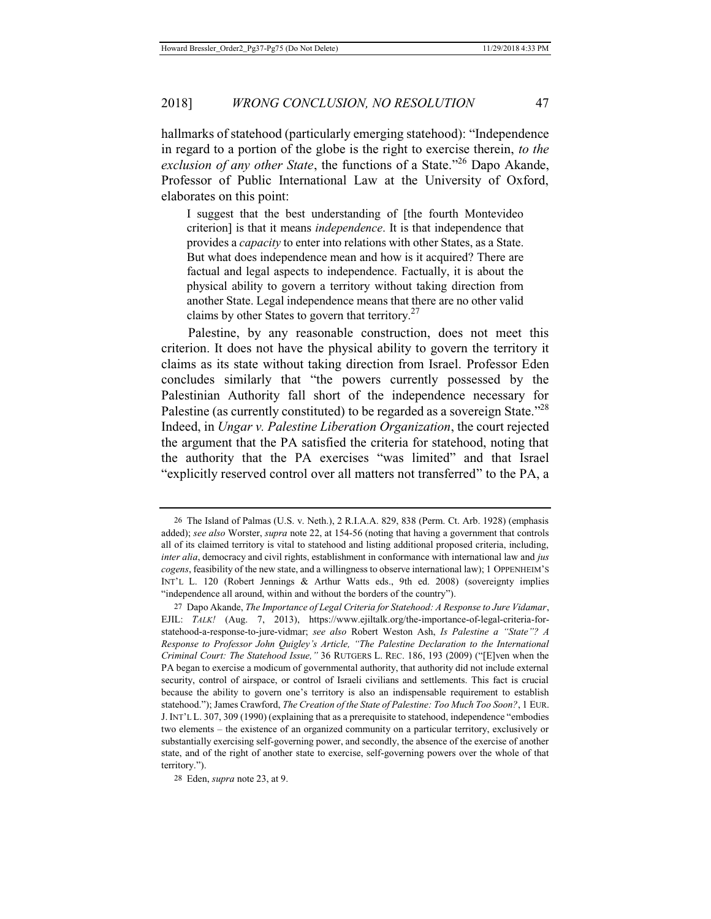hallmarks of statehood (particularly emerging statehood): "Independence in regard to a portion of the globe is the right to exercise therein, *to the exclusion of any other State*, the functions of a State."[26] Dapo Akande, Professor of Public International Law at the University of Oxford, elaborates on this point:

> I suggest that the best understanding of [the fourth Montevideo criterion] is that it means *independence*. It is that independence that provides a *capacity* to enter into relations with other States, as a State. But what does independence mean and how is it acquired? There are factual and legal aspects to independence. Factually, it is about the physical ability to govern a territory without taking direction from another State. Legal independence means that there are no other valid claims by other States to govern that territory.[27]

Palestine, by any reasonable construction, does not meet this criterion. It does not have the physical ability to govern the territory it claims as its state without taking direction from Israel. Professor Eden concludes similarly that "the powers currently possessed by the Palestinian Authority fall short of the independence necessary for Palestine (as currently constituted) to be regarded as a sovereign State."[28] Indeed, in *Ungar v. Palestine Liberation Organization*, the court rejected the argument that the PA satisfied the criteria for statehood, noting that the authority that the PA exercises "was limited" and that Israel "explicitly reserved control over all matters not transferred" to the PA, a

---

26 The Island of Palmas (U.S. v. Neth.), 2 R.I.A.A. 829, 838 (Perm. Ct. Arb. 1928) (emphasis added); *see also* Worster, *supra* note 22, at 154-56 (noting that having a government that controls all of its claimed territory is vital to statehood and listing additional proposed criteria, including, *inter alia*, democracy and civil rights, establishment in conformance with international law and *jus cogens*, feasibility of the new state, and a willingness to observe international law); 1 OPPENHEIM'S INT'L L. 120 (Robert Jennings & Arthur Watts eds., 9th ed. 2008) (sovereignty implies "independence all around, within and without the borders of the country").

27 Dapo Akande, *The Importance of Legal Criteria for Statehood: A Response to Jure Vidmar*, EJIL: *TALK!* (Aug. 7, 2013), https://www.ejiltalk.org/the-importance-of-legal-criteria-for-statehood-a-response-to-jure-vidmar; *see also* Robert Weston Ash, *Is Palestine a "State"? A Response to Professor John Quigley's Article, "The Palestine Declaration to the International Criminal Court: The Statehood Issue,"* 36 RUTGERS L. REC. 186, 193 (2009) ("[E]ven when the PA began to exercise a modicum of governmental authority, that authority did not include external security, control of airspace, or control of Israeli civilians and settlements. This fact is crucial because the ability to govern one's territory is also an indispensable requirement to establish statehood."); James Crawford, *The Creation of the State of Palestine: Too Much Too Soon?*, 1 EUR. J. INT'L L. 307, 309 (1990) (explaining that as a prerequisite to statehood, independence "embodies two elements – the existence of an organized community on a particular territory, exclusively or substantially exercising self-governing power, and secondly, the absence of the exercise of another state, and of the right of another state to exercise, self-governing powers over the whole of that territory.").

28 Eden, *supra* note 23, at 9.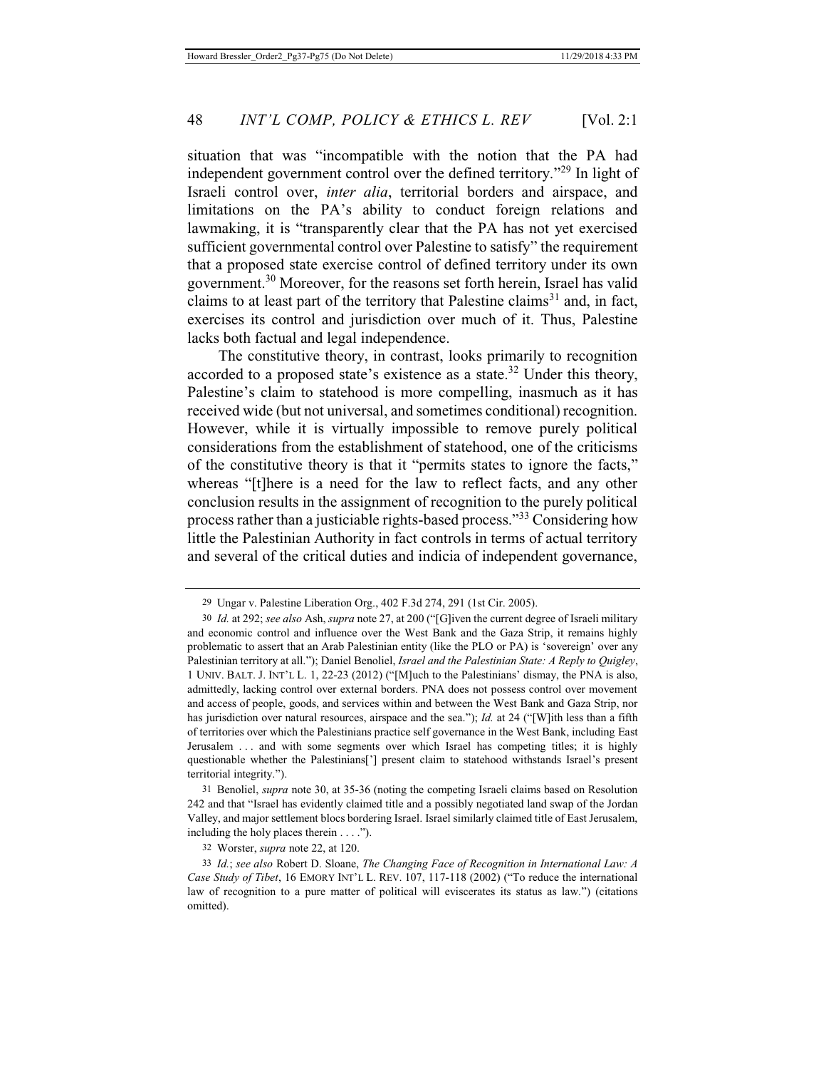situation that was "incompatible with the notion that the PA had independent government control over the defined territory."[29] In light of Israeli control over, *inter alia*, territorial borders and airspace, and limitations on the PA's ability to conduct foreign relations and lawmaking, it is "transparently clear that the PA has not yet exercised sufficient governmental control over Palestine to satisfy" the requirement that a proposed state exercise control of defined territory under its own government.[30] Moreover, for the reasons set forth herein, Israel has valid claims to at least part of the territory that Palestine claims[31] and, in fact, exercises its control and jurisdiction over much of it. Thus, Palestine lacks both factual and legal independence.

The constitutive theory, in contrast, looks primarily to recognition accorded to a proposed state's existence as a state.[32] Under this theory, Palestine's claim to statehood is more compelling, inasmuch as it has received wide (but not universal, and sometimes conditional) recognition. However, while it is virtually impossible to remove purely political considerations from the establishment of statehood, one of the criticisms of the constitutive theory is that it "permits states to ignore the facts," whereas "[t]here is a need for the law to reflect facts, and any other conclusion results in the assignment of recognition to the purely political process rather than a justiciable rights-based process."[33] Considering how little the Palestinian Authority in fact controls in terms of actual territory and several of the critical duties and indicia of independent governance,

---

29 Ungar v. Palestine Liberation Org., 402 F.3d 274, 291 (1st Cir. 2005).

30 *Id.* at 292; *see also* Ash, *supra* note 27, at 200 ("[G]iven the current degree of Israeli military and economic control and influence over the West Bank and the Gaza Strip, it remains highly problematic to assert that an Arab Palestinian entity (like the PLO or PA) is 'sovereign' over any Palestinian territory at all."); Daniel Benoliel, *Israel and the Palestinian State: A Reply to Quigley*, 1 UNIV. BALT. J. INT'L L. 1, 22-23 (2012) ("[M]uch to the Palestinians' dismay, the PNA is also, admittedly, lacking control over external borders. PNA does not possess control over movement and access of people, goods, and services within and between the West Bank and Gaza Strip, nor has jurisdiction over natural resources, airspace and the sea."); *Id.* at 24 ("[W]ith less than a fifth of territories over which the Palestinians practice self governance in the West Bank, including East Jerusalem . . . and with some segments over which Israel has competing titles; it is highly questionable whether the Palestinians['] present claim to statehood withstands Israel's present territorial integrity.").

31 Benoliel, *supra* note 30, at 35-36 (noting the competing Israeli claims based on Resolution 242 and that "Israel has evidently claimed title and a possibly negotiated land swap of the Jordan Valley, and major settlement blocs bordering Israel. Israel similarly claimed title of East Jerusalem, including the holy places therein . . . .").

32 Worster, *supra* note 22, at 120.

33 *Id.*; *see also* Robert D. Sloane, *The Changing Face of Recognition in International Law: A Case Study of Tibet*, 16 EMORY INT'L L. REV. 107, 117-118 (2002) ("To reduce the international law of recognition to a pure matter of political will eviscerates its status as law.") (citations omitted).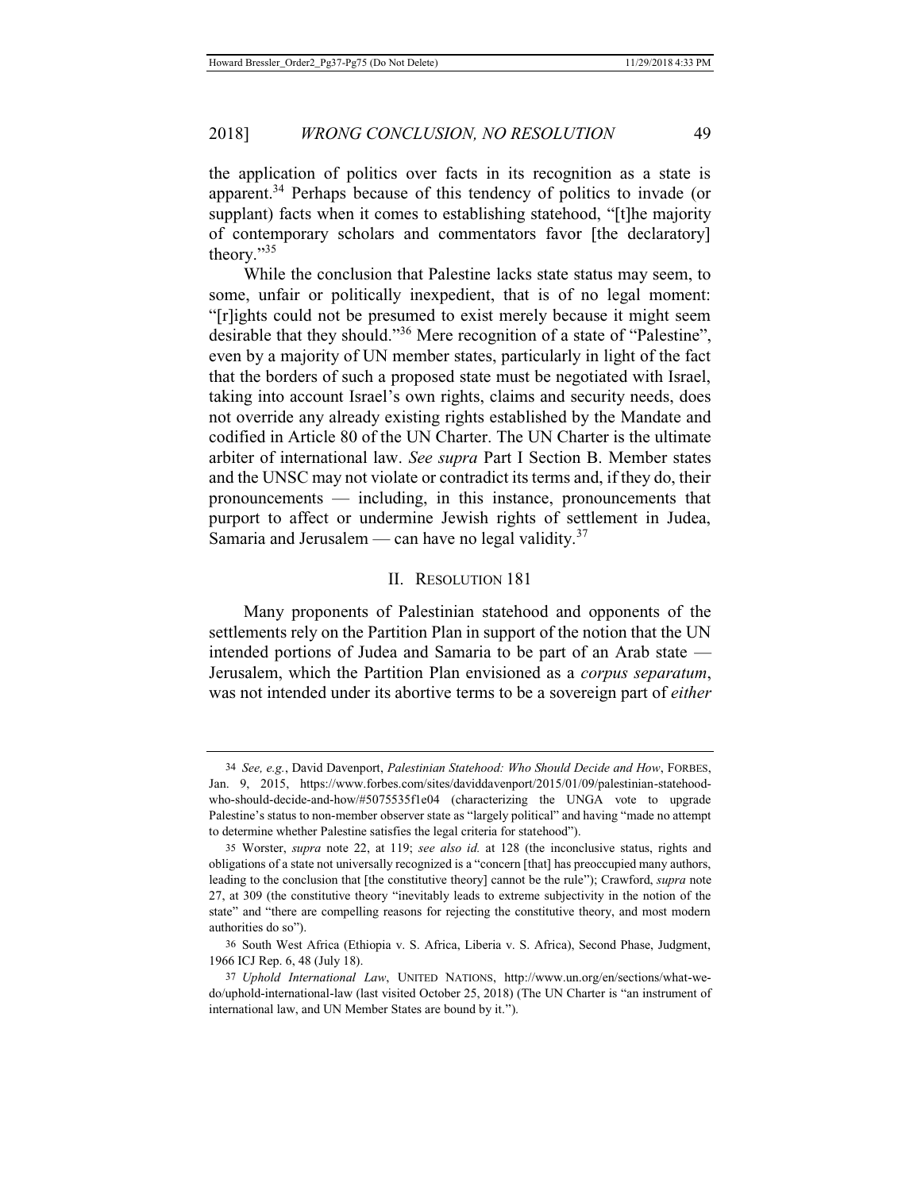the application of politics over facts in its recognition as a state is apparent.[34] Perhaps because of this tendency of politics to invade (or supplant) facts when it comes to establishing statehood, "[t]he majority of contemporary scholars and commentators favor [the declaratory] theory."[35]

While the conclusion that Palestine lacks state status may seem, to some, unfair or politically inexpedient, that is of no legal moment: "[r]ights could not be presumed to exist merely because it might seem desirable that they should."[36] Mere recognition of a state of "Palestine", even by a majority of UN member states, particularly in light of the fact that the borders of such a proposed state must be negotiated with Israel, taking into account Israel's own rights, claims and security needs, does not override any already existing rights established by the Mandate and codified in Article 80 of the UN Charter. The UN Charter is the ultimate arbiter of international law. *See supra* Part I Section B. Member states and the UNSC may not violate or contradict its terms and, if they do, their pronouncements — including, in this instance, pronouncements that purport to affect or undermine Jewish rights of settlement in Judea, Samaria and Jerusalem — can have no legal validity.[37]

## II. Resolution 181

Many proponents of Palestinian statehood and opponents of the settlements rely on the Partition Plan in support of the notion that the UN intended portions of Judea and Samaria to be part of an Arab state — Jerusalem, which the Partition Plan envisioned as a *corpus separatum*, was not intended under its abortive terms to be a sovereign part of *either*

---

34 *See, e.g.*, David Davenport, *Palestinian Statehood: Who Should Decide and How*, FORBES, Jan. 9, 2015, https://www.forbes.com/sites/daviddavenport/2015/01/09/palestinian-statehood-who-should-decide-and-how/#5075535f1e04 (characterizing the UNGA vote to upgrade Palestine's status to non-member observer state as "largely political" and having "made no attempt to determine whether Palestine satisfies the legal criteria for statehood").

35 Worster, *supra* note 22, at 119; *see also id.* at 128 (the inconclusive status, rights and obligations of a state not universally recognized is a "concern [that] has preoccupied many authors, leading to the conclusion that [the constitutive theory] cannot be the rule"); Crawford, *supra* note 27, at 309 (the constitutive theory "inevitably leads to extreme subjectivity in the notion of the state" and "there are compelling reasons for rejecting the constitutive theory, and most modern authorities do so").

36 South West Africa (Ethiopia v. S. Africa, Liberia v. S. Africa), Second Phase, Judgment, 1966 ICJ Rep. 6, 48 (July 18).

37 *Uphold International Law*, UNITED NATIONS, http://www.un.org/en/sections/what-we-do/uphold-international-law (last visited October 25, 2018) (The UN Charter is "an instrument of international law, and UN Member States are bound by it.").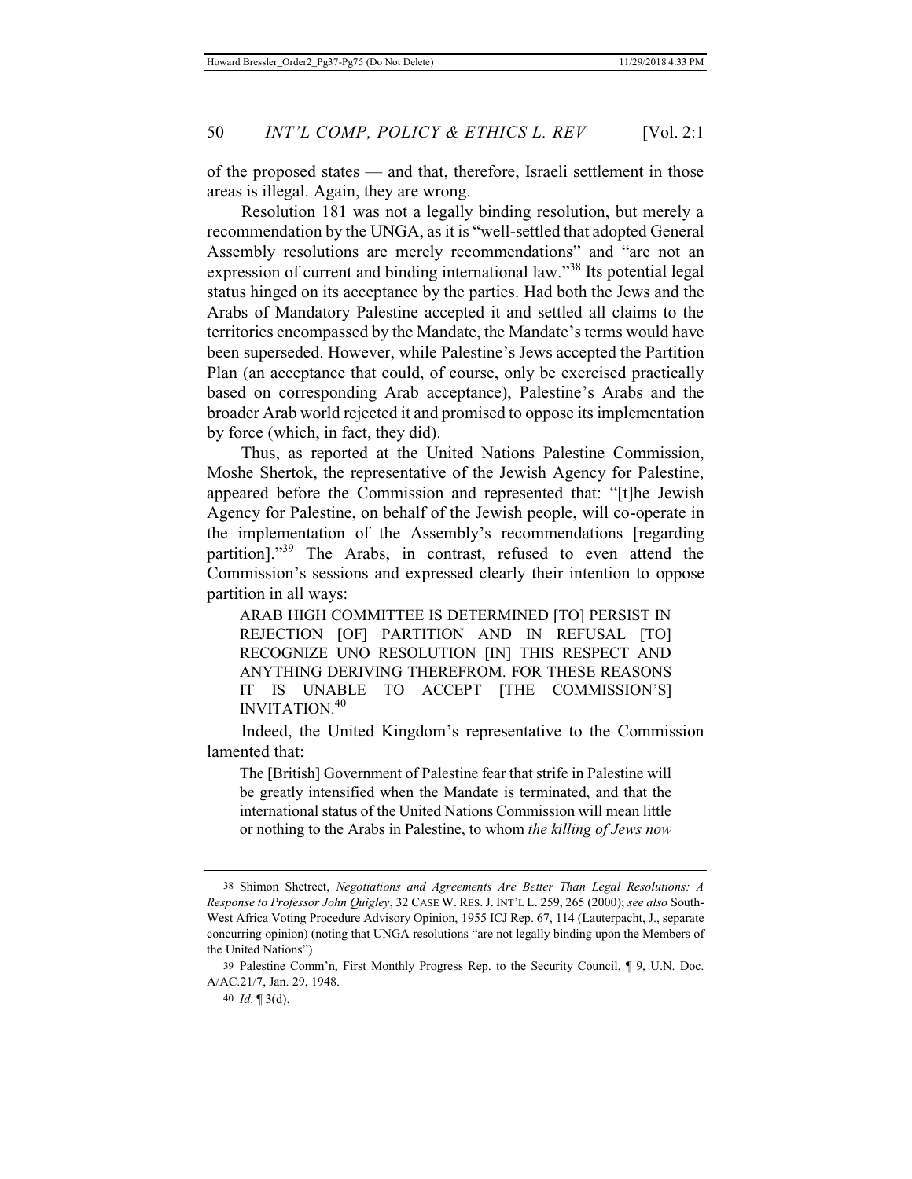of the proposed states — and that, therefore, Israeli settlement in those areas is illegal. Again, they are wrong.

Resolution 181 was not a legally binding resolution, but merely a recommendation by the UNGA, as it is "well-settled that adopted General Assembly resolutions are merely recommendations" and "are not an expression of current and binding international law."[38] Its potential legal status hinged on its acceptance by the parties. Had both the Jews and the Arabs of Mandatory Palestine accepted it and settled all claims to the territories encompassed by the Mandate, the Mandate's terms would have been superseded. However, while Palestine's Jews accepted the Partition Plan (an acceptance that could, of course, only be exercised practically based on corresponding Arab acceptance), Palestine's Arabs and the broader Arab world rejected it and promised to oppose its implementation by force (which, in fact, they did).

Thus, as reported at the United Nations Palestine Commission, Moshe Shertok, the representative of the Jewish Agency for Palestine, appeared before the Commission and represented that: "[t]he Jewish Agency for Palestine, on behalf of the Jewish people, will co-operate in the implementation of the Assembly's recommendations [regarding partition]."[39] The Arabs, in contrast, refused to even attend the Commission's sessions and expressed clearly their intention to oppose partition in all ways:

> ARAB HIGH COMMITTEE IS DETERMINED [TO] PERSIST IN REJECTION [OF] PARTITION AND IN REFUSAL [TO] RECOGNIZE UNO RESOLUTION [IN] THIS RESPECT AND ANYTHING DERIVING THEREFROM. FOR THESE REASONS IT IS UNABLE TO ACCEPT [THE COMMISSION'S] INVITATION.[40]

Indeed, the United Kingdom's representative to the Commission lamented that:

> The [British] Government of Palestine fear that strife in Palestine will be greatly intensified when the Mandate is terminated, and that the international status of the United Nations Commission will mean little or nothing to the Arabs in Palestine, to whom *the killing of Jews now*

---

38 Shimon Shetreet, *Negotiations and Agreements Are Better Than Legal Resolutions: A Response to Professor John Quigley*, 32 CASE W. RES. J. INT'L L. 259, 265 (2000); *see also* South-West Africa Voting Procedure Advisory Opinion, 1955 ICJ Rep. 67, 114 (Lauterpacht, J., separate concurring opinion) (noting that UNGA resolutions "are not legally binding upon the Members of the United Nations").

39 Palestine Comm'n, First Monthly Progress Rep. to the Security Council, ¶ 9, U.N. Doc. A/AC.21/7, Jan. 29, 1948.

40 *Id.* ¶ 3(d).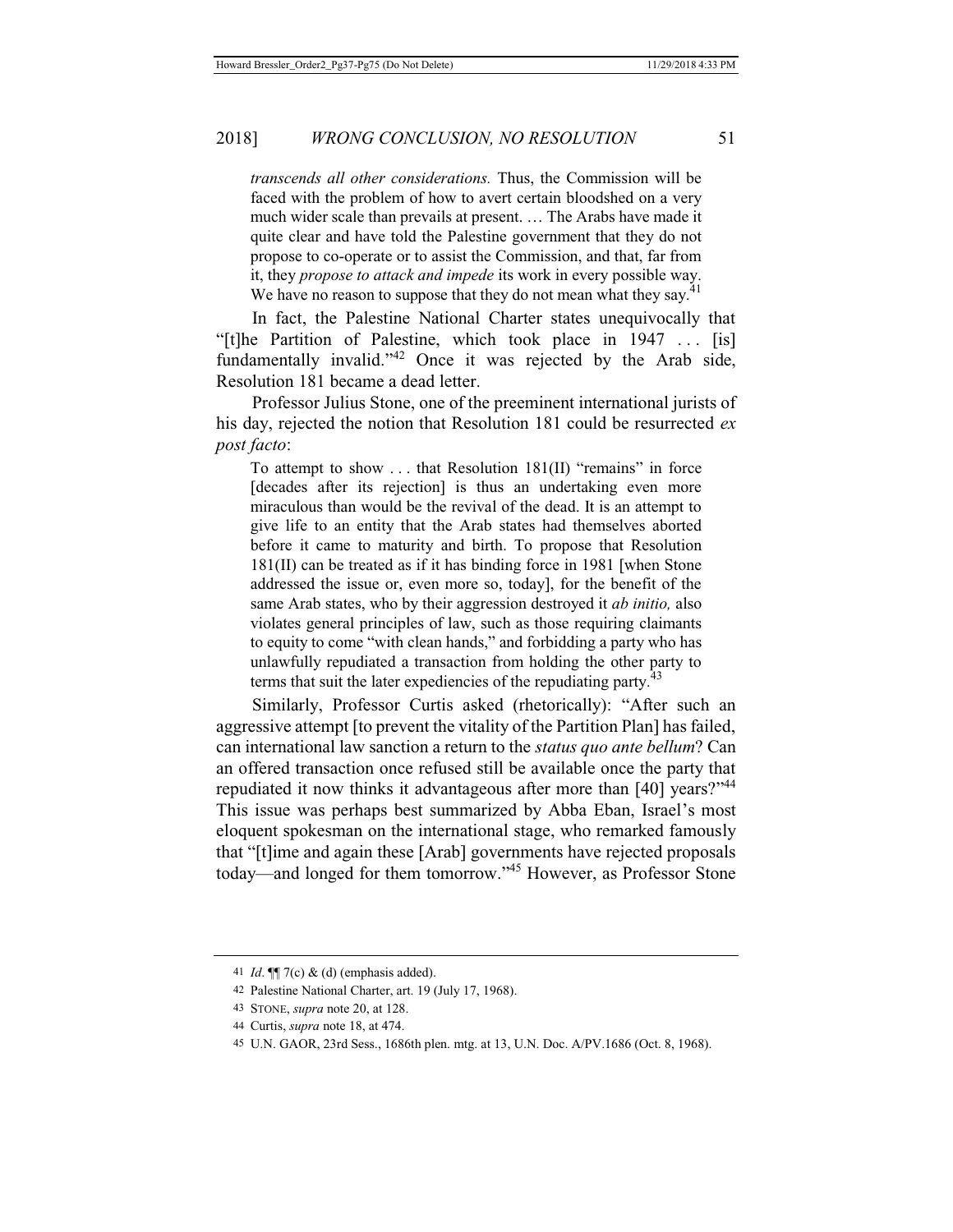> *transcends all other considerations.* Thus, the Commission will be faced with the problem of how to avert certain bloodshed on a very much wider scale than prevails at present. … The Arabs have made it quite clear and have told the Palestine government that they do not propose to co-operate or to assist the Commission, and that, far from it, they *propose to attack and impede* its work in every possible way. We have no reason to suppose that they do not mean what they say.[41]

In fact, the Palestine National Charter states unequivocally that "[t]he Partition of Palestine, which took place in 1947 . . . [is] fundamentally invalid."[42] Once it was rejected by the Arab side, Resolution 181 became a dead letter.

Professor Julius Stone, one of the preeminent international jurists of his day, rejected the notion that Resolution 181 could be resurrected *ex post facto*:

> To attempt to show . . . that Resolution 181(II) "remains" in force [decades after its rejection] is thus an undertaking even more miraculous than would be the revival of the dead. It is an attempt to give life to an entity that the Arab states had themselves aborted before it came to maturity and birth. To propose that Resolution 181(II) can be treated as if it has binding force in 1981 [when Stone addressed the issue or, even more so, today], for the benefit of the same Arab states, who by their aggression destroyed it *ab initio,* also violates general principles of law, such as those requiring claimants to equity to come "with clean hands," and forbidding a party who has unlawfully repudiated a transaction from holding the other party to terms that suit the later expediencies of the repudiating party.[43]

Similarly, Professor Curtis asked (rhetorically): "After such an aggressive attempt [to prevent the vitality of the Partition Plan] has failed, can international law sanction a return to the *status quo ante bellum*? Can an offered transaction once refused still be available once the party that repudiated it now thinks it advantageous after more than [40] years?"[44] This issue was perhaps best summarized by Abba Eban, Israel's most eloquent spokesman on the international stage, who remarked famously that "[t]ime and again these [Arab] governments have rejected proposals today—and longed for them tomorrow."[45] However, as Professor Stone

---

41 *Id.* ¶¶ 7(c) & (d) (emphasis added).

42 Palestine National Charter, art. 19 (July 17, 1968).

43 STONE, *supra* note 20, at 128.

44 Curtis, *supra* note 18, at 474.

45 U.N. GAOR, 23rd Sess., 1686th plen. mtg. at 13, U.N. Doc. A/PV.1686 (Oct. 8, 1968).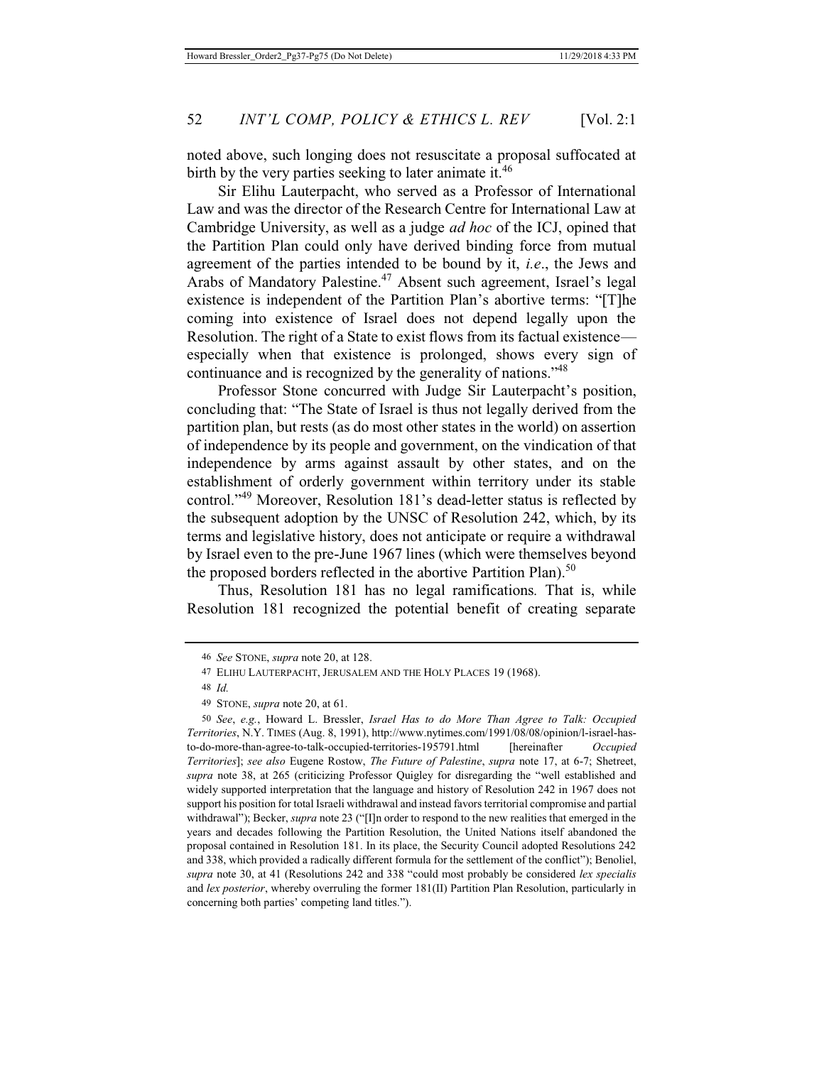noted above, such longing does not resuscitate a proposal suffocated at birth by the very parties seeking to later animate it.[46]

Sir Elihu Lauterpacht, who served as a Professor of International Law and was the director of the Research Centre for International Law at Cambridge University, as well as a judge *ad hoc* of the ICJ, opined that the Partition Plan could only have derived binding force from mutual agreement of the parties intended to be bound by it, *i.e*., the Jews and Arabs of Mandatory Palestine.[47] Absent such agreement, Israel's legal existence is independent of the Partition Plan's abortive terms: "[T]he coming into existence of Israel does not depend legally upon the Resolution. The right of a State to exist flows from its factual existence—especially when that existence is prolonged, shows every sign of continuance and is recognized by the generality of nations."[48]

Professor Stone concurred with Judge Sir Lauterpacht's position, concluding that: "The State of Israel is thus not legally derived from the partition plan, but rests (as do most other states in the world) on assertion of independence by its people and government, on the vindication of that independence by arms against assault by other states, and on the establishment of orderly government within territory under its stable control."[49] Moreover, Resolution 181's dead-letter status is reflected by the subsequent adoption by the UNSC of Resolution 242, which, by its terms and legislative history, does not anticipate or require a withdrawal by Israel even to the pre-June 1967 lines (which were themselves beyond the proposed borders reflected in the abortive Partition Plan).[50]

Thus, Resolution 181 has no legal ramifications. That is, while Resolution 181 recognized the potential benefit of creating separate

---

46 *See* STONE, *supra* note 20, at 128.

47 ELIHU LAUTERPACHT, JERUSALEM AND THE HOLY PLACES 19 (1968).

48 *Id.*

49 STONE, *supra* note 20, at 61.

50 *See*, *e.g.*, Howard L. Bressler, *Israel Has to do More Than Agree to Talk: Occupied Territories*, N.Y. TIMES (Aug. 8, 1991), http://www.nytimes.com/1991/08/08/opinion/l-israel-has-to-do-more-than-agree-to-talk-occupied-territories-195791.html [hereinafter *Occupied Territories*]; *see also* Eugene Rostow, *The Future of Palestine*, *supra* note 17, at 6-7; Shetreet, *supra* note 38, at 265 (criticizing Professor Quigley for disregarding the "well established and widely supported interpretation that the language and history of Resolution 242 in 1967 does not support his position for total Israeli withdrawal and instead favors territorial compromise and partial withdrawal"); Becker, *supra* note 23 ("[I]n order to respond to the new realities that emerged in the years and decades following the Partition Resolution, the United Nations itself abandoned the proposal contained in Resolution 181. In its place, the Security Council adopted Resolutions 242 and 338, which provided a radically different formula for the settlement of the conflict"); Benoliel, *supra* note 30, at 41 (Resolutions 242 and 338 "could most probably be considered *lex specialis* and *lex posterior*, whereby overruling the former 181(II) Partition Plan Resolution, particularly in concerning both parties' competing land titles.").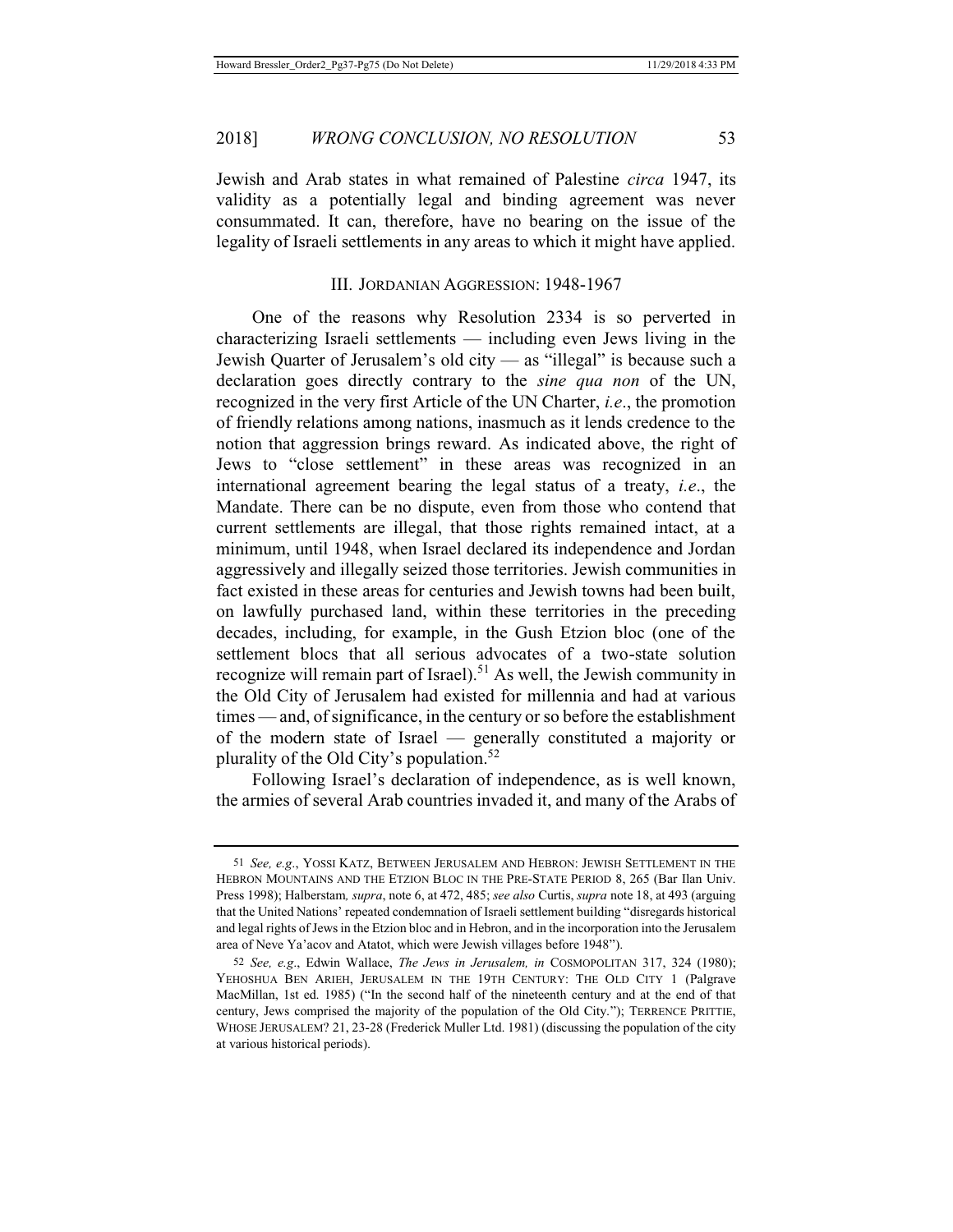Jewish and Arab states in what remained of Palestine *circa* 1947, its validity as a potentially legal and binding agreement was never consummated. It can, therefore, have no bearing on the issue of the legality of Israeli settlements in any areas to which it might have applied.

## III. Jordanian Aggression: 1948-1967

One of the reasons why Resolution 2334 is so perverted in characterizing Israeli settlements — including even Jews living in the Jewish Quarter of Jerusalem's old city — as "illegal" is because such a declaration goes directly contrary to the *sine qua non* of the UN, recognized in the very first Article of the UN Charter, *i.e*., the promotion of friendly relations among nations, inasmuch as it lends credence to the notion that aggression brings reward. As indicated above, the right of Jews to "close settlement" in these areas was recognized in an international agreement bearing the legal status of a treaty, *i.e*., the Mandate. There can be no dispute, even from those who contend that current settlements are illegal, that those rights remained intact, at a minimum, until 1948, when Israel declared its independence and Jordan aggressively and illegally seized those territories. Jewish communities in fact existed in these areas for centuries and Jewish towns had been built, on lawfully purchased land, within these territories in the preceding decades, including, for example, in the Gush Etzion bloc (one of the settlement blocs that all serious advocates of a two-state solution recognize will remain part of Israel).[51] As well, the Jewish community in the Old City of Jerusalem had existed for millennia and had at various times — and, of significance, in the century or so before the establishment of the modern state of Israel — generally constituted a majority or plurality of the Old City's population.[52]

Following Israel's declaration of independence, as is well known, the armies of several Arab countries invaded it, and many of the Arabs of

---

51 *See, e.g*., Yossi Katz, Between Jerusalem and Hebron: Jewish Settlement in the Hebron Mountains and the Etzion Bloc in the Pre-State Period 8, 265 (Bar Ilan Univ. Press 1998); Halberstam, *supra*, note 6, at 472, 485; *see also* Curtis, *supra* note 18, at 493 (arguing that the United Nations' repeated condemnation of Israeli settlement building "disregards historical and legal rights of Jews in the Etzion bloc and in Hebron, and in the incorporation into the Jerusalem area of Neve Ya'acov and Atatot, which were Jewish villages before 1948").

52 *See, e.g*., Edwin Wallace, *The Jews in Jerusalem, in* Cosmopolitan 317, 324 (1980); Yehoshua Ben Arieh, Jerusalem in the 19th Century: The Old City 1 (Palgrave MacMillan, 1st ed. 1985) ("In the second half of the nineteenth century and at the end of that century, Jews comprised the majority of the population of the Old City."); Terrence Prittie, Whose Jerusalem? 21, 23-28 (Frederick Muller Ltd. 1981) (discussing the population of the city at various historical periods).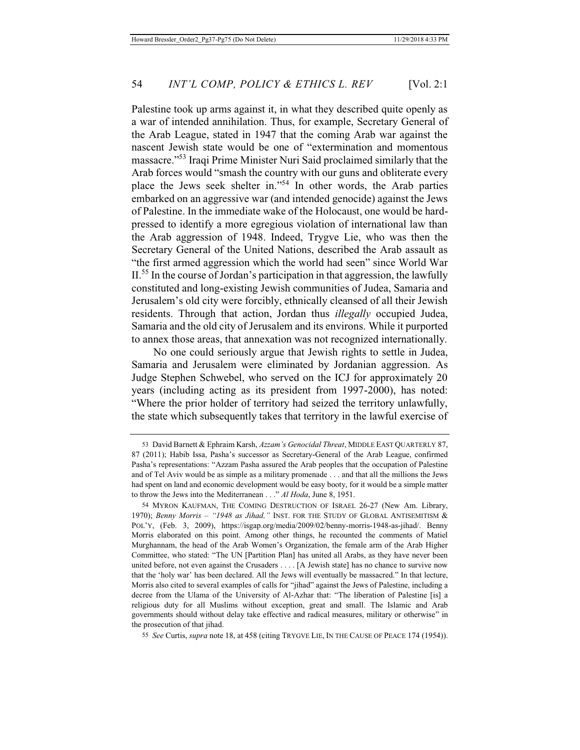Palestine took up arms against it, in what they described quite openly as a war of intended annihilation. Thus, for example, Secretary General of the Arab League, stated in 1947 that the coming Arab war against the nascent Jewish state would be one of "extermination and momentous massacre."[53] Iraqi Prime Minister Nuri Said proclaimed similarly that the Arab forces would "smash the country with our guns and obliterate every place the Jews seek shelter in."[54] In other words, the Arab parties embarked on an aggressive war (and intended genocide) against the Jews of Palestine. In the immediate wake of the Holocaust, one would be hard-pressed to identify a more egregious violation of international law than the Arab aggression of 1948. Indeed, Trygve Lie, who was then the Secretary General of the United Nations, described the Arab assault as "the first armed aggression which the world had seen" since World War II.[55] In the course of Jordan's participation in that aggression, the lawfully constituted and long-existing Jewish communities of Judea, Samaria and Jerusalem's old city were forcibly, ethnically cleansed of all their Jewish residents. Through that action, Jordan thus *illegally* occupied Judea, Samaria and the old city of Jerusalem and its environs. While it purported to annex those areas, that annexation was not recognized internationally.

No one could seriously argue that Jewish rights to settle in Judea, Samaria and Jerusalem were eliminated by Jordanian aggression. As Judge Stephen Schwebel, who served on the ICJ for approximately 20 years (including acting as its president from 1997-2000), has noted: "Where the prior holder of territory had seized the territory unlawfully, the state which subsequently takes that territory in the lawful exercise of

---

53 David Barnett & Ephraim Karsh, *Azzam's Genocidal Threat*, MIDDLE EAST QUARTERLY 87, 87 (2011); Habib Issa, Pasha's successor as Secretary-General of the Arab League, confirmed Pasha's representations: "Azzam Pasha assured the Arab peoples that the occupation of Palestine and of Tel Aviv would be as simple as a military promenade . . . and that all the millions the Jews had spent on land and economic development would be easy booty, for it would be a simple matter to throw the Jews into the Mediterranean . . ." *Al Hoda*, June 8, 1951.

54 MYRON KAUFMAN, THE COMING DESTRUCTION OF ISRAEL 26-27 (New Am. Library, 1970); *Benny Morris – "1948 as Jihad,"* INST. FOR THE STUDY OF GLOBAL ANTISEMITISM & POL'Y, (Feb. 3, 2009), https://isgap.org/media/2009/02/benny-morris-1948-as-jihad/. Benny Morris elaborated on this point. Among other things, he recounted the comments of Matiel Murghannam, the head of the Arab Women's Organization, the female arm of the Arab Higher Committee, who stated: "The UN [Partition Plan] has united all Arabs, as they have never been united before, not even against the Crusaders . . . . [A Jewish state] has no chance to survive now that the 'holy war' has been declared. All the Jews will eventually be massacred." In that lecture, Morris also cited to several examples of calls for "jihad" against the Jews of Palestine, including a decree from the Ulama of the University of Al-Azhar that: "The liberation of Palestine [is] a religious duty for all Muslims without exception, great and small. The Islamic and Arab governments should without delay take effective and radical measures, military or otherwise" in the prosecution of that jihad.

55 *See* Curtis, *supra* note 18, at 458 (citing TRYGVE LIE, IN THE CAUSE OF PEACE 174 (1954)).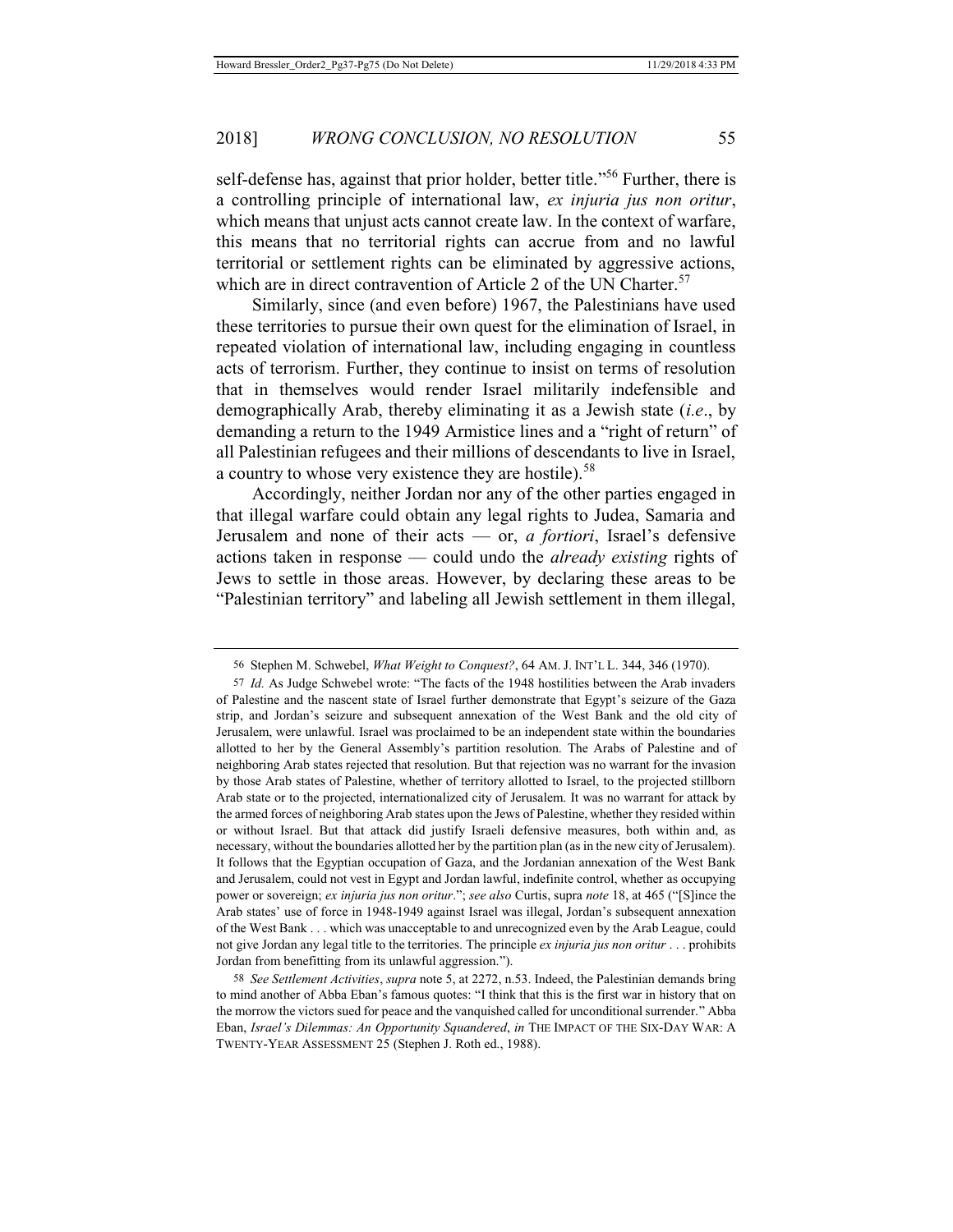self-defense has, against that prior holder, better title."[56] Further, there is a controlling principle of international law, *ex injuria jus non oritur*, which means that unjust acts cannot create law. In the context of warfare, this means that no territorial rights can accrue from and no lawful territorial or settlement rights can be eliminated by aggressive actions, which are in direct contravention of Article 2 of the UN Charter.[57]

Similarly, since (and even before) 1967, the Palestinians have used these territories to pursue their own quest for the elimination of Israel, in repeated violation of international law, including engaging in countless acts of terrorism. Further, they continue to insist on terms of resolution that in themselves would render Israel militarily indefensible and demographically Arab, thereby eliminating it as a Jewish state (*i.e*., by demanding a return to the 1949 Armistice lines and a "right of return" of all Palestinian refugees and their millions of descendants to live in Israel, a country to whose very existence they are hostile).[58]

Accordingly, neither Jordan nor any of the other parties engaged in that illegal warfare could obtain any legal rights to Judea, Samaria and Jerusalem and none of their acts — or, *a fortiori*, Israel's defensive actions taken in response — could undo the *already existing* rights of Jews to settle in those areas. However, by declaring these areas to be "Palestinian territory" and labeling all Jewish settlement in them illegal,

---

56 Stephen M. Schwebel, *What Weight to Conquest?*, 64 AM. J. INT'L L. 344, 346 (1970).

57 *Id.* As Judge Schwebel wrote: "The facts of the 1948 hostilities between the Arab invaders of Palestine and the nascent state of Israel further demonstrate that Egypt's seizure of the Gaza strip, and Jordan's seizure and subsequent annexation of the West Bank and the old city of Jerusalem, were unlawful. Israel was proclaimed to be an independent state within the boundaries allotted to her by the General Assembly's partition resolution. The Arabs of Palestine and of neighboring Arab states rejected that resolution. But that rejection was no warrant for the invasion by those Arab states of Palestine, whether of territory allotted to Israel, to the projected stillborn Arab state or to the projected, internationalized city of Jerusalem. It was no warrant for attack by the armed forces of neighboring Arab states upon the Jews of Palestine, whether they resided within or without Israel. But that attack did justify Israeli defensive measures, both within and, as necessary, without the boundaries allotted her by the partition plan (as in the new city of Jerusalem). It follows that the Egyptian occupation of Gaza, and the Jordanian annexation of the West Bank and Jerusalem, could not vest in Egypt and Jordan lawful, indefinite control, whether as occupying power or sovereign; *ex injuria jus non oritur*."; *see also* Curtis, supra *note* 18, at 465 ("[S]ince the Arab states' use of force in 1948-1949 against Israel was illegal, Jordan's subsequent annexation of the West Bank . . . which was unacceptable to and unrecognized even by the Arab League, could not give Jordan any legal title to the territories. The principle *ex injuria jus non oritur* . . . prohibits Jordan from benefitting from its unlawful aggression.").

58 *See Settlement Activities*, *supra* note 5, at 2272, n.53. Indeed, the Palestinian demands bring to mind another of Abba Eban's famous quotes: "I think that this is the first war in history that on the morrow the victors sued for peace and the vanquished called for unconditional surrender." Abba Eban, *Israel's Dilemmas: An Opportunity Squandered*, *in* THE IMPACT OF THE SIX-DAY WAR: A TWENTY-YEAR ASSESSMENT 25 (Stephen J. Roth ed., 1988).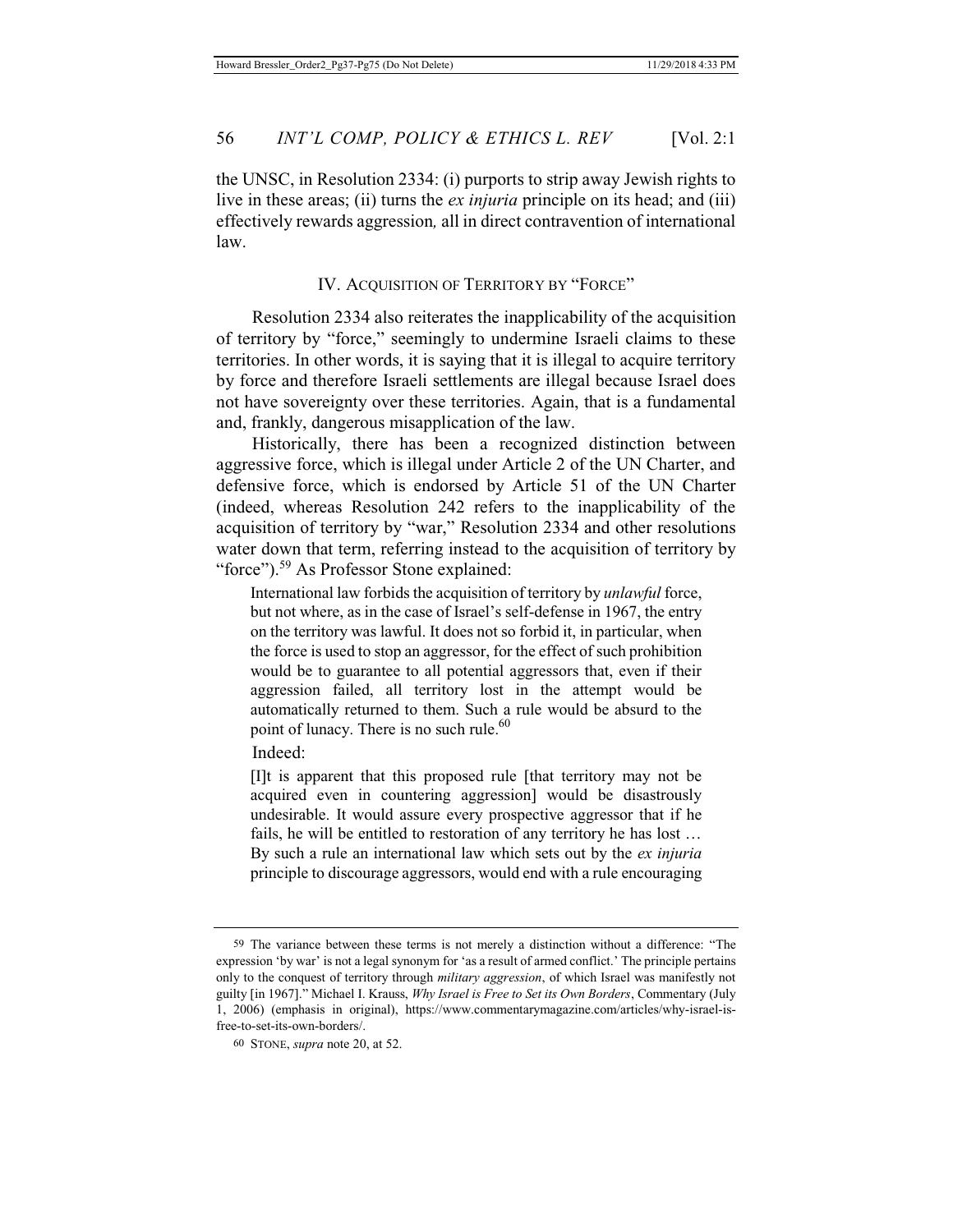the UNSC, in Resolution 2334: (i) purports to strip away Jewish rights to live in these areas; (ii) turns the *ex injuria* principle on its head; and (iii) effectively rewards aggression, all in direct contravention of international law.

## IV. Acquisition of Territory by "Force"

Resolution 2334 also reiterates the inapplicability of the acquisition of territory by "force," seemingly to undermine Israeli claims to these territories. In other words, it is saying that it is illegal to acquire territory by force and therefore Israeli settlements are illegal because Israel does not have sovereignty over these territories. Again, that is a fundamental and, frankly, dangerous misapplication of the law.

Historically, there has been a recognized distinction between aggressive force, which is illegal under Article 2 of the UN Charter, and defensive force, which is endorsed by Article 51 of the UN Charter (indeed, whereas Resolution 242 refers to the inapplicability of the acquisition of territory by "war," Resolution 2334 and other resolutions water down that term, referring instead to the acquisition of territory by "force").[59] As Professor Stone explained:

> International law forbids the acquisition of territory by *unlawful* force, but not where, as in the case of Israel's self-defense in 1967, the entry on the territory was lawful. It does not so forbid it, in particular, when the force is used to stop an aggressor, for the effect of such prohibition would be to guarantee to all potential aggressors that, even if their aggression failed, all territory lost in the attempt would be automatically returned to them. Such a rule would be absurd to the point of lunacy. There is no such rule.[60]

Indeed:

> [I]t is apparent that this proposed rule [that territory may not be acquired even in countering aggression] would be disastrously undesirable. It would assure every prospective aggressor that if he fails, he will be entitled to restoration of any territory he has lost … By such a rule an international law which sets out by the *ex injuria* principle to discourage aggressors, would end with a rule encouraging

---

59 The variance between these terms is not merely a distinction without a difference: "The expression 'by war' is not a legal synonym for 'as a result of armed conflict.' The principle pertains only to the conquest of territory through *military aggression*, of which Israel was manifestly not guilty [in 1967]." Michael I. Krauss, *Why Israel is Free to Set its Own Borders*, Commentary (July 1, 2006) (emphasis in original), https://www.commentarymagazine.com/articles/why-israel-is-free-to-set-its-own-borders/.

60 STONE, *supra* note 20, at 52.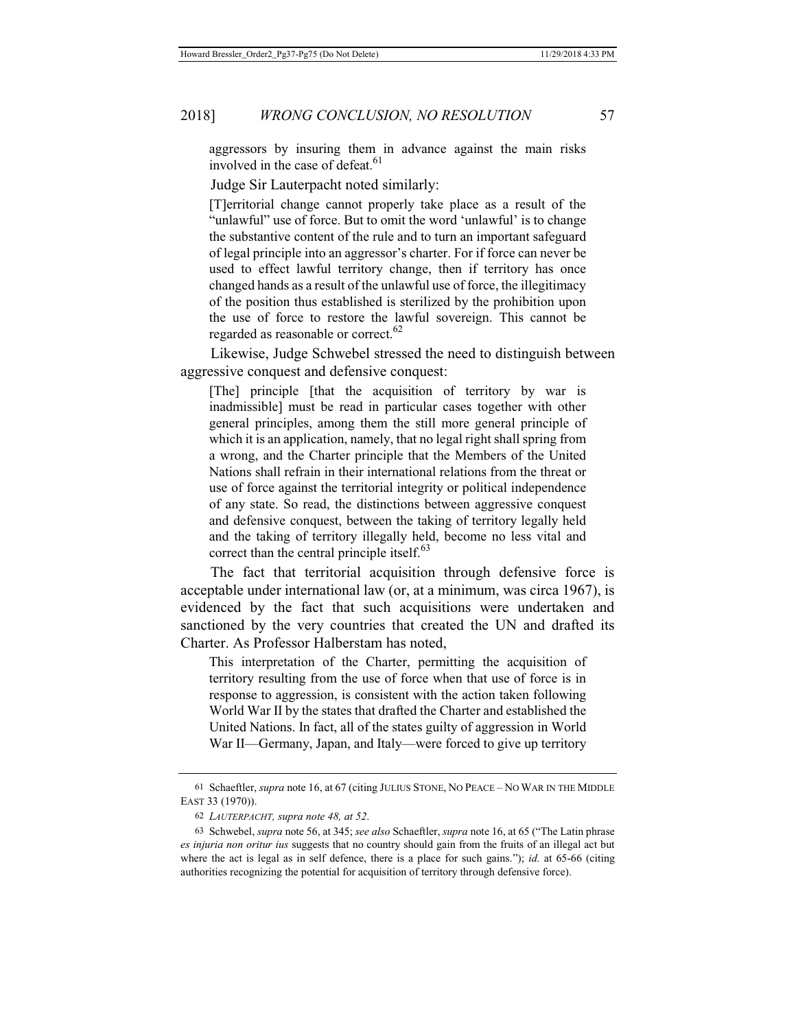> aggressors by insuring them in advance against the main risks involved in the case of defeat.[61]

Judge Sir Lauterpacht noted similarly:

> [T]erritorial change cannot properly take place as a result of the "unlawful" use of force. But to omit the word 'unlawful' is to change the substantive content of the rule and to turn an important safeguard of legal principle into an aggressor's charter. For if force can never be used to effect lawful territory change, then if territory has once changed hands as a result of the unlawful use of force, the illegitimacy of the position thus established is sterilized by the prohibition upon the use of force to restore the lawful sovereign. This cannot be regarded as reasonable or correct.[62]

Likewise, Judge Schwebel stressed the need to distinguish between aggressive conquest and defensive conquest:

> [The] principle [that the acquisition of territory by war is inadmissible] must be read in particular cases together with other general principles, among them the still more general principle of which it is an application, namely, that no legal right shall spring from a wrong, and the Charter principle that the Members of the United Nations shall refrain in their international relations from the threat or use of force against the territorial integrity or political independence of any state. So read, the distinctions between aggressive conquest and defensive conquest, between the taking of territory legally held and the taking of territory illegally held, become no less vital and correct than the central principle itself.[63]

The fact that territorial acquisition through defensive force is acceptable under international law (or, at a minimum, was circa 1967), is evidenced by the fact that such acquisitions were undertaken and sanctioned by the very countries that created the UN and drafted its Charter. As Professor Halberstam has noted,

> This interpretation of the Charter, permitting the acquisition of territory resulting from the use of force when that use of force is in response to aggression, is consistent with the action taken following World War II by the states that drafted the Charter and established the United Nations. In fact, all of the states guilty of aggression in World War II—Germany, Japan, and Italy—were forced to give up territory

---

61 Schaeftler, *supra* note 16, at 67 (citing JULIUS STONE, NO PEACE – NO WAR IN THE MIDDLE EAST 33 (1970)).

62 *LAUTERPACHT, supra note 48, at 52.*

63 Schwebel, *supra* note 56, at 345; *see also* Schaeftler, *supra* note 16, at 65 ("The Latin phrase *es injuria non oritur ius* suggests that no country should gain from the fruits of an illegal act but where the act is legal as in self defence, there is a place for such gains."); *id.* at 65-66 (citing authorities recognizing the potential for acquisition of territory through defensive force).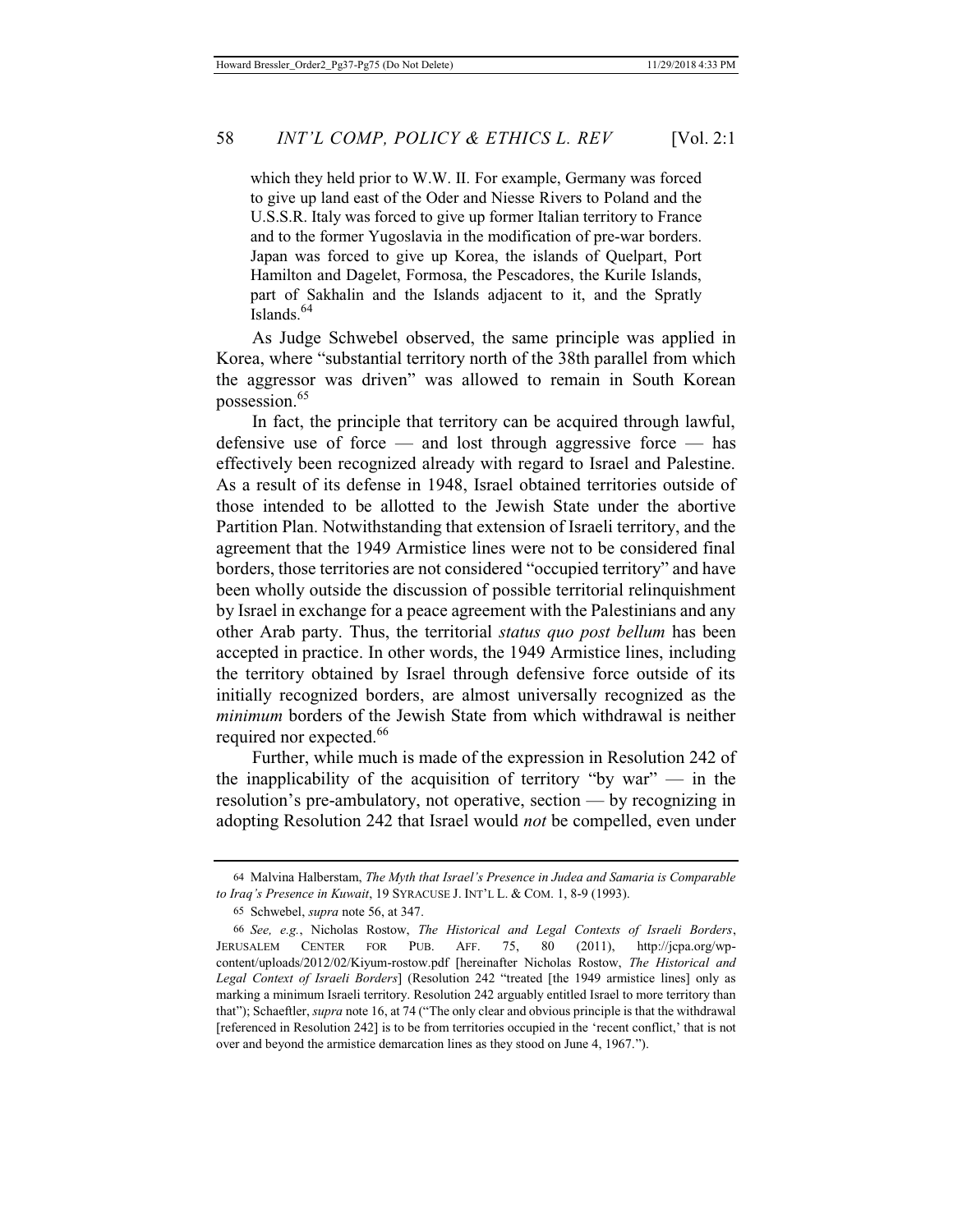which they held prior to W.W. II. For example, Germany was forced to give up land east of the Oder and Niesse Rivers to Poland and the U.S.S.R. Italy was forced to give up former Italian territory to France and to the former Yugoslavia in the modification of pre-war borders. Japan was forced to give up Korea, the islands of Quelpart, Port Hamilton and Dagelet, Formosa, the Pescadores, the Kurile Islands, part of Sakhalin and the Islands adjacent to it, and the Spratly Islands.[64]

As Judge Schwebel observed, the same principle was applied in Korea, where "substantial territory north of the 38th parallel from which the aggressor was driven" was allowed to remain in South Korean possession.[65]

In fact, the principle that territory can be acquired through lawful, defensive use of force — and lost through aggressive force — has effectively been recognized already with regard to Israel and Palestine. As a result of its defense in 1948, Israel obtained territories outside of those intended to be allotted to the Jewish State under the abortive Partition Plan. Notwithstanding that extension of Israeli territory, and the agreement that the 1949 Armistice lines were not to be considered final borders, those territories are not considered "occupied territory" and have been wholly outside the discussion of possible territorial relinquishment by Israel in exchange for a peace agreement with the Palestinians and any other Arab party. Thus, the territorial *status quo post bellum* has been accepted in practice. In other words, the 1949 Armistice lines, including the territory obtained by Israel through defensive force outside of its initially recognized borders, are almost universally recognized as the *minimum* borders of the Jewish State from which withdrawal is neither required nor expected.[66]

Further, while much is made of the expression in Resolution 242 of the inapplicability of the acquisition of territory "by war" — in the resolution's pre-ambulatory, not operative, section — by recognizing in adopting Resolution 242 that Israel would *not* be compelled, even under

---

64 Malvina Halberstam, *The Myth that Israel's Presence in Judea and Samaria is Comparable to Iraq's Presence in Kuwait*, 19 SYRACUSE J. INT'L L. & COM. 1, 8-9 (1993).

65 Schwebel, *supra* note 56, at 347.

66 *See, e.g.*, Nicholas Rostow, *The Historical and Legal Contexts of Israeli Borders*, JERUSALEM CENTER FOR PUB. AFF. 75, 80 (2011), http://jcpa.org/wp-content/uploads/2012/02/Kiyum-rostow.pdf [hereinafter Nicholas Rostow, *The Historical and Legal Context of Israeli Borders*] (Resolution 242 "treated [the 1949 armistice lines] only as marking a minimum Israeli territory. Resolution 242 arguably entitled Israel to more territory than that"); Schaeftler, *supra* note 16, at 74 ("The only clear and obvious principle is that the withdrawal [referenced in Resolution 242] is to be from territories occupied in the 'recent conflict,' that is not over and beyond the armistice demarcation lines as they stood on June 4, 1967.").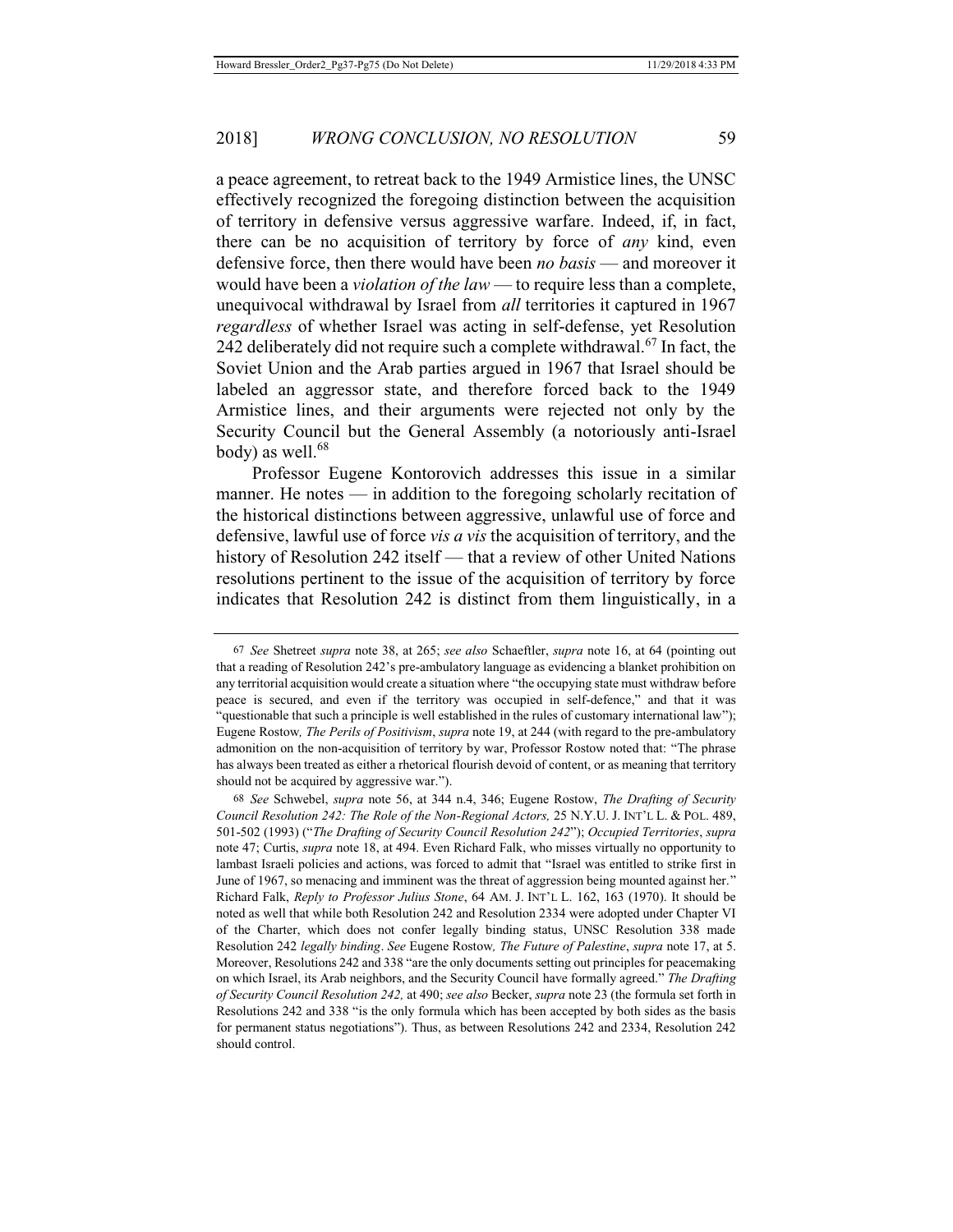a peace agreement, to retreat back to the 1949 Armistice lines, the UNSC effectively recognized the foregoing distinction between the acquisition of territory in defensive versus aggressive warfare. Indeed, if, in fact, there can be no acquisition of territory by force of *any* kind, even defensive force, then there would have been *no basis* — and moreover it would have been a *violation of the law* — to require less than a complete, unequivocal withdrawal by Israel from *all* territories it captured in 1967 *regardless* of whether Israel was acting in self-defense, yet Resolution 242 deliberately did not require such a complete withdrawal.[67] In fact, the Soviet Union and the Arab parties argued in 1967 that Israel should be labeled an aggressor state, and therefore forced back to the 1949 Armistice lines, and their arguments were rejected not only by the Security Council but the General Assembly (a notoriously anti-Israel body) as well.[68]

Professor Eugene Kontorovich addresses this issue in a similar manner. He notes — in addition to the foregoing scholarly recitation of the historical distinctions between aggressive, unlawful use of force and defensive, lawful use of force *vis a vis* the acquisition of territory, and the history of Resolution 242 itself — that a review of other United Nations resolutions pertinent to the issue of the acquisition of territory by force indicates that Resolution 242 is distinct from them linguistically, in a

---

67 *See* Shetreet *supra* note 38, at 265; *see also* Schaeftler, *supra* note 16, at 64 (pointing out that a reading of Resolution 242's pre-ambulatory language as evidencing a blanket prohibition on any territorial acquisition would create a situation where "the occupying state must withdraw before peace is secured, and even if the territory was occupied in self-defence," and that it was "questionable that such a principle is well established in the rules of customary international law"); Eugene Rostow*, The Perils of Positivism*, *supra* note 19, at 244 (with regard to the pre-ambulatory admonition on the non-acquisition of territory by war, Professor Rostow noted that: "The phrase has always been treated as either a rhetorical flourish devoid of content, or as meaning that territory should not be acquired by aggressive war.").

68 *See* Schwebel, *supra* note 56, at 344 n.4, 346; Eugene Rostow, *The Drafting of Security Council Resolution 242: The Role of the Non-Regional Actors,* 25 N.Y.U. J. INT'L L. & POL. 489, 501-502 (1993) ("*The Drafting of Security Council Resolution 242*"); *Occupied Territories*, *supra* note 47; Curtis, *supra* note 18, at 494. Even Richard Falk, who misses virtually no opportunity to lambast Israeli policies and actions, was forced to admit that "Israel was entitled to strike first in June of 1967, so menacing and imminent was the threat of aggression being mounted against her." Richard Falk, *Reply to Professor Julius Stone*, 64 AM. J. INT'L L. 162, 163 (1970). It should be noted as well that while both Resolution 242 and Resolution 2334 were adopted under Chapter VI of the Charter, which does not confer legally binding status, UNSC Resolution 338 made Resolution 242 *legally binding*. *See* Eugene Rostow*, The Future of Palestine*, *supra* note 17, at 5. Moreover, Resolutions 242 and 338 "are the only documents setting out principles for peacemaking on which Israel, its Arab neighbors, and the Security Council have formally agreed." *The Drafting of Security Council Resolution 242,* at 490; *see also* Becker, *supra* note 23 (the formula set forth in Resolutions 242 and 338 "is the only formula which has been accepted by both sides as the basis for permanent status negotiations"). Thus, as between Resolutions 242 and 2334, Resolution 242 should control.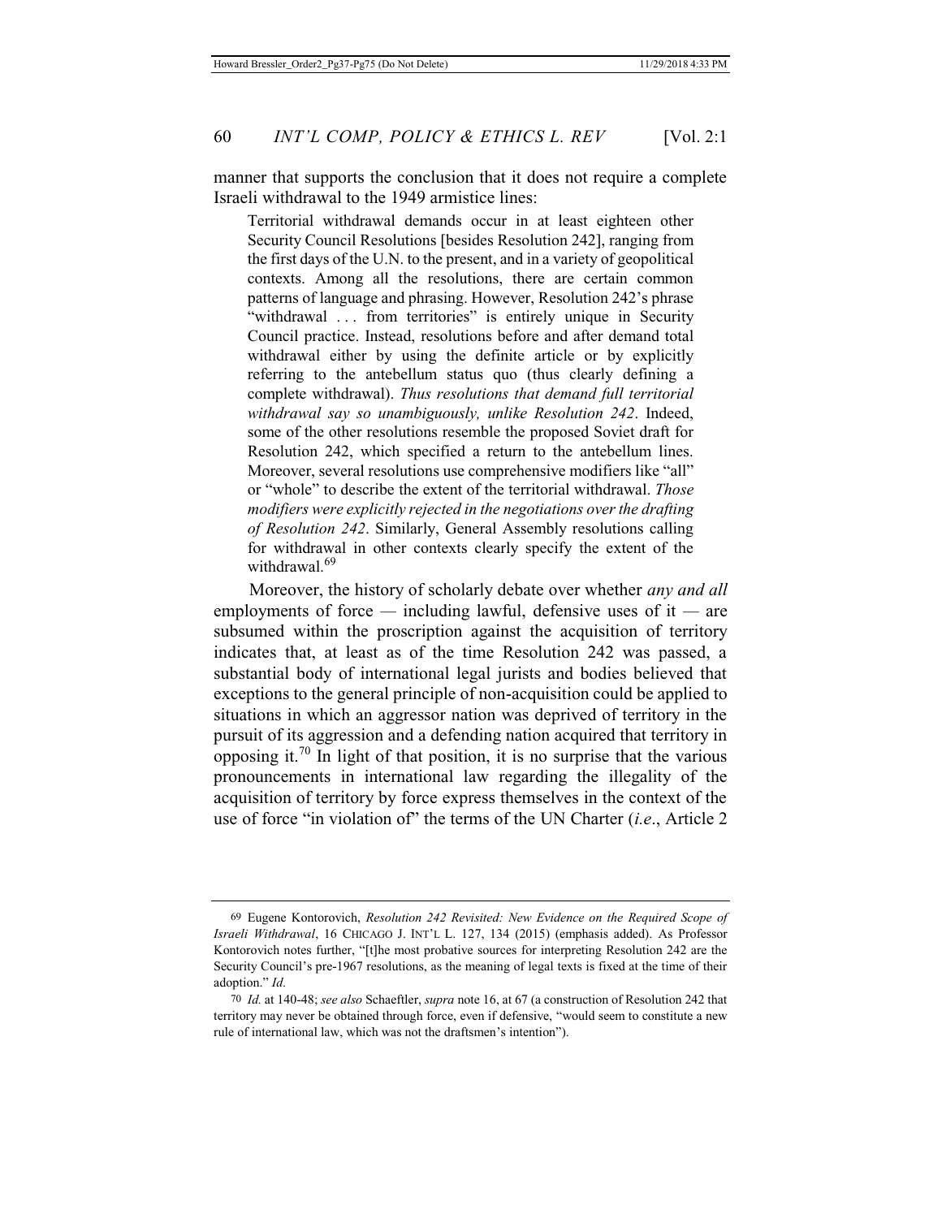manner that supports the conclusion that it does not require a complete Israeli withdrawal to the 1949 armistice lines:

> Territorial withdrawal demands occur in at least eighteen other Security Council Resolutions [besides Resolution 242], ranging from the first days of the U.N. to the present, and in a variety of geopolitical contexts. Among all the resolutions, there are certain common patterns of language and phrasing. However, Resolution 242's phrase "withdrawal . . . from territories" is entirely unique in Security Council practice. Instead, resolutions before and after demand total withdrawal either by using the definite article or by explicitly referring to the antebellum status quo (thus clearly defining a complete withdrawal). *Thus resolutions that demand full territorial withdrawal say so unambiguously, unlike Resolution 242*. Indeed, some of the other resolutions resemble the proposed Soviet draft for Resolution 242, which specified a return to the antebellum lines. Moreover, several resolutions use comprehensive modifiers like "all" or "whole" to describe the extent of the territorial withdrawal. *Those modifiers were explicitly rejected in the negotiations over the drafting of Resolution 242*. Similarly, General Assembly resolutions calling for withdrawal in other contexts clearly specify the extent of the withdrawal.[69]

Moreover, the history of scholarly debate over whether *any and all* employments of force — including lawful, defensive uses of it — are subsumed within the proscription against the acquisition of territory indicates that, at least as of the time Resolution 242 was passed, a substantial body of international legal jurists and bodies believed that exceptions to the general principle of non-acquisition could be applied to situations in which an aggressor nation was deprived of territory in the pursuit of its aggression and a defending nation acquired that territory in opposing it.[70] In light of that position, it is no surprise that the various pronouncements in international law regarding the illegality of the acquisition of territory by force express themselves in the context of the use of force "in violation of" the terms of the UN Charter (*i.e.*, Article 2

---

69 Eugene Kontorovich, *Resolution 242 Revisited: New Evidence on the Required Scope of Israeli Withdrawal*, 16 CHICAGO J. INT'L L. 127, 134 (2015) (emphasis added). As Professor Kontorovich notes further, "[t]he most probative sources for interpreting Resolution 242 are the Security Council's pre-1967 resolutions, as the meaning of legal texts is fixed at the time of their adoption." *Id*.

70 *Id.* at 140-48; *see also* Schaeftler, *supra* note 16, at 67 (a construction of Resolution 242 that territory may never be obtained through force, even if defensive, "would seem to constitute a new rule of international law, which was not the draftsmen's intention").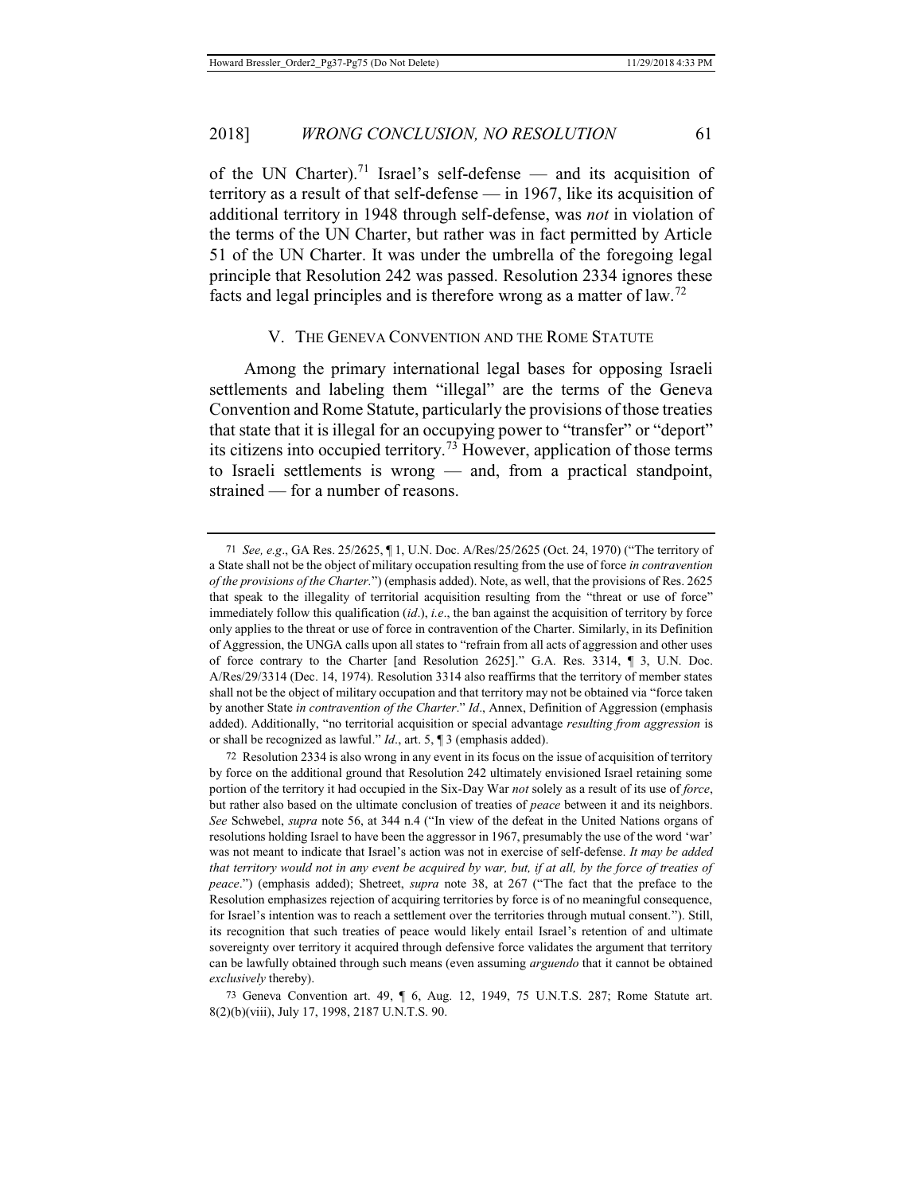of the UN Charter).[71] Israel's self-defense — and its acquisition of territory as a result of that self-defense — in 1967, like its acquisition of additional territory in 1948 through self-defense, was *not* in violation of the terms of the UN Charter, but rather was in fact permitted by Article 51 of the UN Charter. It was under the umbrella of the foregoing legal principle that Resolution 242 was passed. Resolution 2334 ignores these facts and legal principles and is therefore wrong as a matter of law.[72]

## V. THE GENEVA CONVENTION AND THE ROME STATUTE

Among the primary international legal bases for opposing Israeli settlements and labeling them "illegal" are the terms of the Geneva Convention and Rome Statute, particularly the provisions of those treaties that state that it is illegal for an occupying power to "transfer" or "deport" its citizens into occupied territory.[73] However, application of those terms to Israeli settlements is wrong — and, from a practical standpoint, strained — for a number of reasons.

---

71 *See, e.g*., GA Res. 25/2625, ¶ 1, U.N. Doc. A/Res/25/2625 (Oct. 24, 1970) ("The territory of a State shall not be the object of military occupation resulting from the use of force *in contravention of the provisions of the Charter*.") (emphasis added). Note, as well, that the provisions of Res. 2625 that speak to the illegality of territorial acquisition resulting from the "threat or use of force" immediately follow this qualification (*id*.), *i.e*., the ban against the acquisition of territory by force only applies to the threat or use of force in contravention of the Charter. Similarly, in its Definition of Aggression, the UNGA calls upon all states to "refrain from all acts of aggression and other uses of force contrary to the Charter [and Resolution 2625]." G.A. Res. 3314, ¶ 3, U.N. Doc. A/Res/29/3314 (Dec. 14, 1974). Resolution 3314 also reaffirms that the territory of member states shall not be the object of military occupation and that territory may not be obtained via "force taken by another State *in contravention of the Charter*." *Id*., Annex, Definition of Aggression (emphasis added). Additionally, "no territorial acquisition or special advantage *resulting from aggression* is or shall be recognized as lawful." *Id*., art. 5, ¶ 3 (emphasis added).

72 Resolution 2334 is also wrong in any event in its focus on the issue of acquisition of territory by force on the additional ground that Resolution 242 ultimately envisioned Israel retaining some portion of the territory it had occupied in the Six-Day War *not* solely as a result of its use of *force*, but rather also based on the ultimate conclusion of treaties of *peace* between it and its neighbors. *See* Schwebel, *supra* note 56, at 344 n.4 ("In view of the defeat in the United Nations organs of resolutions holding Israel to have been the aggressor in 1967, presumably the use of the word 'war' was not meant to indicate that Israel's action was not in exercise of self-defense. *It may be added that territory would not in any event be acquired by war, but, if at all, by the force of treaties of peace*.") (emphasis added); Shetreet, *supra* note 38, at 267 ("The fact that the preface to the Resolution emphasizes rejection of acquiring territories by force is of no meaningful consequence, for Israel's intention was to reach a settlement over the territories through mutual consent."). Still, its recognition that such treaties of peace would likely entail Israel's retention of and ultimate sovereignty over territory it acquired through defensive force validates the argument that territory can be lawfully obtained through such means (even assuming *arguendo* that it cannot be obtained *exclusively* thereby).

73 Geneva Convention art. 49, ¶ 6, Aug. 12, 1949, 75 U.N.T.S. 287; Rome Statute art. 8(2)(b)(viii), July 17, 1998, 2187 U.N.T.S. 90.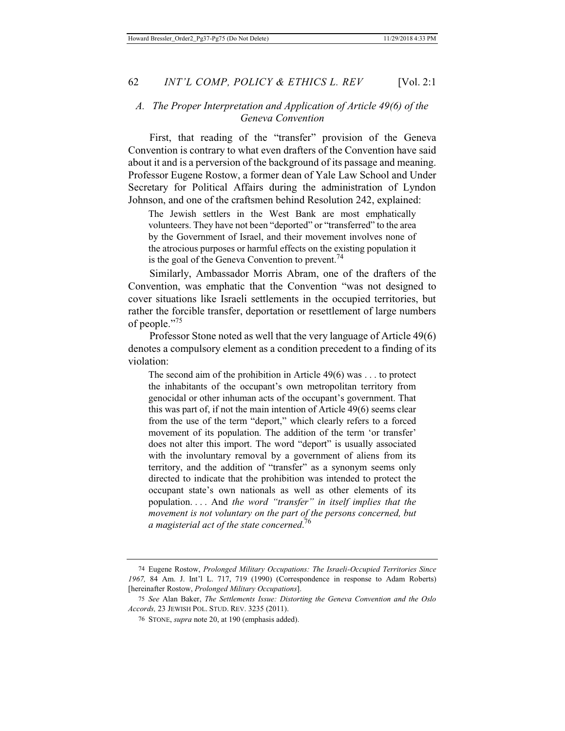### *A. The Proper Interpretation and Application of Article 49(6) of the Geneva Convention*

First, that reading of the "transfer" provision of the Geneva Convention is contrary to what even drafters of the Convention have said about it and is a perversion of the background of its passage and meaning. Professor Eugene Rostow, a former dean of Yale Law School and Under Secretary for Political Affairs during the administration of Lyndon Johnson, and one of the craftsmen behind Resolution 242, explained:

> The Jewish settlers in the West Bank are most emphatically volunteers. They have not been "deported" or "transferred" to the area by the Government of Israel, and their movement involves none of the atrocious purposes or harmful effects on the existing population it is the goal of the Geneva Convention to prevent.[74]

Similarly, Ambassador Morris Abram, one of the drafters of the Convention, was emphatic that the Convention "was not designed to cover situations like Israeli settlements in the occupied territories, but rather the forcible transfer, deportation or resettlement of large numbers of people."[75]

Professor Stone noted as well that the very language of Article 49(6) denotes a compulsory element as a condition precedent to a finding of its violation:

> The second aim of the prohibition in Article 49(6) was . . . to protect the inhabitants of the occupant's own metropolitan territory from genocidal or other inhuman acts of the occupant's government. That this was part of, if not the main intention of Article 49(6) seems clear from the use of the term "deport," which clearly refers to a forced movement of its population. The addition of the term 'or transfer' does not alter this import. The word "deport" is usually associated with the involuntary removal by a government of aliens from its territory, and the addition of "transfer" as a synonym seems only directed to indicate that the prohibition was intended to protect the occupant state's own nationals as well as other elements of its population. . . . And *the word "transfer" in itself implies that the movement is not voluntary on the part of the persons concerned, but a magisterial act of the state concerned*.[76]

---

74 Eugene Rostow, *Prolonged Military Occupations: The Israeli-Occupied Territories Since 1967,* 84 Am. J. Int'l L. 717, 719 (1990) (Correspondence in response to Adam Roberts) [hereinafter Rostow, *Prolonged Military Occupations*].

75 *See* Alan Baker, *The Settlements Issue: Distorting the Geneva Convention and the Oslo Accords,* 23 JEWISH POL. STUD. REV. 3235 (2011).

76 STONE, *supra* note 20, at 190 (emphasis added).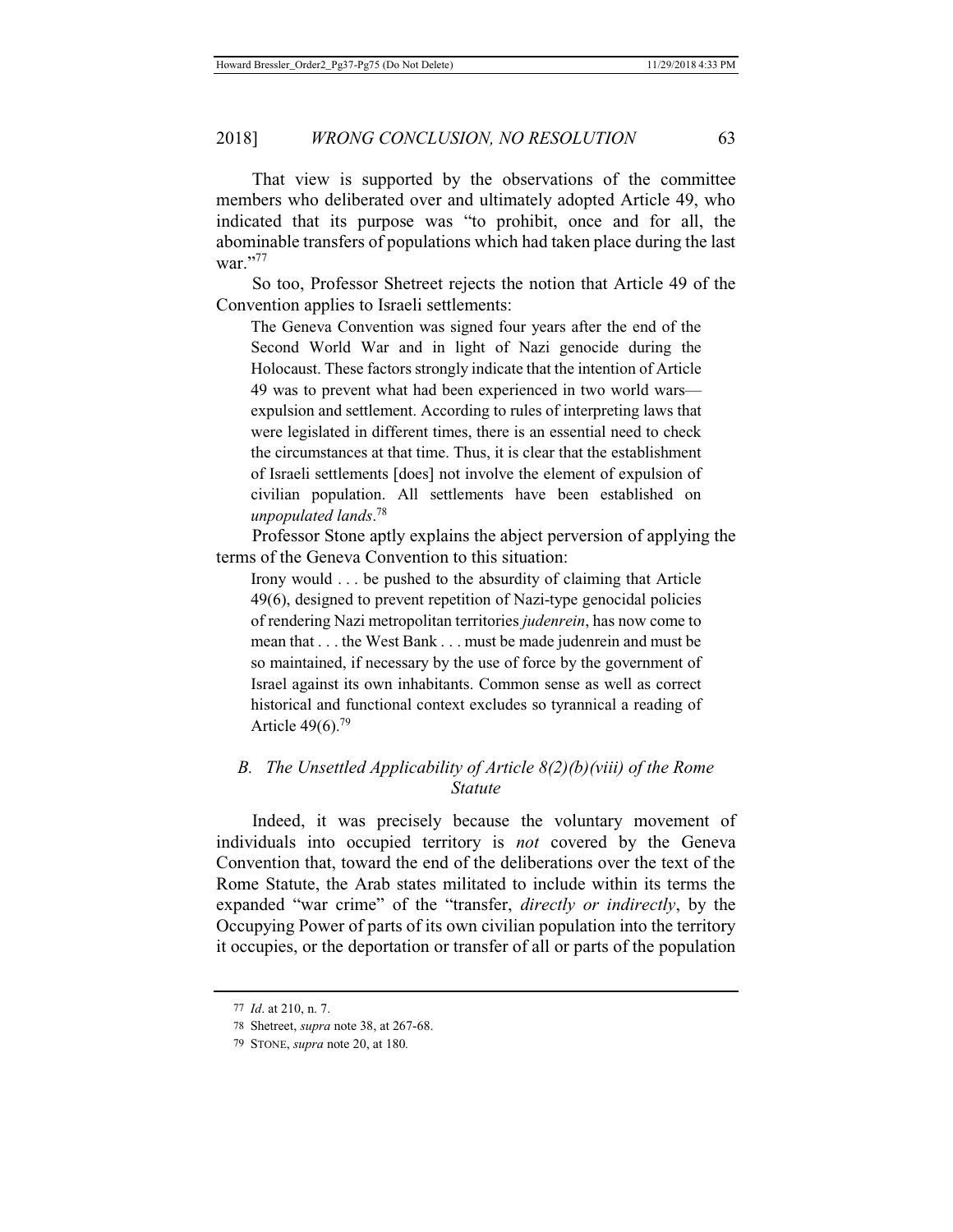That view is supported by the observations of the committee members who deliberated over and ultimately adopted Article 49, who indicated that its purpose was "to prohibit, once and for all, the abominable transfers of populations which had taken place during the last war."[77]

So too, Professor Shetreet rejects the notion that Article 49 of the Convention applies to Israeli settlements:

> The Geneva Convention was signed four years after the end of the Second World War and in light of Nazi genocide during the Holocaust. These factors strongly indicate that the intention of Article 49 was to prevent what had been experienced in two world wars—expulsion and settlement. According to rules of interpreting laws that were legislated in different times, there is an essential need to check the circumstances at that time. Thus, it is clear that the establishment of Israeli settlements [does] not involve the element of expulsion of civilian population. All settlements have been established on *unpopulated lands*.[78]

Professor Stone aptly explains the abject perversion of applying the terms of the Geneva Convention to this situation:

> Irony would . . . be pushed to the absurdity of claiming that Article 49(6), designed to prevent repetition of Nazi-type genocidal policies of rendering Nazi metropolitan territories *judenrein*, has now come to mean that . . . the West Bank . . . must be made judenrein and must be so maintained, if necessary by the use of force by the government of Israel against its own inhabitants. Common sense as well as correct historical and functional context excludes so tyrannical a reading of Article 49(6).[79]

### *B. The Unsettled Applicability of Article 8(2)(b)(viii) of the Rome Statute*

Indeed, it was precisely because the voluntary movement of individuals into occupied territory is *not* covered by the Geneva Convention that, toward the end of the deliberations over the text of the Rome Statute, the Arab states militated to include within its terms the expanded "war crime" of the "transfer, *directly or indirectly*, by the Occupying Power of parts of its own civilian population into the territory it occupies, or the deportation or transfer of all or parts of the population

---

77 *Id*. at 210, n. 7.

78 Shetreet, *supra* note 38, at 267-68.

79 STONE, *supra* note 20, at 180.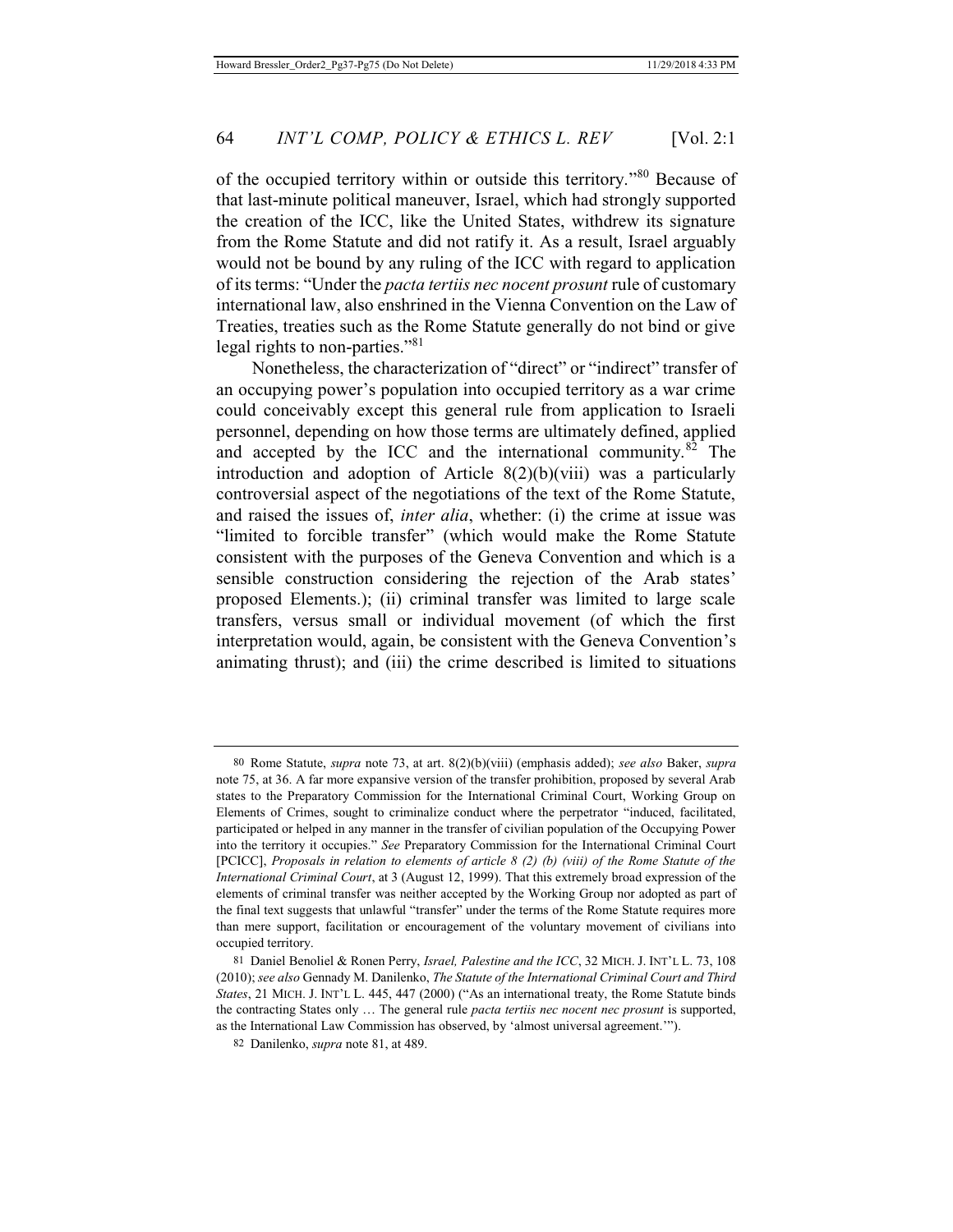of the occupied territory within or outside this territory."[80] Because of that last-minute political maneuver, Israel, which had strongly supported the creation of the ICC, like the United States, withdrew its signature from the Rome Statute and did not ratify it. As a result, Israel arguably would not be bound by any ruling of the ICC with regard to application of its terms: "Under the *pacta tertiis nec nocent prosunt* rule of customary international law, also enshrined in the Vienna Convention on the Law of Treaties, treaties such as the Rome Statute generally do not bind or give legal rights to non-parties."[81]

Nonetheless, the characterization of "direct" or "indirect" transfer of an occupying power's population into occupied territory as a war crime could conceivably except this general rule from application to Israeli personnel, depending on how those terms are ultimately defined, applied and accepted by the ICC and the international community.[82] The introduction and adoption of Article 8(2)(b)(viii) was a particularly controversial aspect of the negotiations of the text of the Rome Statute, and raised the issues of, *inter alia*, whether: (i) the crime at issue was "limited to forcible transfer" (which would make the Rome Statute consistent with the purposes of the Geneva Convention and which is a sensible construction considering the rejection of the Arab states' proposed Elements.); (ii) criminal transfer was limited to large scale transfers, versus small or individual movement (of which the first interpretation would, again, be consistent with the Geneva Convention's animating thrust); and (iii) the crime described is limited to situations

---

80 Rome Statute, *supra* note 73, at art. 8(2)(b)(viii) (emphasis added); *see also* Baker, *supra* note 75, at 36. A far more expansive version of the transfer prohibition, proposed by several Arab states to the Preparatory Commission for the International Criminal Court, Working Group on Elements of Crimes, sought to criminalize conduct where the perpetrator "induced, facilitated, participated or helped in any manner in the transfer of civilian population of the Occupying Power into the territory it occupies." *See* Preparatory Commission for the International Criminal Court [PCICC], *Proposals in relation to elements of article 8 (2) (b) (viii) of the Rome Statute of the International Criminal Court*, at 3 (August 12, 1999). That this extremely broad expression of the elements of criminal transfer was neither accepted by the Working Group nor adopted as part of the final text suggests that unlawful "transfer" under the terms of the Rome Statute requires more than mere support, facilitation or encouragement of the voluntary movement of civilians into occupied territory.

81 Daniel Benoliel & Ronen Perry, *Israel, Palestine and the ICC*, 32 MICH. J. INT'L L. 73, 108 (2010); *see also* Gennady M. Danilenko, *The Statute of the International Criminal Court and Third States*, 21 MICH. J. INT'L L. 445, 447 (2000) ("As an international treaty, the Rome Statute binds the contracting States only … The general rule *pacta tertiis nec nocent nec prosunt* is supported, as the International Law Commission has observed, by 'almost universal agreement.'").

82 Danilenko, *supra* note 81, at 489.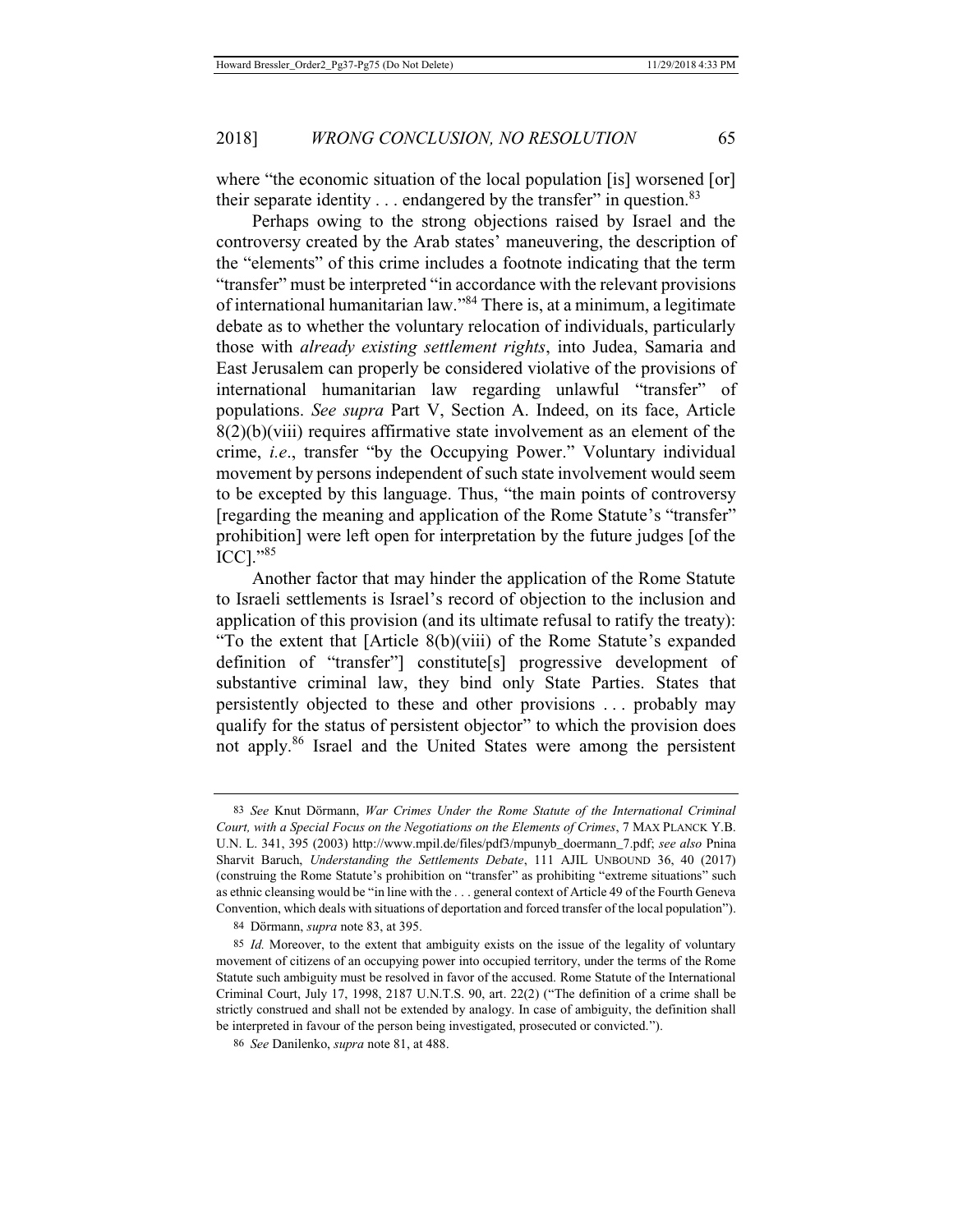where "the economic situation of the local population [is] worsened [or] their separate identity . . . endangered by the transfer" in question.[83]

Perhaps owing to the strong objections raised by Israel and the controversy created by the Arab states' maneuvering, the description of the "elements" of this crime includes a footnote indicating that the term "transfer" must be interpreted "in accordance with the relevant provisions of international humanitarian law."[84] There is, at a minimum, a legitimate debate as to whether the voluntary relocation of individuals, particularly those with *already existing settlement rights*, into Judea, Samaria and East Jerusalem can properly be considered violative of the provisions of international humanitarian law regarding unlawful "transfer" of populations. *See supra* Part V, Section A. Indeed, on its face, Article 8(2)(b)(viii) requires affirmative state involvement as an element of the crime, *i.e*., transfer "by the Occupying Power." Voluntary individual movement by persons independent of such state involvement would seem to be excepted by this language. Thus, "the main points of controversy [regarding the meaning and application of the Rome Statute's "transfer" prohibition] were left open for interpretation by the future judges [of the ICC]."[85]

Another factor that may hinder the application of the Rome Statute to Israeli settlements is Israel's record of objection to the inclusion and application of this provision (and its ultimate refusal to ratify the treaty): "To the extent that [Article 8(b)(viii) of the Rome Statute's expanded definition of "transfer"] constitute[s] progressive development of substantive criminal law, they bind only State Parties. States that persistently objected to these and other provisions . . . probably may qualify for the status of persistent objector" to which the provision does not apply.[86] Israel and the United States were among the persistent

---

83 *See* Knut Dörmann, *War Crimes Under the Rome Statute of the International Criminal Court, with a Special Focus on the Negotiations on the Elements of Crimes*, 7 MAX PLANCK Y.B. U.N. L. 341, 395 (2003) http://www.mpil.de/files/pdf3/mpunyb_doermann_7.pdf; *see also* Pnina Sharvit Baruch, *Understanding the Settlements Debate*, 111 AJIL UNBOUND 36, 40 (2017) (construing the Rome Statute's prohibition on "transfer" as prohibiting "extreme situations" such as ethnic cleansing would be "in line with the . . . general context of Article 49 of the Fourth Geneva Convention, which deals with situations of deportation and forced transfer of the local population").

84 Dörmann, *supra* note 83, at 395.

85 *Id.* Moreover, to the extent that ambiguity exists on the issue of the legality of voluntary movement of citizens of an occupying power into occupied territory, under the terms of the Rome Statute such ambiguity must be resolved in favor of the accused. Rome Statute of the International Criminal Court, July 17, 1998, 2187 U.N.T.S. 90, art. 22(2) ("The definition of a crime shall be strictly construed and shall not be extended by analogy. In case of ambiguity, the definition shall be interpreted in favour of the person being investigated, prosecuted or convicted.").

86 *See* Danilenko, *supra* note 81, at 488.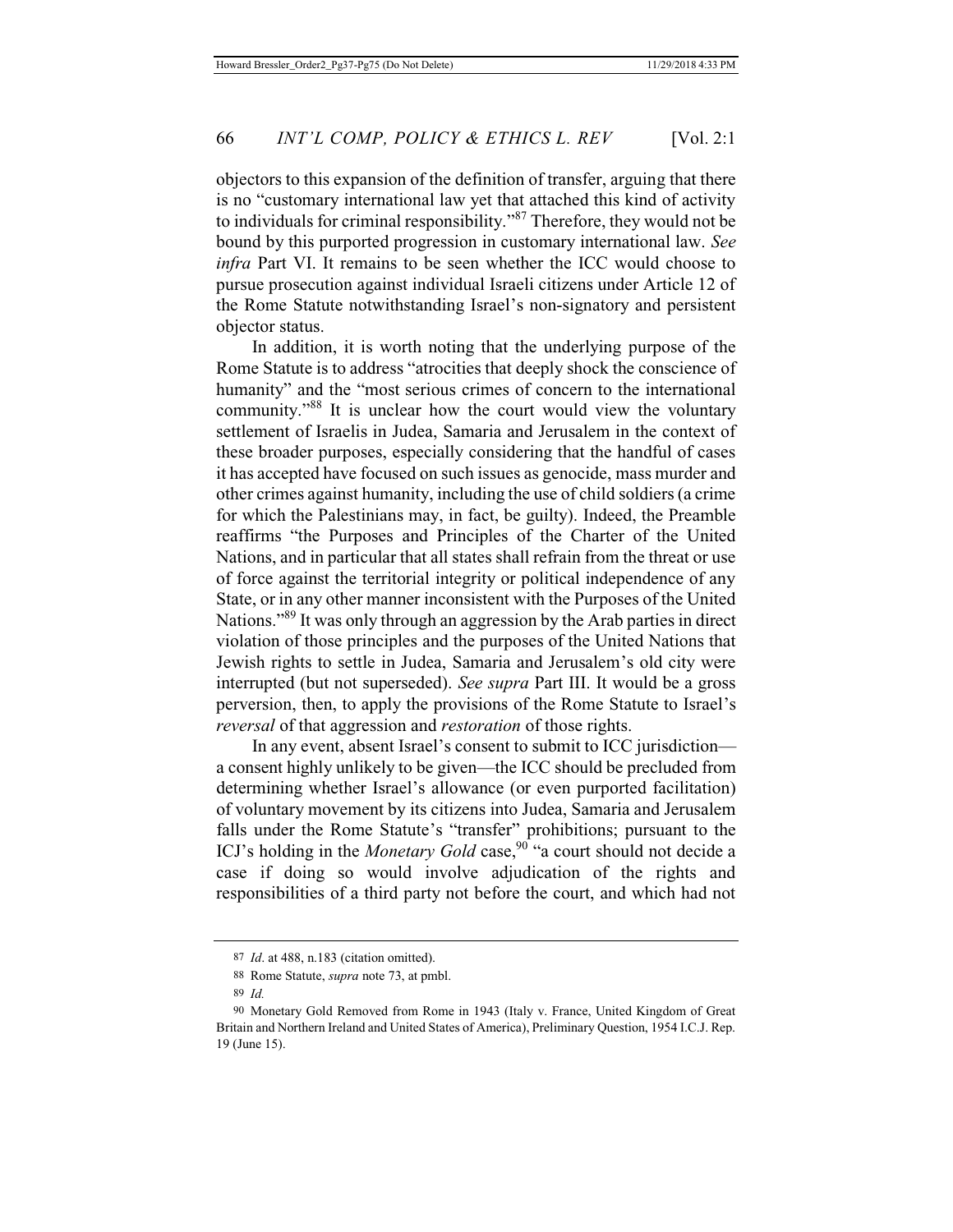objectors to this expansion of the definition of transfer, arguing that there is no "customary international law yet that attached this kind of activity to individuals for criminal responsibility."[87] Therefore, they would not be bound by this purported progression in customary international law. *See infra* Part VI. It remains to be seen whether the ICC would choose to pursue prosecution against individual Israeli citizens under Article 12 of the Rome Statute notwithstanding Israel's non-signatory and persistent objector status.

In addition, it is worth noting that the underlying purpose of the Rome Statute is to address "atrocities that deeply shock the conscience of humanity" and the "most serious crimes of concern to the international community."[88] It is unclear how the court would view the voluntary settlement of Israelis in Judea, Samaria and Jerusalem in the context of these broader purposes, especially considering that the handful of cases it has accepted have focused on such issues as genocide, mass murder and other crimes against humanity, including the use of child soldiers (a crime for which the Palestinians may, in fact, be guilty). Indeed, the Preamble reaffirms "the Purposes and Principles of the Charter of the United Nations, and in particular that all states shall refrain from the threat or use of force against the territorial integrity or political independence of any State, or in any other manner inconsistent with the Purposes of the United Nations."[89] It was only through an aggression by the Arab parties in direct violation of those principles and the purposes of the United Nations that Jewish rights to settle in Judea, Samaria and Jerusalem's old city were interrupted (but not superseded). *See supra* Part III. It would be a gross perversion, then, to apply the provisions of the Rome Statute to Israel's *reversal* of that aggression and *restoration* of those rights.

In any event, absent Israel's consent to submit to ICC jurisdiction—a consent highly unlikely to be given—the ICC should be precluded from determining whether Israel's allowance (or even purported facilitation) of voluntary movement by its citizens into Judea, Samaria and Jerusalem falls under the Rome Statute's "transfer" prohibitions; pursuant to the ICJ's holding in the *Monetary Gold* case,[90] "a court should not decide a case if doing so would involve adjudication of the rights and responsibilities of a third party not before the court, and which had not

---

87 *Id*. at 488, n.183 (citation omitted).

88 Rome Statute, *supra* note 73, at pmbl.

89 *Id.*

90 Monetary Gold Removed from Rome in 1943 (Italy v. France, United Kingdom of Great Britain and Northern Ireland and United States of America), Preliminary Question, 1954 I.C.J. Rep. 19 (June 15).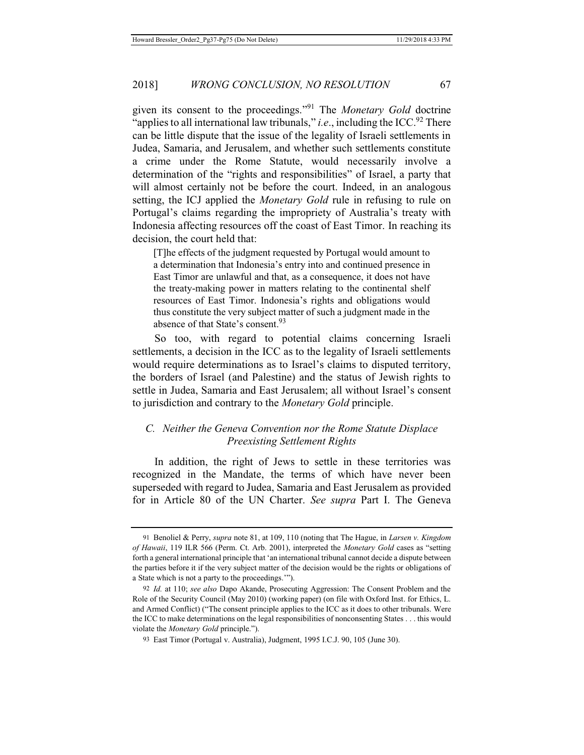given its consent to the proceedings."[91] The *Monetary Gold* doctrine "applies to all international law tribunals," *i.e*., including the ICC.[92] There can be little dispute that the issue of the legality of Israeli settlements in Judea, Samaria, and Jerusalem, and whether such settlements constitute a crime under the Rome Statute, would necessarily involve a determination of the "rights and responsibilities" of Israel, a party that will almost certainly not be before the court. Indeed, in an analogous setting, the ICJ applied the *Monetary Gold* rule in refusing to rule on Portugal's claims regarding the impropriety of Australia's treaty with Indonesia affecting resources off the coast of East Timor. In reaching its decision, the court held that:

> [T]he effects of the judgment requested by Portugal would amount to a determination that Indonesia's entry into and continued presence in East Timor are unlawful and that, as a consequence, it does not have the treaty-making power in matters relating to the continental shelf resources of East Timor. Indonesia's rights and obligations would thus constitute the very subject matter of such a judgment made in the absence of that State's consent.[93]

So too, with regard to potential claims concerning Israeli settlements, a decision in the ICC as to the legality of Israeli settlements would require determinations as to Israel's claims to disputed territory, the borders of Israel (and Palestine) and the status of Jewish rights to settle in Judea, Samaria and East Jerusalem; all without Israel's consent to jurisdiction and contrary to the *Monetary Gold* principle.

### *C. Neither the Geneva Convention nor the Rome Statute Displace Preexisting Settlement Rights*

In addition, the right of Jews to settle in these territories was recognized in the Mandate, the terms of which have never been superseded with regard to Judea, Samaria and East Jerusalem as provided for in Article 80 of the UN Charter. *See supra* Part I. The Geneva

---

91 Benoliel & Perry, *supra* note 81, at 109, 110 (noting that The Hague, in *Larsen v. Kingdom of Hawaii*, 119 ILR 566 (Perm. Ct. Arb. 2001), interpreted the *Monetary Gold* cases as "setting forth a general international principle that 'an international tribunal cannot decide a dispute between the parties before it if the very subject matter of the decision would be the rights or obligations of a State which is not a party to the proceedings.'").

92 *Id.* at 110; *see also* Dapo Akande, Prosecuting Aggression: The Consent Problem and the Role of the Security Council (May 2010) (working paper) (on file with Oxford Inst. for Ethics, L. and Armed Conflict) ("The consent principle applies to the ICC as it does to other tribunals. Were the ICC to make determinations on the legal responsibilities of nonconsenting States . . . this would violate the *Monetary Gold* principle.").

93 East Timor (Portugal v. Australia), Judgment, 1995 I.C.J. 90, 105 (June 30).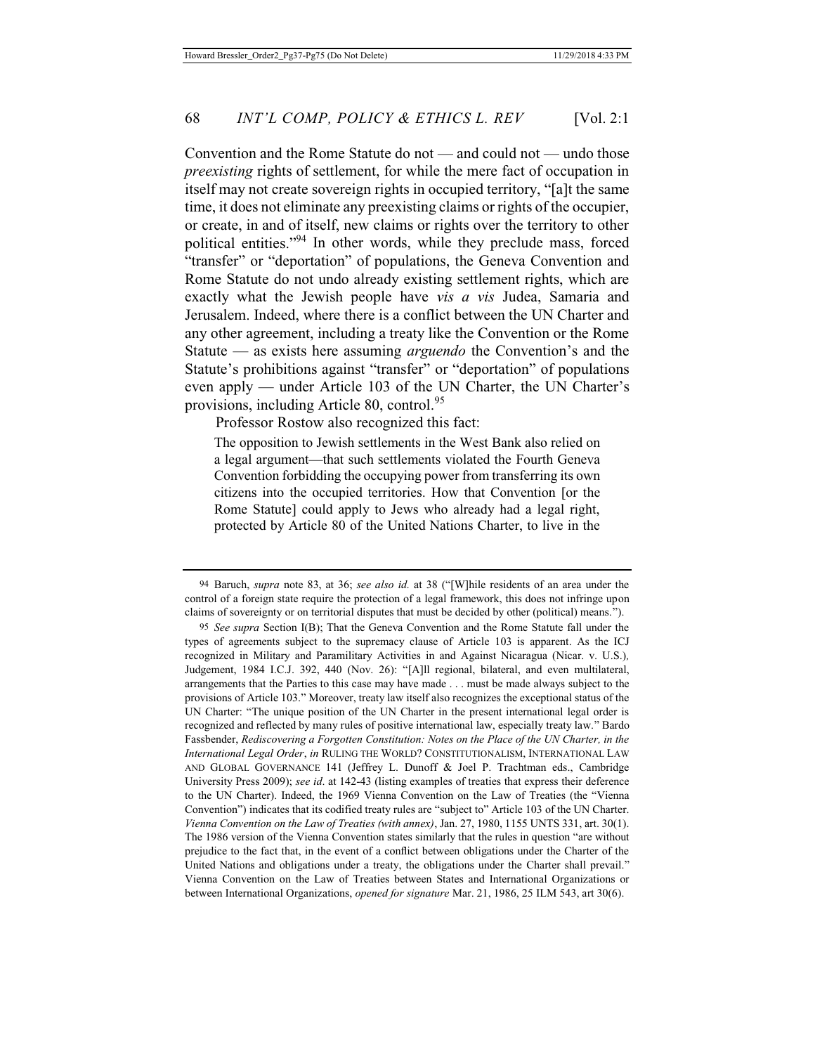Convention and the Rome Statute do not — and could not — undo those *preexisting* rights of settlement, for while the mere fact of occupation in itself may not create sovereign rights in occupied territory, "[a]t the same time, it does not eliminate any preexisting claims or rights of the occupier, or create, in and of itself, new claims or rights over the territory to other political entities."[94] In other words, while they preclude mass, forced "transfer" or "deportation" of populations, the Geneva Convention and Rome Statute do not undo already existing settlement rights, which are exactly what the Jewish people have *vis a vis* Judea, Samaria and Jerusalem. Indeed, where there is a conflict between the UN Charter and any other agreement, including a treaty like the Convention or the Rome Statute — as exists here assuming *arguendo* the Convention's and the Statute's prohibitions against "transfer" or "deportation" of populations even apply — under Article 103 of the UN Charter, the UN Charter's provisions, including Article 80, control.[95]

Professor Rostow also recognized this fact:

> The opposition to Jewish settlements in the West Bank also relied on a legal argument—that such settlements violated the Fourth Geneva Convention forbidding the occupying power from transferring its own citizens into the occupied territories. How that Convention [or the Rome Statute] could apply to Jews who already had a legal right, protected by Article 80 of the United Nations Charter, to live in the

---

94 Baruch, *supra* note 83, at 36; *see also id.* at 38 ("[W]hile residents of an area under the control of a foreign state require the protection of a legal framework, this does not infringe upon claims of sovereignty or on territorial disputes that must be decided by other (political) means.").

95 *See supra* Section I(B); That the Geneva Convention and the Rome Statute fall under the types of agreements subject to the supremacy clause of Article 103 is apparent. As the ICJ recognized in Military and Paramilitary Activities in and Against Nicaragua (Nicar. v. U.S.), Judgement, 1984 I.C.J. 392, 440 (Nov. 26): "[A]ll regional, bilateral, and even multilateral, arrangements that the Parties to this case may have made . . . must be made always subject to the provisions of Article 103." Moreover, treaty law itself also recognizes the exceptional status of the UN Charter: "The unique position of the UN Charter in the present international legal order is recognized and reflected by many rules of positive international law, especially treaty law." Bardo Fassbender, *Rediscovering a Forgotten Constitution: Notes on the Place of the UN Charter, in the International Legal Order*, *in* RULING THE WORLD? CONSTITUTIONALISM, INTERNATIONAL LAW AND GLOBAL GOVERNANCE 141 (Jeffrey L. Dunoff & Joel P. Trachtman eds., Cambridge University Press 2009); *see id*. at 142-43 (listing examples of treaties that express their deference to the UN Charter). Indeed, the 1969 Vienna Convention on the Law of Treaties (the "Vienna Convention") indicates that its codified treaty rules are "subject to" Article 103 of the UN Charter. *Vienna Convention on the Law of Treaties (with annex)*, Jan. 27, 1980, 1155 UNTS 331, art. 30(1). The 1986 version of the Vienna Convention states similarly that the rules in question "are without prejudice to the fact that, in the event of a conflict between obligations under the Charter of the United Nations and obligations under a treaty, the obligations under the Charter shall prevail." Vienna Convention on the Law of Treaties between States and International Organizations or between International Organizations, *opened for signature* Mar. 21, 1986, 25 ILM 543, art 30(6).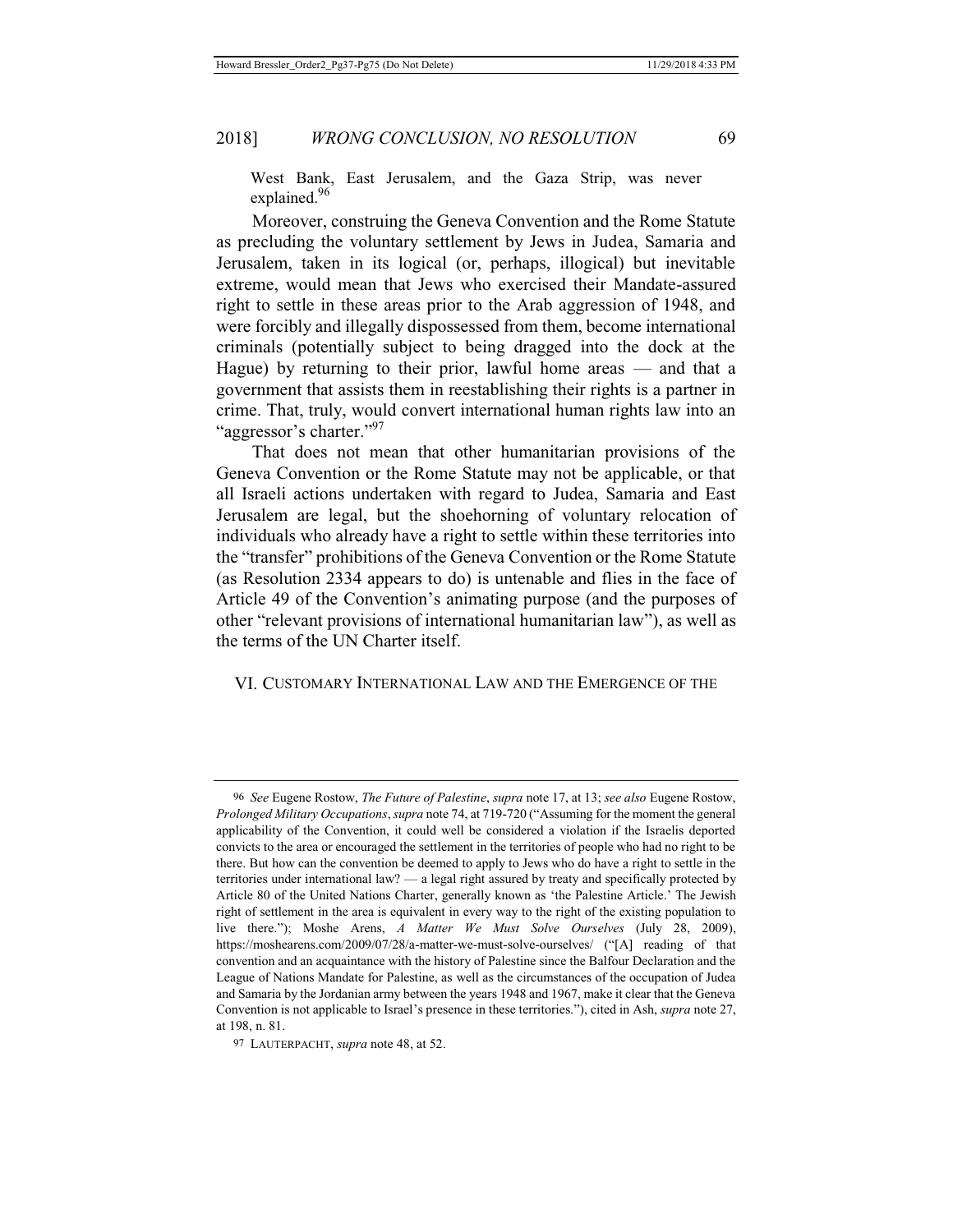West Bank, East Jerusalem, and the Gaza Strip, was never explained.[96]

Moreover, construing the Geneva Convention and the Rome Statute as precluding the voluntary settlement by Jews in Judea, Samaria and Jerusalem, taken in its logical (or, perhaps, illogical) but inevitable extreme, would mean that Jews who exercised their Mandate-assured right to settle in these areas prior to the Arab aggression of 1948, and were forcibly and illegally dispossessed from them, become international criminals (potentially subject to being dragged into the dock at the Hague) by returning to their prior, lawful home areas — and that a government that assists them in reestablishing their rights is a partner in crime. That, truly, would convert international human rights law into an "aggressor's charter."[97]

That does not mean that other humanitarian provisions of the Geneva Convention or the Rome Statute may not be applicable, or that all Israeli actions undertaken with regard to Judea, Samaria and East Jerusalem are legal, but the shoehorning of voluntary relocation of individuals who already have a right to settle within these territories into the "transfer" prohibitions of the Geneva Convention or the Rome Statute (as Resolution 2334 appears to do) is untenable and flies in the face of Article 49 of the Convention's animating purpose (and the purposes of other "relevant provisions of international humanitarian law"), as well as the terms of the UN Charter itself.

## VI. CUSTOMARY INTERNATIONAL LAW AND THE EMERGENCE OF THE

---

96 *See* Eugene Rostow, *The Future of Palestine*, *supra* note 17, at 13; *see also* Eugene Rostow, *Prolonged Military Occupations*, *supra* note 74, at 719-720 ("Assuming for the moment the general applicability of the Convention, it could well be considered a violation if the Israelis deported convicts to the area or encouraged the settlement in the territories of people who had no right to be there. But how can the convention be deemed to apply to Jews who do have a right to settle in the territories under international law? — a legal right assured by treaty and specifically protected by Article 80 of the United Nations Charter, generally known as 'the Palestine Article.' The Jewish right of settlement in the area is equivalent in every way to the right of the existing population to live there."); Moshe Arens, *A Matter We Must Solve Ourselves* (July 28, 2009), https://moshearens.com/2009/07/28/a-matter-we-must-solve-ourselves/ ("[A] reading of that convention and an acquaintance with the history of Palestine since the Balfour Declaration and the League of Nations Mandate for Palestine, as well as the circumstances of the occupation of Judea and Samaria by the Jordanian army between the years 1948 and 1967, make it clear that the Geneva Convention is not applicable to Israel's presence in these territories."), cited in Ash, *supra* note 27, at 198, n. 81.

97 LAUTERPACHT, *supra* note 48, at 52.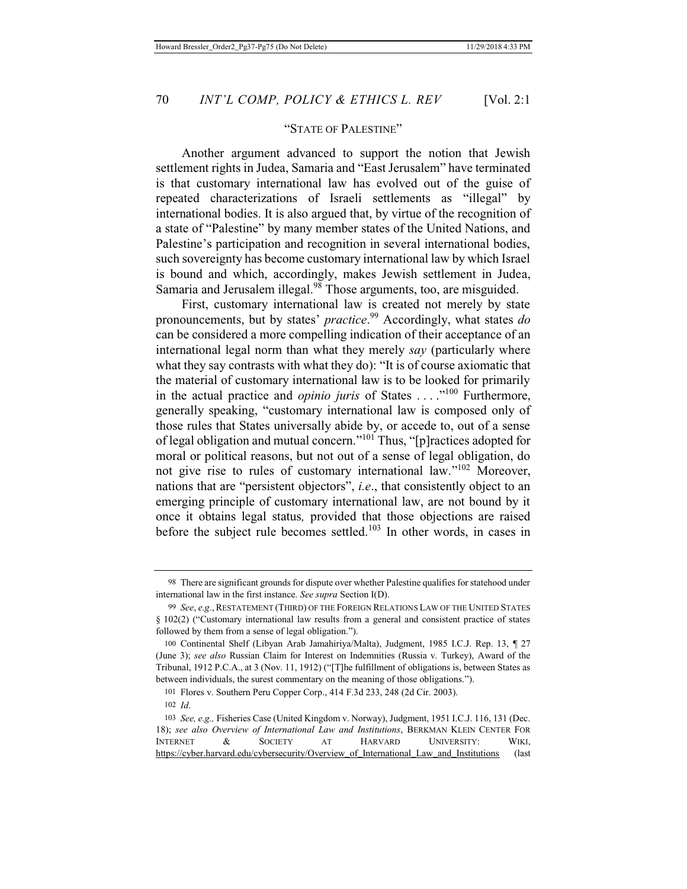### "STATE OF PALESTINE"

Another argument advanced to support the notion that Jewish settlement rights in Judea, Samaria and "East Jerusalem" have terminated is that customary international law has evolved out of the guise of repeated characterizations of Israeli settlements as "illegal" by international bodies. It is also argued that, by virtue of the recognition of a state of "Palestine" by many member states of the United Nations, and Palestine's participation and recognition in several international bodies, such sovereignty has become customary international law by which Israel is bound and which, accordingly, makes Jewish settlement in Judea, Samaria and Jerusalem illegal.[98] Those arguments, too, are misguided.

First, customary international law is created not merely by state pronouncements, but by states' *practice*.[99] Accordingly, what states *do* can be considered a more compelling indication of their acceptance of an international legal norm than what they merely *say* (particularly where what they say contrasts with what they do): "It is of course axiomatic that the material of customary international law is to be looked for primarily in the actual practice and *opinio juris* of States . . . ."[100] Furthermore, generally speaking, "customary international law is composed only of those rules that States universally abide by, or accede to, out of a sense of legal obligation and mutual concern."[101] Thus, "[p]ractices adopted for moral or political reasons, but not out of a sense of legal obligation, do not give rise to rules of customary international law."[102] Moreover, nations that are "persistent objectors", *i.e*., that consistently object to an emerging principle of customary international law, are not bound by it once it obtains legal status*,* provided that those objections are raised before the subject rule becomes settled.[103] In other words, in cases in

---

98 There are significant grounds for dispute over whether Palestine qualifies for statehood under international law in the first instance. *See supra* Section I(D).

99 *See*, *e.g.*, RESTATEMENT (THIRD) OF THE FOREIGN RELATIONS LAW OF THE UNITED STATES § 102(2) ("Customary international law results from a general and consistent practice of states followed by them from a sense of legal obligation.").

100 Continental Shelf (Libyan Arab Jamahiriya/Malta), Judgment, 1985 I.C.J. Rep. 13, ¶ 27 (June 3); *see also* Russian Claim for Interest on Indemnities (Russia v. Turkey), Award of the Tribunal, 1912 P.C.A., at 3 (Nov. 11, 1912) ("[T]he fulfillment of obligations is, between States as between individuals, the surest commentary on the meaning of those obligations.").

101 Flores v. Southern Peru Copper Corp., 414 F.3d 233, 248 (2d Cir. 2003).

102 *Id*.

103 *See, e.g.,* Fisheries Case (United Kingdom v. Norway), Judgment, 1951 I.C.J. 116, 131 (Dec. 18); *see also Overview of International Law and Institutions*, BERKMAN KLEIN CENTER FOR INTERNET & SOCIETY AT HARVARD UNIVERSITY: WIKI, https://cyber.harvard.edu/cybersecurity/Overview_of_International_Law_and_Institutions (last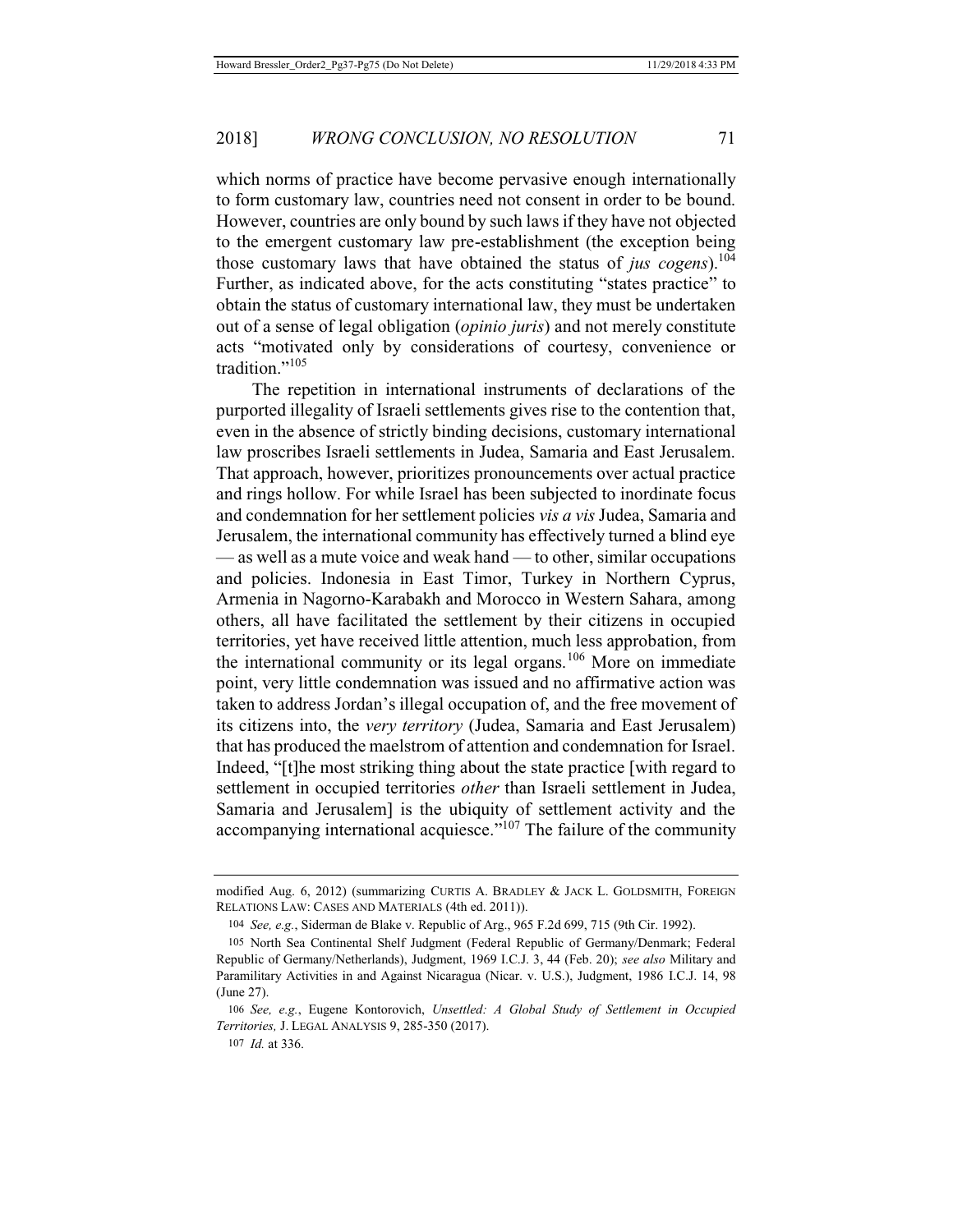which norms of practice have become pervasive enough internationally to form customary law, countries need not consent in order to be bound. However, countries are only bound by such laws if they have not objected to the emergent customary law pre-establishment (the exception being those customary laws that have obtained the status of *jus cogens*).[104] Further, as indicated above, for the acts constituting "states practice" to obtain the status of customary international law, they must be undertaken out of a sense of legal obligation (*opinio juris*) and not merely constitute acts "motivated only by considerations of courtesy, convenience or tradition."[105]

The repetition in international instruments of declarations of the purported illegality of Israeli settlements gives rise to the contention that, even in the absence of strictly binding decisions, customary international law proscribes Israeli settlements in Judea, Samaria and East Jerusalem. That approach, however, prioritizes pronouncements over actual practice and rings hollow. For while Israel has been subjected to inordinate focus and condemnation for her settlement policies *vis a vis* Judea, Samaria and Jerusalem, the international community has effectively turned a blind eye — as well as a mute voice and weak hand — to other, similar occupations and policies. Indonesia in East Timor, Turkey in Northern Cyprus, Armenia in Nagorno-Karabakh and Morocco in Western Sahara, among others, all have facilitated the settlement by their citizens in occupied territories, yet have received little attention, much less approbation, from the international community or its legal organs.[106] More on immediate point, very little condemnation was issued and no affirmative action was taken to address Jordan's illegal occupation of, and the free movement of its citizens into, the *very territory* (Judea, Samaria and East Jerusalem) that has produced the maelstrom of attention and condemnation for Israel. Indeed, "[t]he most striking thing about the state practice [with regard to settlement in occupied territories *other* than Israeli settlement in Judea, Samaria and Jerusalem] is the ubiquity of settlement activity and the accompanying international acquiesce."[107] The failure of the community

---

modified Aug. 6, 2012) (summarizing CURTIS A. BRADLEY & JACK L. GOLDSMITH, FOREIGN RELATIONS LAW: CASES AND MATERIALS (4th ed. 2011)).

104 *See, e.g.*, Siderman de Blake v. Republic of Arg., 965 F.2d 699, 715 (9th Cir. 1992).

105 North Sea Continental Shelf Judgment (Federal Republic of Germany/Denmark; Federal Republic of Germany/Netherlands), Judgment, 1969 I.C.J. 3, 44 (Feb. 20); *see also* Military and Paramilitary Activities in and Against Nicaragua (Nicar. v. U.S.), Judgment, 1986 I.C.J. 14, 98 (June 27).

106 *See, e.g.*, Eugene Kontorovich, *Unsettled: A Global Study of Settlement in Occupied Territories,* J. LEGAL ANALYSIS 9, 285-350 (2017).

107 *Id.* at 336.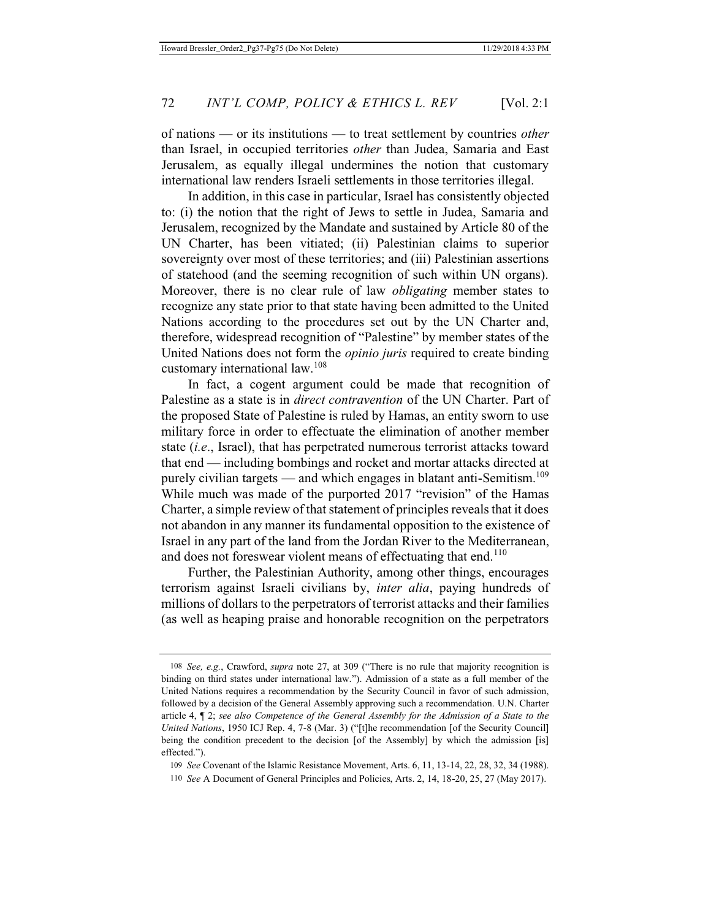of nations — or its institutions — to treat settlement by countries *other* than Israel, in occupied territories *other* than Judea, Samaria and East Jerusalem, as equally illegal undermines the notion that customary international law renders Israeli settlements in those territories illegal.

In addition, in this case in particular, Israel has consistently objected to: (i) the notion that the right of Jews to settle in Judea, Samaria and Jerusalem, recognized by the Mandate and sustained by Article 80 of the UN Charter, has been vitiated; (ii) Palestinian claims to superior sovereignty over most of these territories; and (iii) Palestinian assertions of statehood (and the seeming recognition of such within UN organs). Moreover, there is no clear rule of law *obligating* member states to recognize any state prior to that state having been admitted to the United Nations according to the procedures set out by the UN Charter and, therefore, widespread recognition of "Palestine" by member states of the United Nations does not form the *opinio juris* required to create binding customary international law.[108]

In fact, a cogent argument could be made that recognition of Palestine as a state is in *direct contravention* of the UN Charter. Part of the proposed State of Palestine is ruled by Hamas, an entity sworn to use military force in order to effectuate the elimination of another member state (*i.e*., Israel), that has perpetrated numerous terrorist attacks toward that end — including bombings and rocket and mortar attacks directed at purely civilian targets — and which engages in blatant anti-Semitism.[109] While much was made of the purported 2017 "revision" of the Hamas Charter, a simple review of that statement of principles reveals that it does not abandon in any manner its fundamental opposition to the existence of Israel in any part of the land from the Jordan River to the Mediterranean, and does not foreswear violent means of effectuating that end.[110]

Further, the Palestinian Authority, among other things, encourages terrorism against Israeli civilians by, *inter alia*, paying hundreds of millions of dollars to the perpetrators of terrorist attacks and their families (as well as heaping praise and honorable recognition on the perpetrators

---

108 *See, e.g.*, Crawford, *supra* note 27, at 309 ("There is no rule that majority recognition is binding on third states under international law."). Admission of a state as a full member of the United Nations requires a recommendation by the Security Council in favor of such admission, followed by a decision of the General Assembly approving such a recommendation. U.N. Charter article 4, ¶ 2; *see also Competence of the General Assembly for the Admission of a State to the United Nations*, 1950 ICJ Rep. 4, 7-8 (Mar. 3) ("[t]he recommendation [of the Security Council] being the condition precedent to the decision [of the Assembly] by which the admission [is] effected.").

109 *See* Covenant of the Islamic Resistance Movement, Arts. 6, 11, 13-14, 22, 28, 32, 34 (1988).

110 *See* A Document of General Principles and Policies, Arts. 2, 14, 18-20, 25, 27 (May 2017).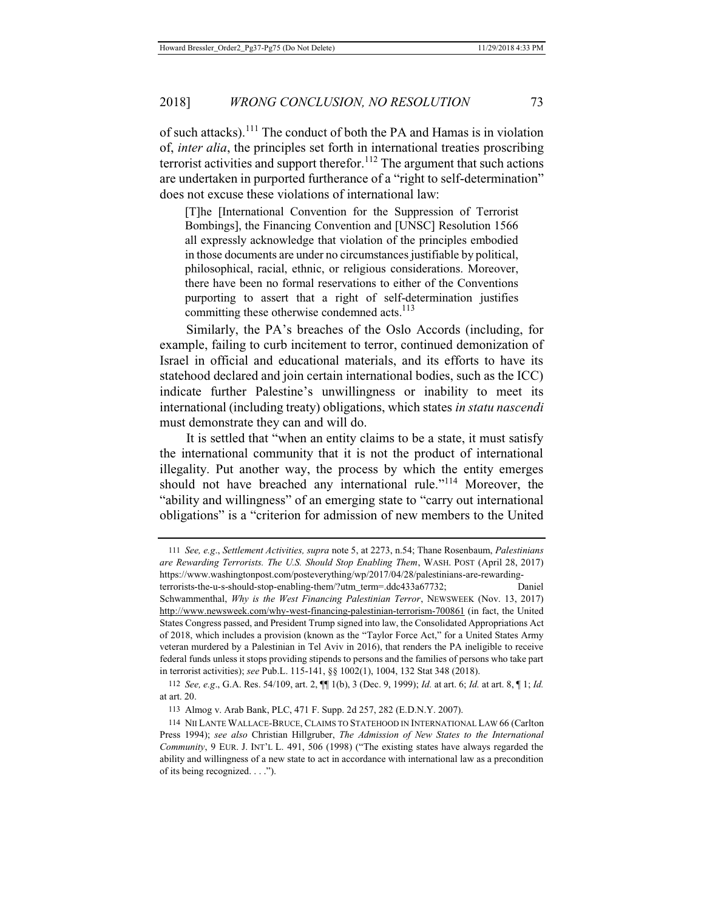of such attacks).[111] The conduct of both the PA and Hamas is in violation of, *inter alia*, the principles set forth in international treaties proscribing terrorist activities and support therefor.[112] The argument that such actions are undertaken in purported furtherance of a "right to self-determination" does not excuse these violations of international law:

> [T]he [International Convention for the Suppression of Terrorist Bombings], the Financing Convention and [UNSC] Resolution 1566 all expressly acknowledge that violation of the principles embodied in those documents are under no circumstances justifiable by political, philosophical, racial, ethnic, or religious considerations. Moreover, there have been no formal reservations to either of the Conventions purporting to assert that a right of self-determination justifies committing these otherwise condemned acts.[113]

Similarly, the PA's breaches of the Oslo Accords (including, for example, failing to curb incitement to terror, continued demonization of Israel in official and educational materials, and its efforts to have its statehood declared and join certain international bodies, such as the ICC) indicate further Palestine's unwillingness or inability to meet its international (including treaty) obligations, which states *in statu nascendi* must demonstrate they can and will do.

It is settled that "when an entity claims to be a state, it must satisfy the international community that it is not the product of international illegality. Put another way, the process by which the entity emerges should not have breached any international rule."[114] Moreover, the "ability and willingness" of an emerging state to "carry out international obligations" is a "criterion for admission of new members to the United

---

111 *See, e.g.*, *Settlement Activities, supra* note 5, at 2273, n.54; Thane Rosenbaum, *Palestinians are Rewarding Terrorists. The U.S. Should Stop Enabling Them*, WASH. POST (April 28, 2017) https://www.washingtonpost.com/posteverything/wp/2017/04/28/palestinians-are-rewarding-terrorists-the-u-s-should-stop-enabling-them/?utm_term=.ddc433a67732; Daniel Schwammenthal, *Why is the West Financing Palestinian Terror*, NEWSWEEK (Nov. 13, 2017) http://www.newsweek.com/why-west-financing-palestinian-terrorism-700861 (in fact, the United States Congress passed, and President Trump signed into law, the Consolidated Appropriations Act of 2018, which includes a provision (known as the "Taylor Force Act," for a United States Army veteran murdered by a Palestinian in Tel Aviv in 2016), that renders the PA ineligible to receive federal funds unless it stops providing stipends to persons and the families of persons who take part in terrorist activities); *see* Pub.L. 115-141, §§ 1002(1), 1004, 132 Stat 348 (2018).

112 *See, e.g*., G.A. Res. 54/109, art. 2, ¶¶ 1(b), 3 (Dec. 9, 1999); *Id.* at art. 6; *Id.* at art. 8, ¶ 1; *Id.* at art. 20.

113 Almog v. Arab Bank, PLC, 471 F. Supp. 2d 257, 282 (E.D.N.Y. 2007).

114 NII LANTE WALLACE-BRUCE, CLAIMS TO STATEHOOD IN INTERNATIONAL LAW 66 (Carlton Press 1994); *see also* Christian Hillgruber, *The Admission of New States to the International Community*, 9 EUR. J. INT'L L. 491, 506 (1998) ("The existing states have always regarded the ability and willingness of a new state to act in accordance with international law as a precondition of its being recognized. . . .").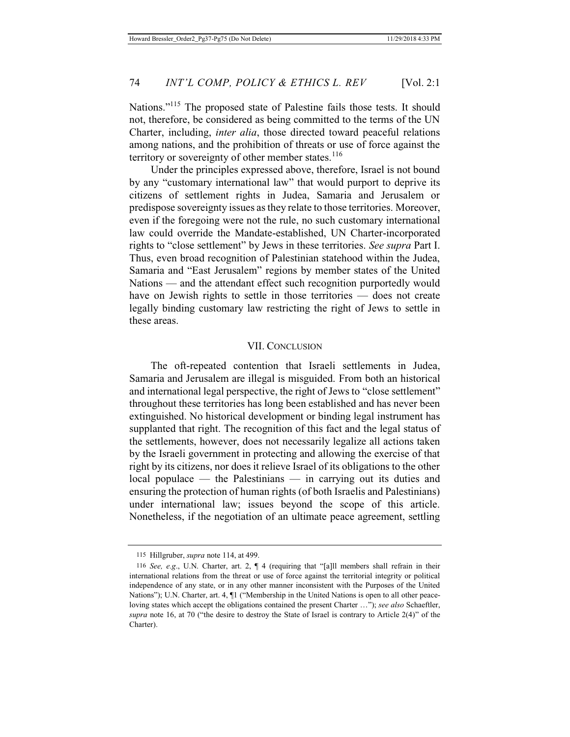Nations."[115] The proposed state of Palestine fails those tests. It should not, therefore, be considered as being committed to the terms of the UN Charter, including, *inter alia*, those directed toward peaceful relations among nations, and the prohibition of threats or use of force against the territory or sovereignty of other member states.[116]

Under the principles expressed above, therefore, Israel is not bound by any "customary international law" that would purport to deprive its citizens of settlement rights in Judea, Samaria and Jerusalem or predispose sovereignty issues as they relate to those territories. Moreover, even if the foregoing were not the rule, no such customary international law could override the Mandate-established, UN Charter-incorporated rights to "close settlement" by Jews in these territories. *See supra* Part I. Thus, even broad recognition of Palestinian statehood within the Judea, Samaria and "East Jerusalem" regions by member states of the United Nations — and the attendant effect such recognition purportedly would have on Jewish rights to settle in those territories — does not create legally binding customary law restricting the right of Jews to settle in these areas.

## VII. Conclusion

The oft-repeated contention that Israeli settlements in Judea, Samaria and Jerusalem are illegal is misguided. From both an historical and international legal perspective, the right of Jews to "close settlement" throughout these territories has long been established and has never been extinguished. No historical development or binding legal instrument has supplanted that right. The recognition of this fact and the legal status of the settlements, however, does not necessarily legalize all actions taken by the Israeli government in protecting and allowing the exercise of that right by its citizens, nor does it relieve Israel of its obligations to the other local populace — the Palestinians — in carrying out its duties and ensuring the protection of human rights (of both Israelis and Palestinians) under international law; issues beyond the scope of this article. Nonetheless, if the negotiation of an ultimate peace agreement, settling

---

115 Hillgruber, *supra* note 114, at 499.

116 *See, e.g*., U.N. Charter, art. 2, ¶ 4 (requiring that "[a]ll members shall refrain in their international relations from the threat or use of force against the territorial integrity or political independence of any state, or in any other manner inconsistent with the Purposes of the United Nations"); U.N. Charter, art. 4, ¶1 ("Membership in the United Nations is open to all other peace-loving states which accept the obligations contained the present Charter …"); *see also* Schaeftler, *supra* note 16, at 70 ("the desire to destroy the State of Israel is contrary to Article 2(4)" of the Charter).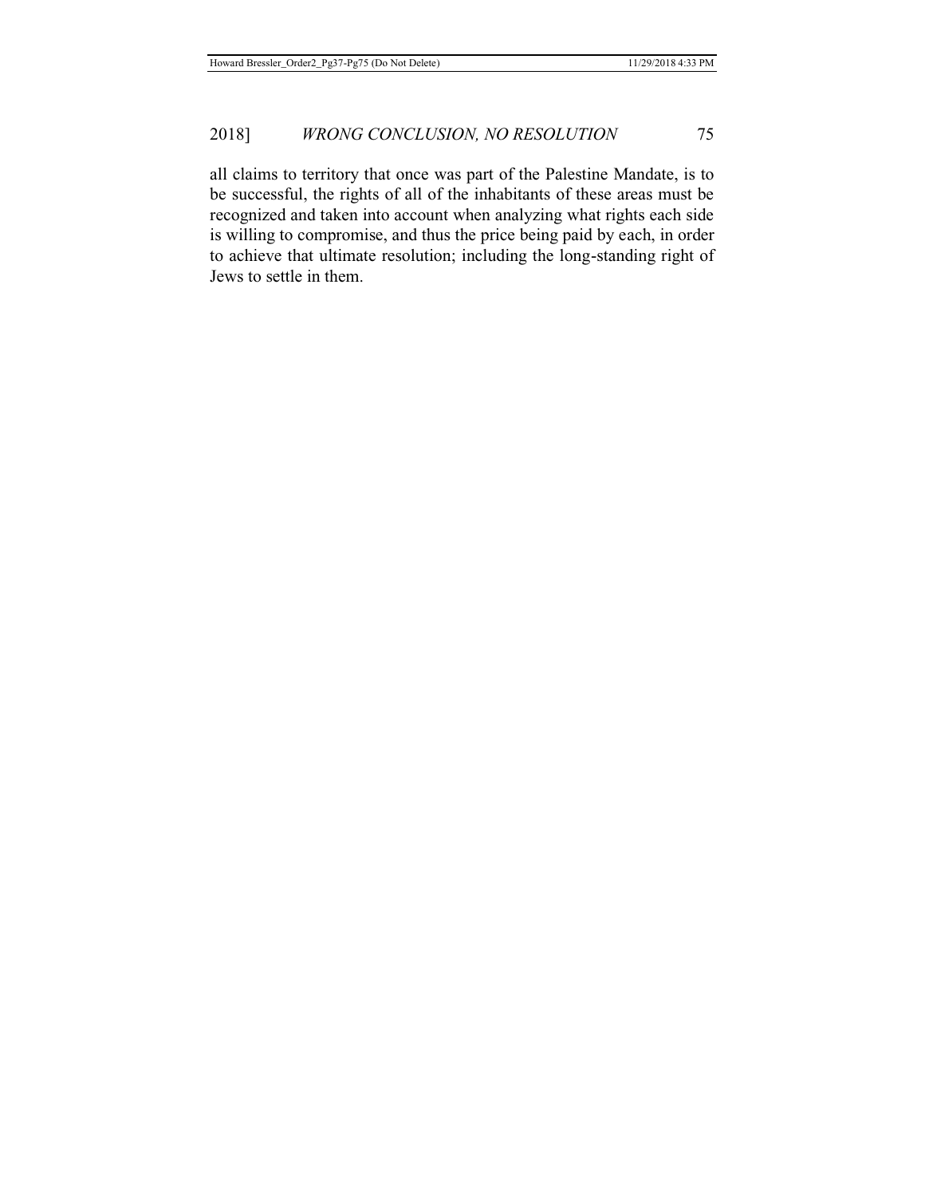all claims to territory that once was part of the Palestine Mandate, is to be successful, the rights of all of the inhabitants of these areas must be recognized and taken into account when analyzing what rights each side is willing to compromise, and thus the price being paid by each, in order to achieve that ultimate resolution; including the long-standing right of Jews to settle in them.